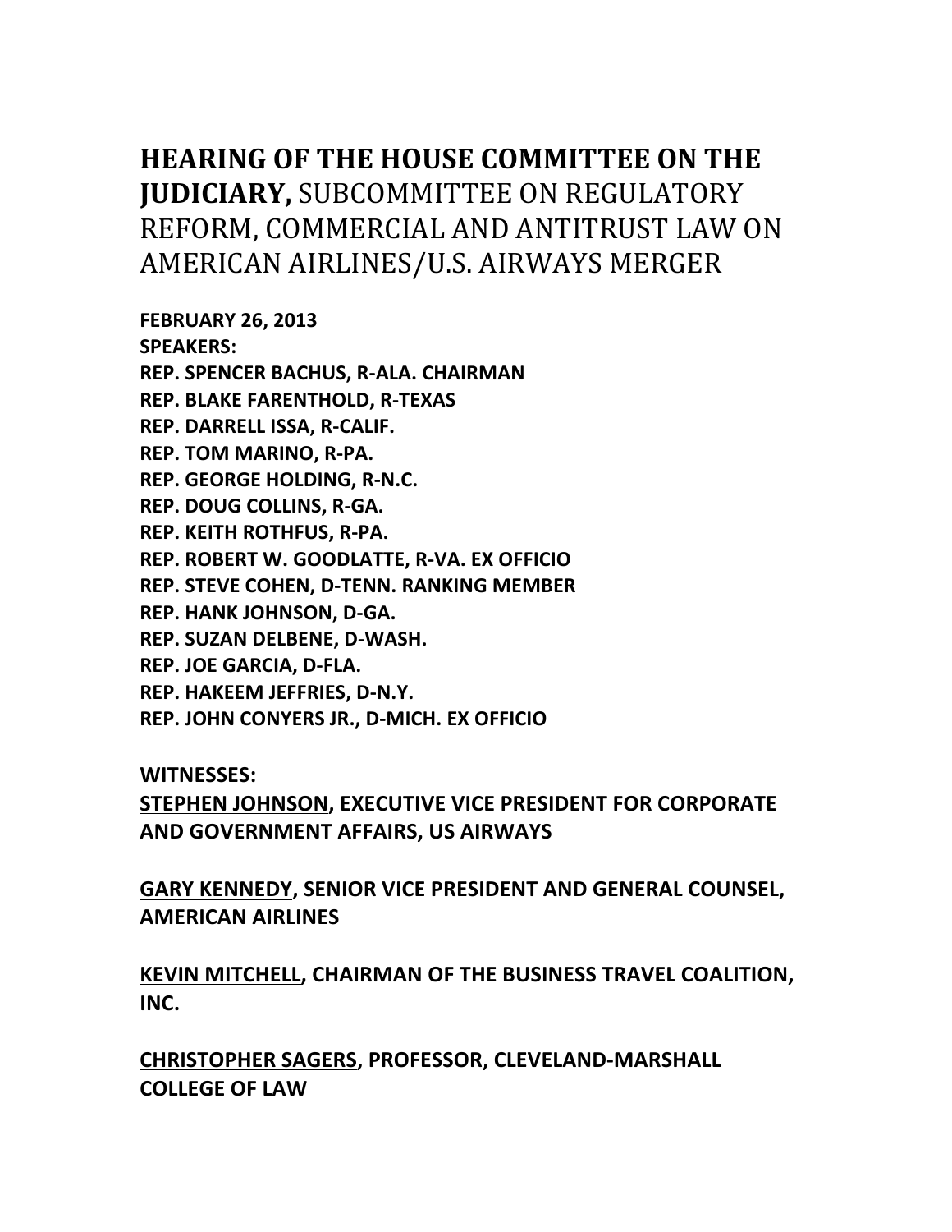# **HEARING OF THE HOUSE COMMITTEE ON THE JUDICIARY,** SUBCOMMITTEE ON REGULATORY REFORM, COMMERCIAL AND ANTITRUST LAW ON AMERICAN AIRLINES/U.S. AIRWAYS MERGER

**FEBRUARY 26, 2013**
**SPEAKERS:**
**REP. SPENCER BACHUS, R-ALA. CHAIRMAN**
**REP. BLAKE FARENTHOLD, R-TEXAS**
**REP. DARRELL ISSA, R-CALIF.**
**REP. TOM MARINO, R-PA.**
**REP. GEORGE HOLDING, R-N.C.**
**REP. DOUG COLLINS, R-GA.**
**REP. KEITH ROTHFUS, R-PA.**
**REP. ROBERT W. GOODLATTE, R-VA. EX OFFICIO**
**REP. STEVE COHEN, D-TENN. RANKING MEMBER**
**REP. HANK JOHNSON, D-GA.**
**REP. SUZAN DELBENE, D-WASH.**
**REP. JOE GARCIA, D-FLA.**
**REP. HAKEEM JEFFRIES, D-N.Y.**
**REP. JOHN CONYERS JR., D-MICH. EX OFFICIO**

**WITNESSES:**

**STEPHEN JOHNSON, EXECUTIVE VICE PRESIDENT FOR CORPORATE AND GOVERNMENT AFFAIRS, US AIRWAYS**

**GARY KENNEDY, SENIOR VICE PRESIDENT AND GENERAL COUNSEL, AMERICAN AIRLINES**

**KEVIN MITCHELL, CHAIRMAN OF THE BUSINESS TRAVEL COALITION, INC.**

**CHRISTOPHER SAGERS, PROFESSOR, CLEVELAND-MARSHALL COLLEGE OF LAW**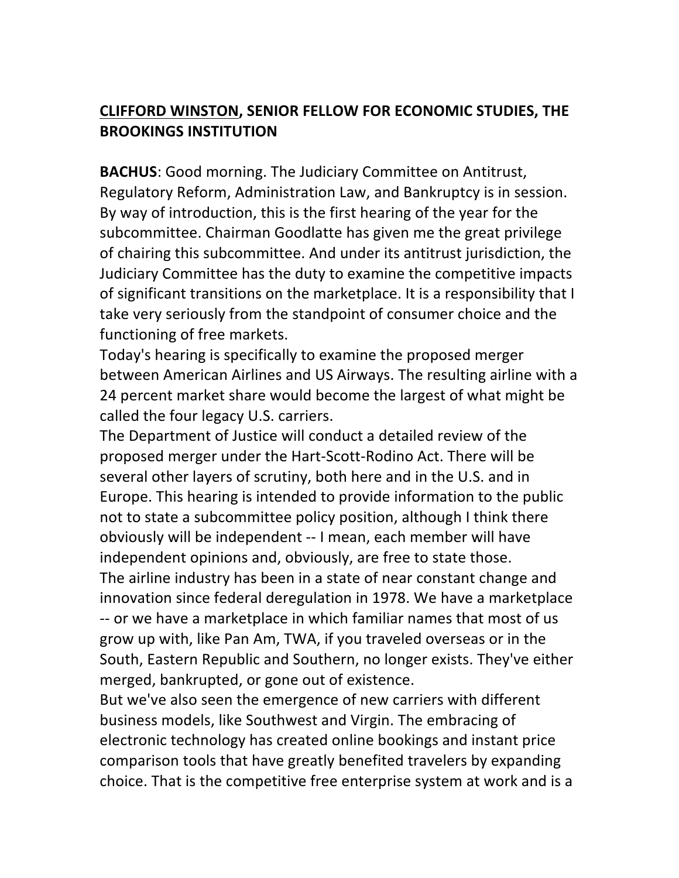**<u>CLIFFORD WINSTON</u>, SENIOR FELLOW FOR ECONOMIC STUDIES, THE BROOKINGS INSTITUTION**

**BACHUS**: Good morning. The Judiciary Committee on Antitrust, Regulatory Reform, Administration Law, and Bankruptcy is in session. By way of introduction, this is the first hearing of the year for the subcommittee. Chairman Goodlatte has given me the great privilege of chairing this subcommittee. And under its antitrust jurisdiction, the Judiciary Committee has the duty to examine the competitive impacts of significant transitions on the marketplace. It is a responsibility that I take very seriously from the standpoint of consumer choice and the functioning of free markets.

Today's hearing is specifically to examine the proposed merger between American Airlines and US Airways. The resulting airline with a 24 percent market share would become the largest of what might be called the four legacy U.S. carriers.

The Department of Justice will conduct a detailed review of the proposed merger under the Hart-Scott-Rodino Act. There will be several other layers of scrutiny, both here and in the U.S. and in Europe. This hearing is intended to provide information to the public not to state a subcommittee policy position, although I think there obviously will be independent -- I mean, each member will have independent opinions and, obviously, are free to state those.

The airline industry has been in a state of near constant change and innovation since federal deregulation in 1978. We have a marketplace -- or we have a marketplace in which familiar names that most of us grow up with, like Pan Am, TWA, if you traveled overseas or in the South, Eastern Republic and Southern, no longer exists. They've either merged, bankrupted, or gone out of existence.

But we've also seen the emergence of new carriers with different business models, like Southwest and Virgin. The embracing of electronic technology has created online bookings and instant price comparison tools that have greatly benefited travelers by expanding choice. That is the competitive free enterprise system at work and is a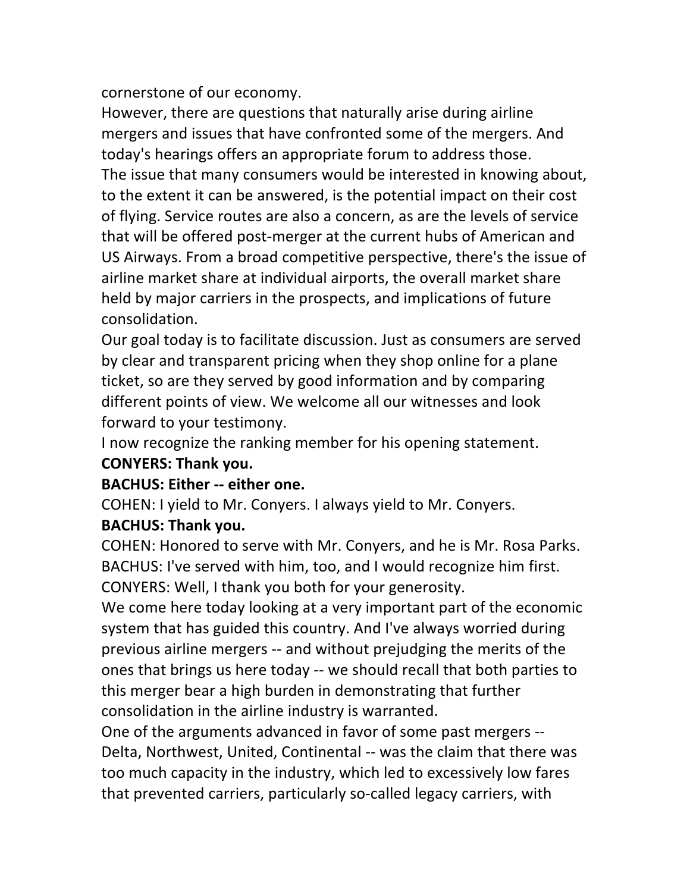cornerstone of our economy.

However, there are questions that naturally arise during airline mergers and issues that have confronted some of the mergers. And today's hearings offers an appropriate forum to address those.

The issue that many consumers would be interested in knowing about, to the extent it can be answered, is the potential impact on their cost of flying. Service routes are also a concern, as are the levels of service that will be offered post-merger at the current hubs of American and US Airways. From a broad competitive perspective, there's the issue of airline market share at individual airports, the overall market share held by major carriers in the prospects, and implications of future consolidation.

Our goal today is to facilitate discussion. Just as consumers are served by clear and transparent pricing when they shop online for a plane ticket, so are they served by good information and by comparing different points of view. We welcome all our witnesses and look forward to your testimony.

I now recognize the ranking member for his opening statement.

**CONYERS: Thank you.**

**BACHUS: Either -- either one.**

COHEN: I yield to Mr. Conyers. I always yield to Mr. Conyers.

**BACHUS: Thank you.**

COHEN: Honored to serve with Mr. Conyers, and he is Mr. Rosa Parks.

BACHUS: I've served with him, too, and I would recognize him first.

CONYERS: Well, I thank you both for your generosity.

We come here today looking at a very important part of the economic system that has guided this country. And I've always worried during previous airline mergers -- and without prejudging the merits of the ones that brings us here today -- we should recall that both parties to this merger bear a high burden in demonstrating that further consolidation in the airline industry is warranted.

One of the arguments advanced in favor of some past mergers -- Delta, Northwest, United, Continental -- was the claim that there was too much capacity in the industry, which led to excessively low fares that prevented carriers, particularly so-called legacy carriers, with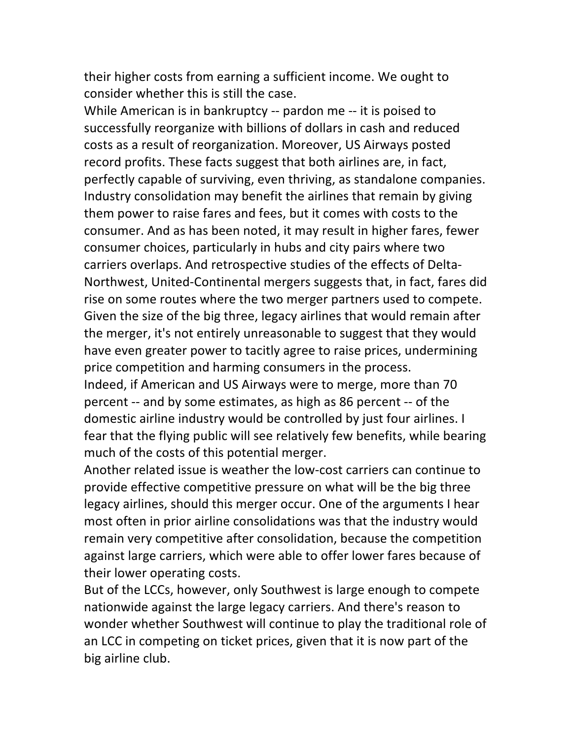their higher costs from earning a sufficient income. We ought to consider whether this is still the case.

While American is in bankruptcy -- pardon me -- it is poised to successfully reorganize with billions of dollars in cash and reduced costs as a result of reorganization. Moreover, US Airways posted record profits. These facts suggest that both airlines are, in fact, perfectly capable of surviving, even thriving, as standalone companies. Industry consolidation may benefit the airlines that remain by giving them power to raise fares and fees, but it comes with costs to the consumer. And as has been noted, it may result in higher fares, fewer consumer choices, particularly in hubs and city pairs where two carriers overlaps. And retrospective studies of the effects of Delta-Northwest, United-Continental mergers suggests that, in fact, fares did rise on some routes where the two merger partners used to compete. Given the size of the big three, legacy airlines that would remain after the merger, it's not entirely unreasonable to suggest that they would have even greater power to tacitly agree to raise prices, undermining price competition and harming consumers in the process.

Indeed, if American and US Airways were to merge, more than 70 percent -- and by some estimates, as high as 86 percent -- of the domestic airline industry would be controlled by just four airlines. I fear that the flying public will see relatively few benefits, while bearing much of the costs of this potential merger.

Another related issue is weather the low-cost carriers can continue to provide effective competitive pressure on what will be the big three legacy airlines, should this merger occur. One of the arguments I hear most often in prior airline consolidations was that the industry would remain very competitive after consolidation, because the competition against large carriers, which were able to offer lower fares because of their lower operating costs.

But of the LCCs, however, only Southwest is large enough to compete nationwide against the large legacy carriers. And there's reason to wonder whether Southwest will continue to play the traditional role of an LCC in competing on ticket prices, given that it is now part of the big airline club.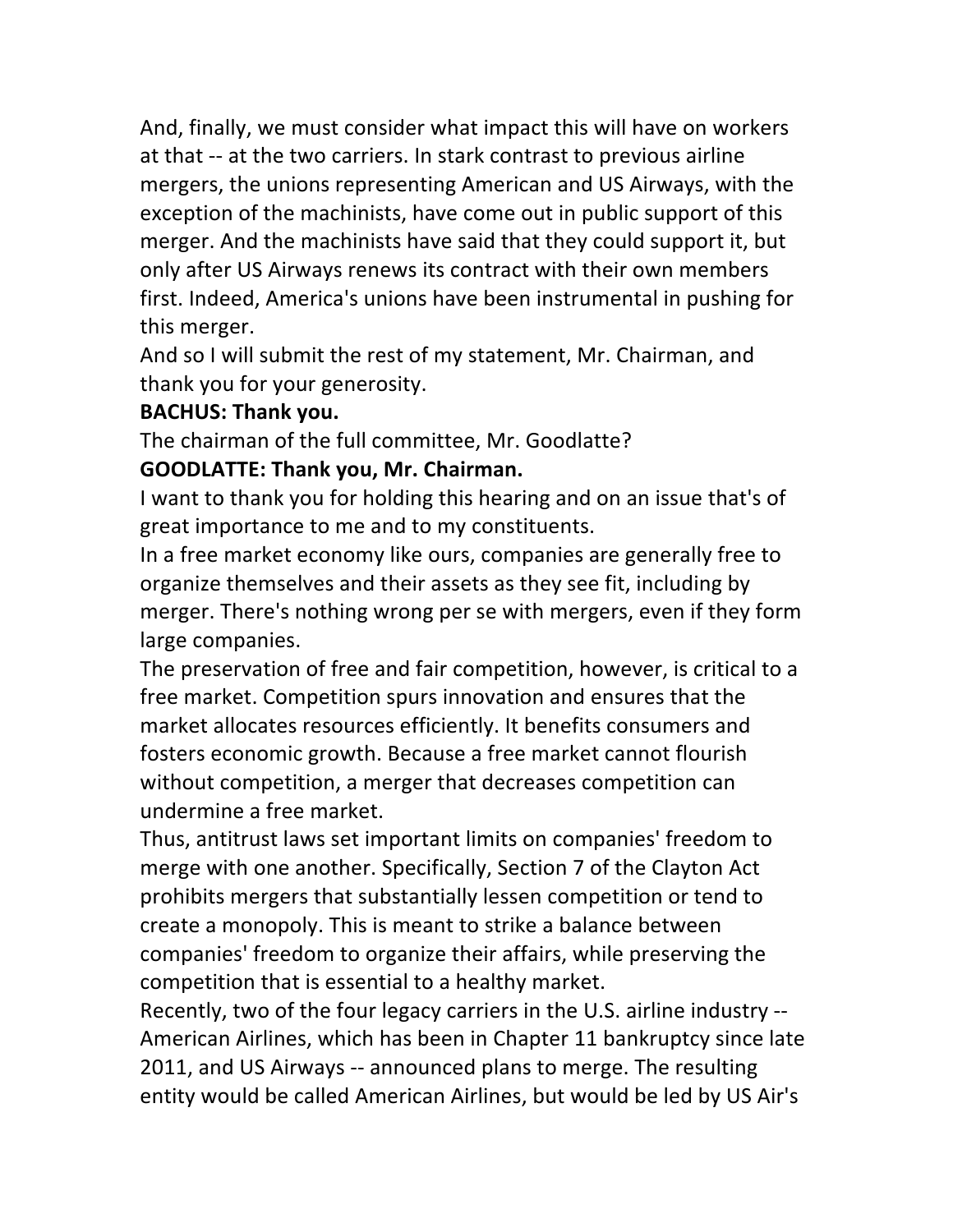And, finally, we must consider what impact this will have on workers at that -- at the two carriers. In stark contrast to previous airline mergers, the unions representing American and US Airways, with the exception of the machinists, have come out in public support of this merger. And the machinists have said that they could support it, but only after US Airways renews its contract with their own members first. Indeed, America's unions have been instrumental in pushing for this merger.

And so I will submit the rest of my statement, Mr. Chairman, and thank you for your generosity.

**BACHUS: Thank you.**

The chairman of the full committee, Mr. Goodlatte?

**GOODLATTE: Thank you, Mr. Chairman.**

I want to thank you for holding this hearing and on an issue that's of great importance to me and to my constituents.

In a free market economy like ours, companies are generally free to organize themselves and their assets as they see fit, including by merger. There's nothing wrong per se with mergers, even if they form large companies.

The preservation of free and fair competition, however, is critical to a free market. Competition spurs innovation and ensures that the market allocates resources efficiently. It benefits consumers and fosters economic growth. Because a free market cannot flourish without competition, a merger that decreases competition can undermine a free market.

Thus, antitrust laws set important limits on companies' freedom to merge with one another. Specifically, Section 7 of the Clayton Act prohibits mergers that substantially lessen competition or tend to create a monopoly. This is meant to strike a balance between companies' freedom to organize their affairs, while preserving the competition that is essential to a healthy market.

Recently, two of the four legacy carriers in the U.S. airline industry -- American Airlines, which has been in Chapter 11 bankruptcy since late 2011, and US Airways -- announced plans to merge. The resulting entity would be called American Airlines, but would be led by US Air's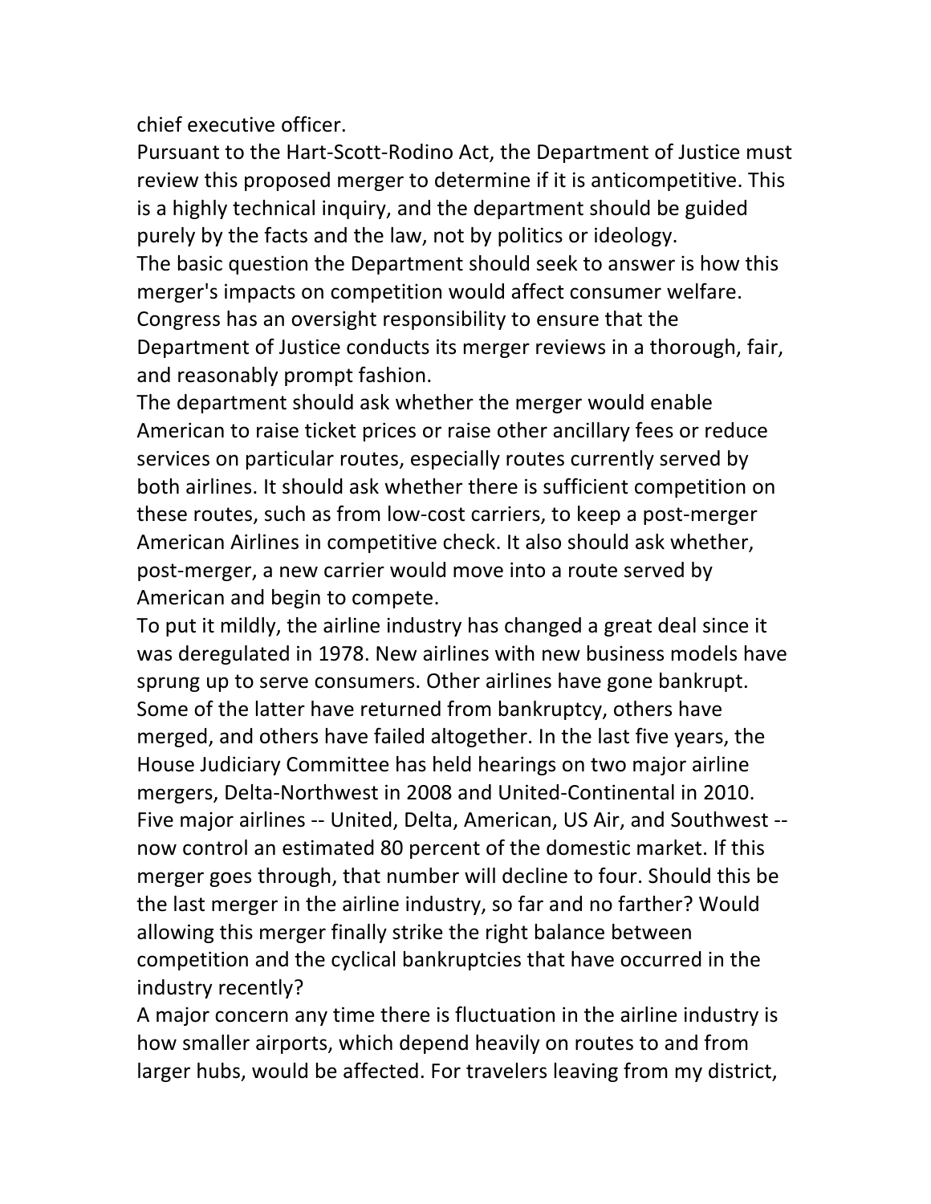chief executive officer.

Pursuant to the Hart-Scott-Rodino Act, the Department of Justice must review this proposed merger to determine if it is anticompetitive. This is a highly technical inquiry, and the department should be guided purely by the facts and the law, not by politics or ideology.

The basic question the Department should seek to answer is how this merger's impacts on competition would affect consumer welfare.

Congress has an oversight responsibility to ensure that the Department of Justice conducts its merger reviews in a thorough, fair, and reasonably prompt fashion.

The department should ask whether the merger would enable American to raise ticket prices or raise other ancillary fees or reduce services on particular routes, especially routes currently served by both airlines. It should ask whether there is sufficient competition on these routes, such as from low-cost carriers, to keep a post-merger American Airlines in competitive check. It also should ask whether, post-merger, a new carrier would move into a route served by American and begin to compete.

To put it mildly, the airline industry has changed a great deal since it was deregulated in 1978. New airlines with new business models have sprung up to serve consumers. Other airlines have gone bankrupt. Some of the latter have returned from bankruptcy, others have merged, and others have failed altogether. In the last five years, the House Judiciary Committee has held hearings on two major airline mergers, Delta-Northwest in 2008 and United-Continental in 2010. Five major airlines -- United, Delta, American, US Air, and Southwest -- now control an estimated 80 percent of the domestic market. If this merger goes through, that number will decline to four. Should this be the last merger in the airline industry, so far and no farther? Would allowing this merger finally strike the right balance between competition and the cyclical bankruptcies that have occurred in the industry recently?

A major concern any time there is fluctuation in the airline industry is how smaller airports, which depend heavily on routes to and from larger hubs, would be affected. For travelers leaving from my district,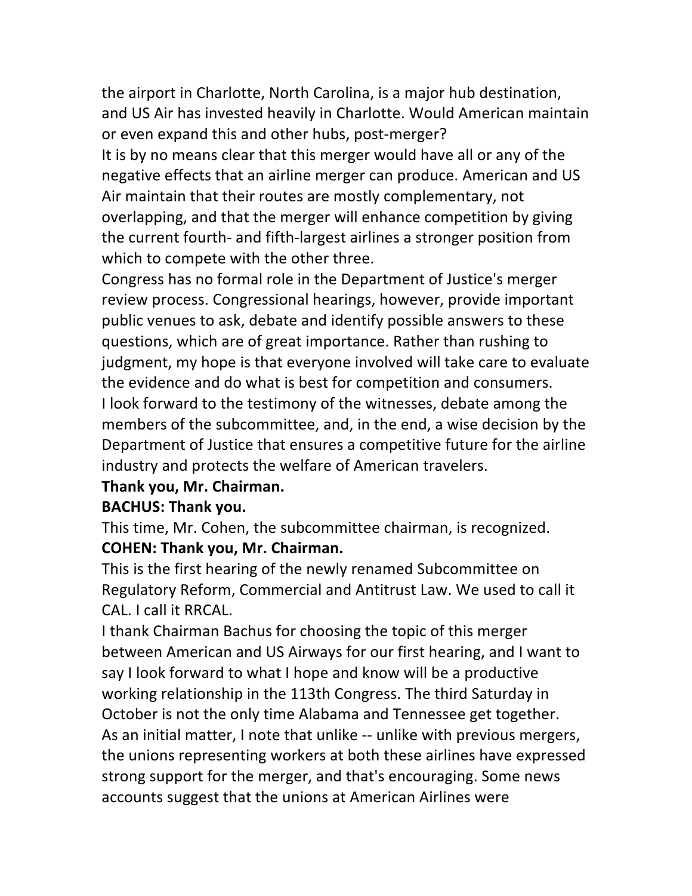the airport in Charlotte, North Carolina, is a major hub destination, and US Air has invested heavily in Charlotte. Would American maintain or even expand this and other hubs, post-merger?

It is by no means clear that this merger would have all or any of the negative effects that an airline merger can produce. American and US Air maintain that their routes are mostly complementary, not overlapping, and that the merger will enhance competition by giving the current fourth- and fifth-largest airlines a stronger position from which to compete with the other three.

Congress has no formal role in the Department of Justice's merger review process. Congressional hearings, however, provide important public venues to ask, debate and identify possible answers to these questions, which are of great importance. Rather than rushing to judgment, my hope is that everyone involved will take care to evaluate the evidence and do what is best for competition and consumers.

I look forward to the testimony of the witnesses, debate among the members of the subcommittee, and, in the end, a wise decision by the Department of Justice that ensures a competitive future for the airline industry and protects the welfare of American travelers.

**Thank you, Mr. Chairman.**

**BACHUS: Thank you.**

This time, Mr. Cohen, the subcommittee chairman, is recognized.

**COHEN: Thank you, Mr. Chairman.**

This is the first hearing of the newly renamed Subcommittee on Regulatory Reform, Commercial and Antitrust Law. We used to call it CAL. I call it RRCAL.

I thank Chairman Bachus for choosing the topic of this merger between American and US Airways for our first hearing, and I want to say I look forward to what I hope and know will be a productive working relationship in the 113th Congress. The third Saturday in October is not the only time Alabama and Tennessee get together.

As an initial matter, I note that unlike -- unlike with previous mergers, the unions representing workers at both these airlines have expressed strong support for the merger, and that's encouraging. Some news accounts suggest that the unions at American Airlines were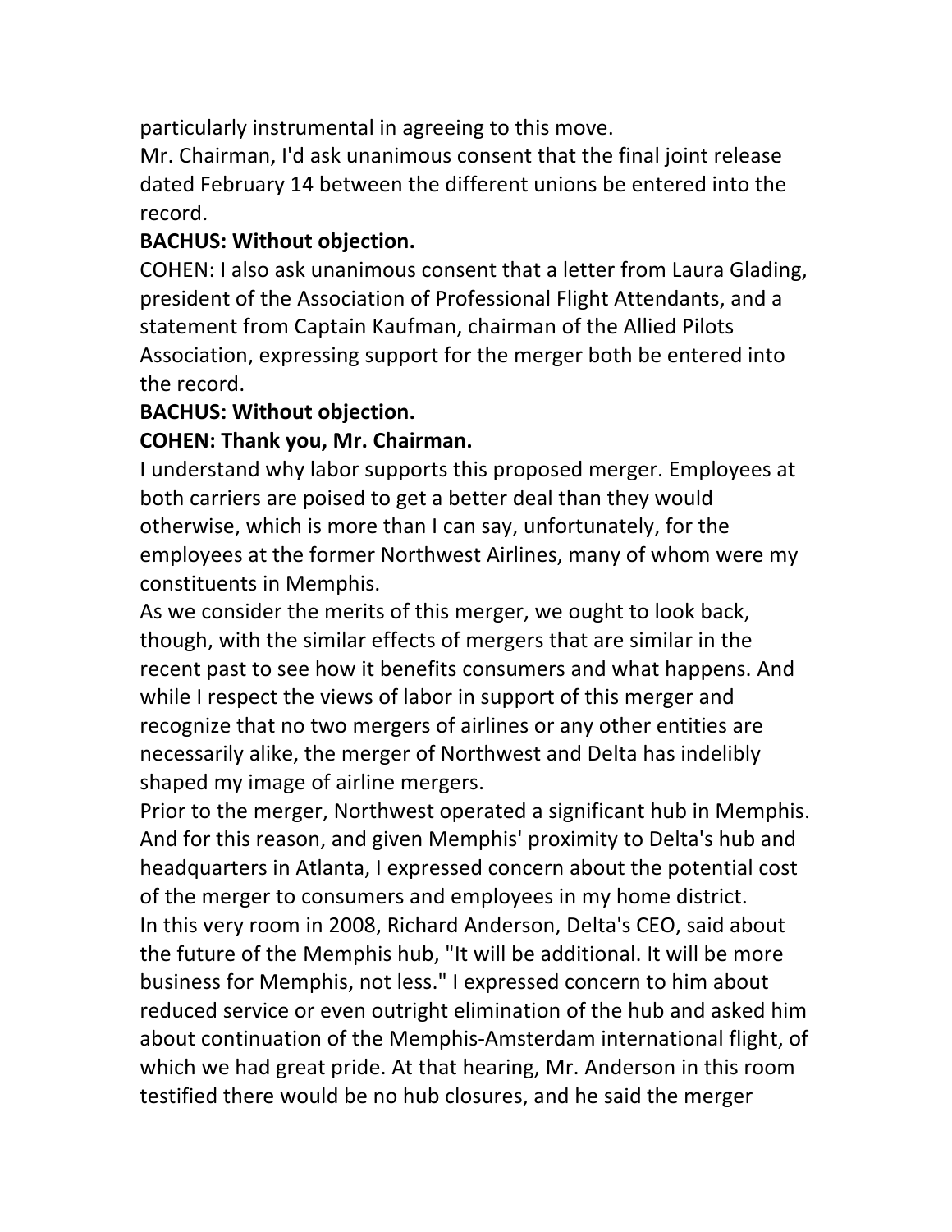particularly instrumental in agreeing to this move.

Mr. Chairman, I'd ask unanimous consent that the final joint release dated February 14 between the different unions be entered into the record.

**BACHUS: Without objection.**

COHEN: I also ask unanimous consent that a letter from Laura Glading, president of the Association of Professional Flight Attendants, and a statement from Captain Kaufman, chairman of the Allied Pilots Association, expressing support for the merger both be entered into the record.

**BACHUS: Without objection.**

**COHEN: Thank you, Mr. Chairman.**

I understand why labor supports this proposed merger. Employees at both carriers are poised to get a better deal than they would otherwise, which is more than I can say, unfortunately, for the employees at the former Northwest Airlines, many of whom were my constituents in Memphis.

As we consider the merits of this merger, we ought to look back, though, with the similar effects of mergers that are similar in the recent past to see how it benefits consumers and what happens. And while I respect the views of labor in support of this merger and recognize that no two mergers of airlines or any other entities are necessarily alike, the merger of Northwest and Delta has indelibly shaped my image of airline mergers.

Prior to the merger, Northwest operated a significant hub in Memphis. And for this reason, and given Memphis' proximity to Delta's hub and headquarters in Atlanta, I expressed concern about the potential cost of the merger to consumers and employees in my home district.

In this very room in 2008, Richard Anderson, Delta's CEO, said about the future of the Memphis hub, "It will be additional. It will be more business for Memphis, not less." I expressed concern to him about reduced service or even outright elimination of the hub and asked him about continuation of the Memphis-Amsterdam international flight, of which we had great pride. At that hearing, Mr. Anderson in this room testified there would be no hub closures, and he said the merger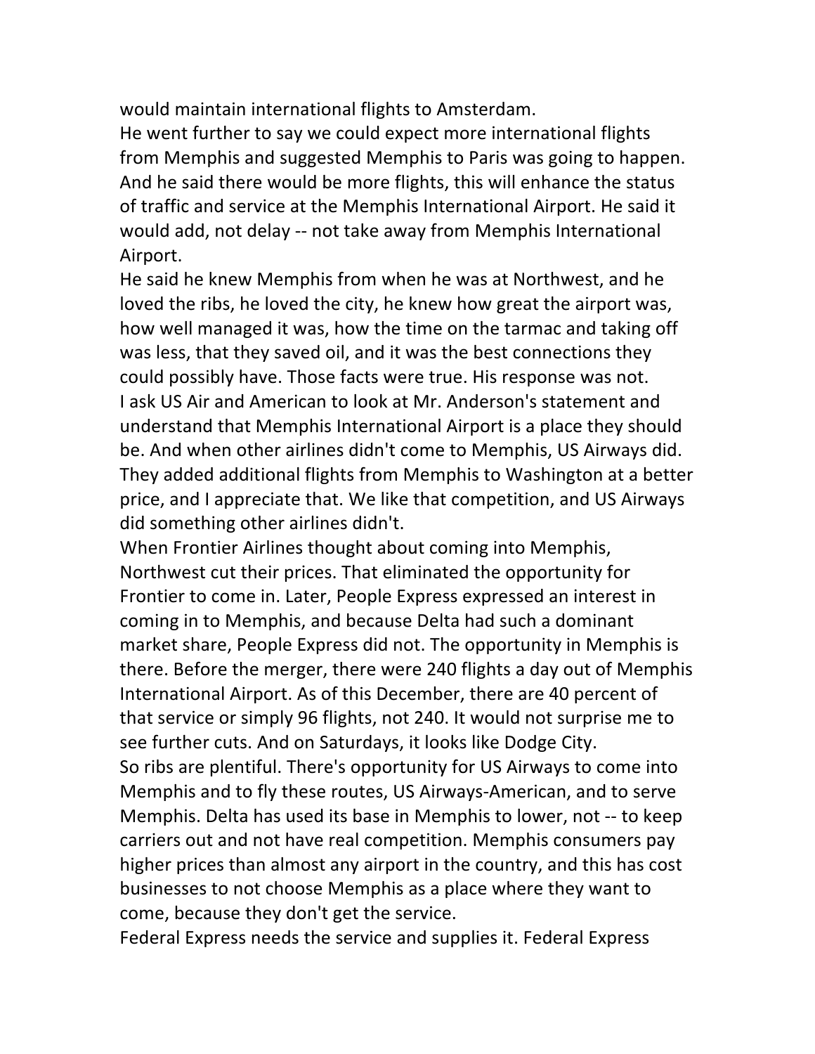would maintain international flights to Amsterdam.

He went further to say we could expect more international flights from Memphis and suggested Memphis to Paris was going to happen. And he said there would be more flights, this will enhance the status of traffic and service at the Memphis International Airport. He said it would add, not delay -- not take away from Memphis International Airport.

He said he knew Memphis from when he was at Northwest, and he loved the ribs, he loved the city, he knew how great the airport was, how well managed it was, how the time on the tarmac and taking off was less, that they saved oil, and it was the best connections they could possibly have. Those facts were true. His response was not.

I ask US Air and American to look at Mr. Anderson's statement and understand that Memphis International Airport is a place they should be. And when other airlines didn't come to Memphis, US Airways did. They added additional flights from Memphis to Washington at a better price, and I appreciate that. We like that competition, and US Airways did something other airlines didn't.

When Frontier Airlines thought about coming into Memphis, Northwest cut their prices. That eliminated the opportunity for Frontier to come in. Later, People Express expressed an interest in coming in to Memphis, and because Delta had such a dominant market share, People Express did not. The opportunity in Memphis is there. Before the merger, there were 240 flights a day out of Memphis International Airport. As of this December, there are 40 percent of that service or simply 96 flights, not 240. It would not surprise me to see further cuts. And on Saturdays, it looks like Dodge City.

So ribs are plentiful. There's opportunity for US Airways to come into Memphis and to fly these routes, US Airways-American, and to serve Memphis. Delta has used its base in Memphis to lower, not -- to keep carriers out and not have real competition. Memphis consumers pay higher prices than almost any airport in the country, and this has cost businesses to not choose Memphis as a place where they want to come, because they don't get the service.

Federal Express needs the service and supplies it. Federal Express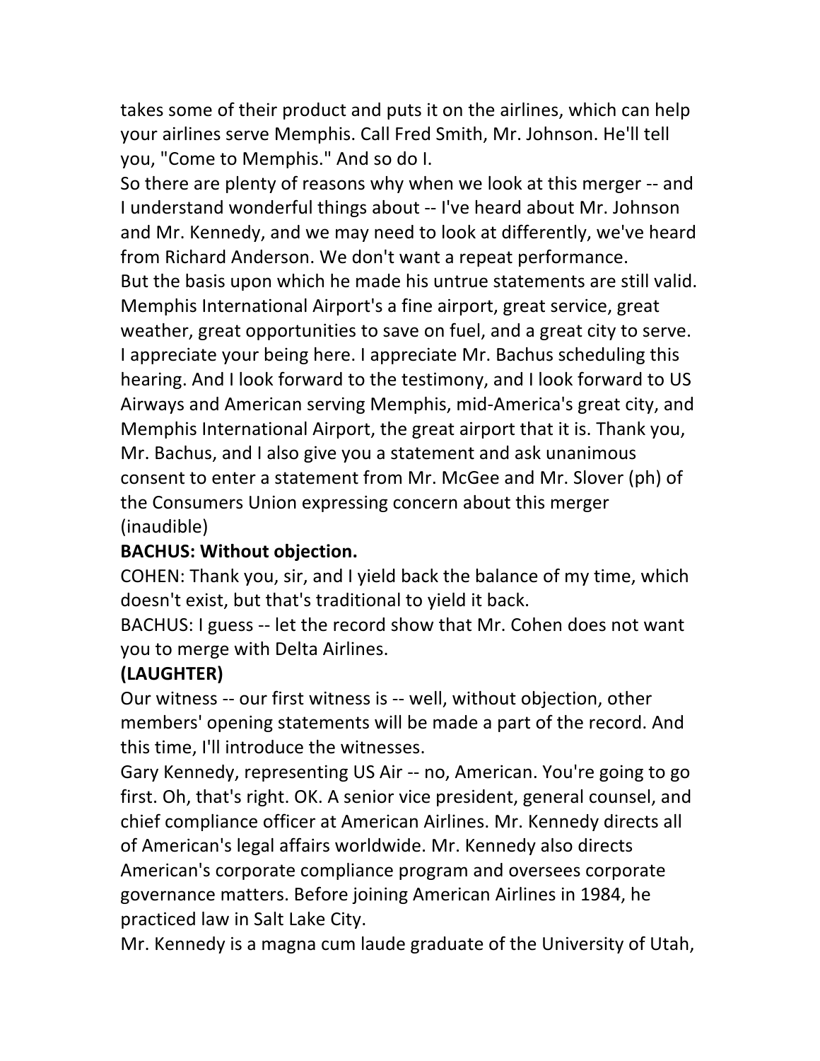takes some of their product and puts it on the airlines, which can help your airlines serve Memphis. Call Fred Smith, Mr. Johnson. He'll tell you, "Come to Memphis." And so do I.

So there are plenty of reasons why when we look at this merger -- and I understand wonderful things about -- I've heard about Mr. Johnson and Mr. Kennedy, and we may need to look at differently, we've heard from Richard Anderson. We don't want a repeat performance.

But the basis upon which he made his untrue statements are still valid. Memphis International Airport's a fine airport, great service, great weather, great opportunities to save on fuel, and a great city to serve. I appreciate your being here. I appreciate Mr. Bachus scheduling this hearing. And I look forward to the testimony, and I look forward to US Airways and American serving Memphis, mid-America's great city, and Memphis International Airport, the great airport that it is. Thank you, Mr. Bachus, and I also give you a statement and ask unanimous consent to enter a statement from Mr. McGee and Mr. Slover (ph) of the Consumers Union expressing concern about this merger (inaudible)

**BACHUS: Without objection.**

COHEN: Thank you, sir, and I yield back the balance of my time, which doesn't exist, but that's traditional to yield it back.

BACHUS: I guess -- let the record show that Mr. Cohen does not want you to merge with Delta Airlines.

**(LAUGHTER)**

Our witness -- our first witness is -- well, without objection, other members' opening statements will be made a part of the record. And this time, I'll introduce the witnesses.

Gary Kennedy, representing US Air -- no, American. You're going to go first. Oh, that's right. OK. A senior vice president, general counsel, and chief compliance officer at American Airlines. Mr. Kennedy directs all of American's legal affairs worldwide. Mr. Kennedy also directs American's corporate compliance program and oversees corporate governance matters. Before joining American Airlines in 1984, he practiced law in Salt Lake City.

Mr. Kennedy is a magna cum laude graduate of the University of Utah,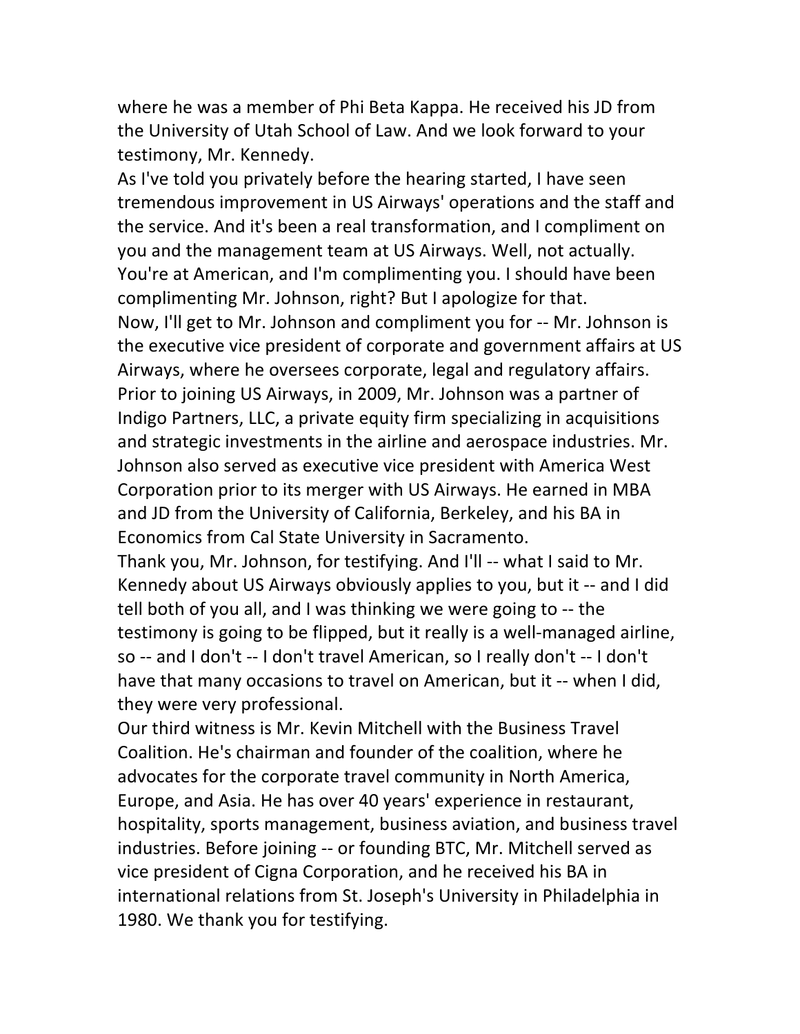where he was a member of Phi Beta Kappa. He received his JD from the University of Utah School of Law. And we look forward to your testimony, Mr. Kennedy.

As I've told you privately before the hearing started, I have seen tremendous improvement in US Airways' operations and the staff and the service. And it's been a real transformation, and I compliment on you and the management team at US Airways. Well, not actually. You're at American, and I'm complimenting you. I should have been complimenting Mr. Johnson, right? But I apologize for that.

Now, I'll get to Mr. Johnson and compliment you for -- Mr. Johnson is the executive vice president of corporate and government affairs at US Airways, where he oversees corporate, legal and regulatory affairs. Prior to joining US Airways, in 2009, Mr. Johnson was a partner of Indigo Partners, LLC, a private equity firm specializing in acquisitions and strategic investments in the airline and aerospace industries. Mr. Johnson also served as executive vice president with America West Corporation prior to its merger with US Airways. He earned in MBA and JD from the University of California, Berkeley, and his BA in Economics from Cal State University in Sacramento.

Thank you, Mr. Johnson, for testifying. And I'll -- what I said to Mr. Kennedy about US Airways obviously applies to you, but it -- and I did tell both of you all, and I was thinking we were going to -- the testimony is going to be flipped, but it really is a well-managed airline, so -- and I don't -- I don't travel American, so I really don't -- I don't have that many occasions to travel on American, but it -- when I did, they were very professional.

Our third witness is Mr. Kevin Mitchell with the Business Travel Coalition. He's chairman and founder of the coalition, where he advocates for the corporate travel community in North America, Europe, and Asia. He has over 40 years' experience in restaurant, hospitality, sports management, business aviation, and business travel industries. Before joining -- or founding BTC, Mr. Mitchell served as vice president of Cigna Corporation, and he received his BA in international relations from St. Joseph's University in Philadelphia in 1980. We thank you for testifying.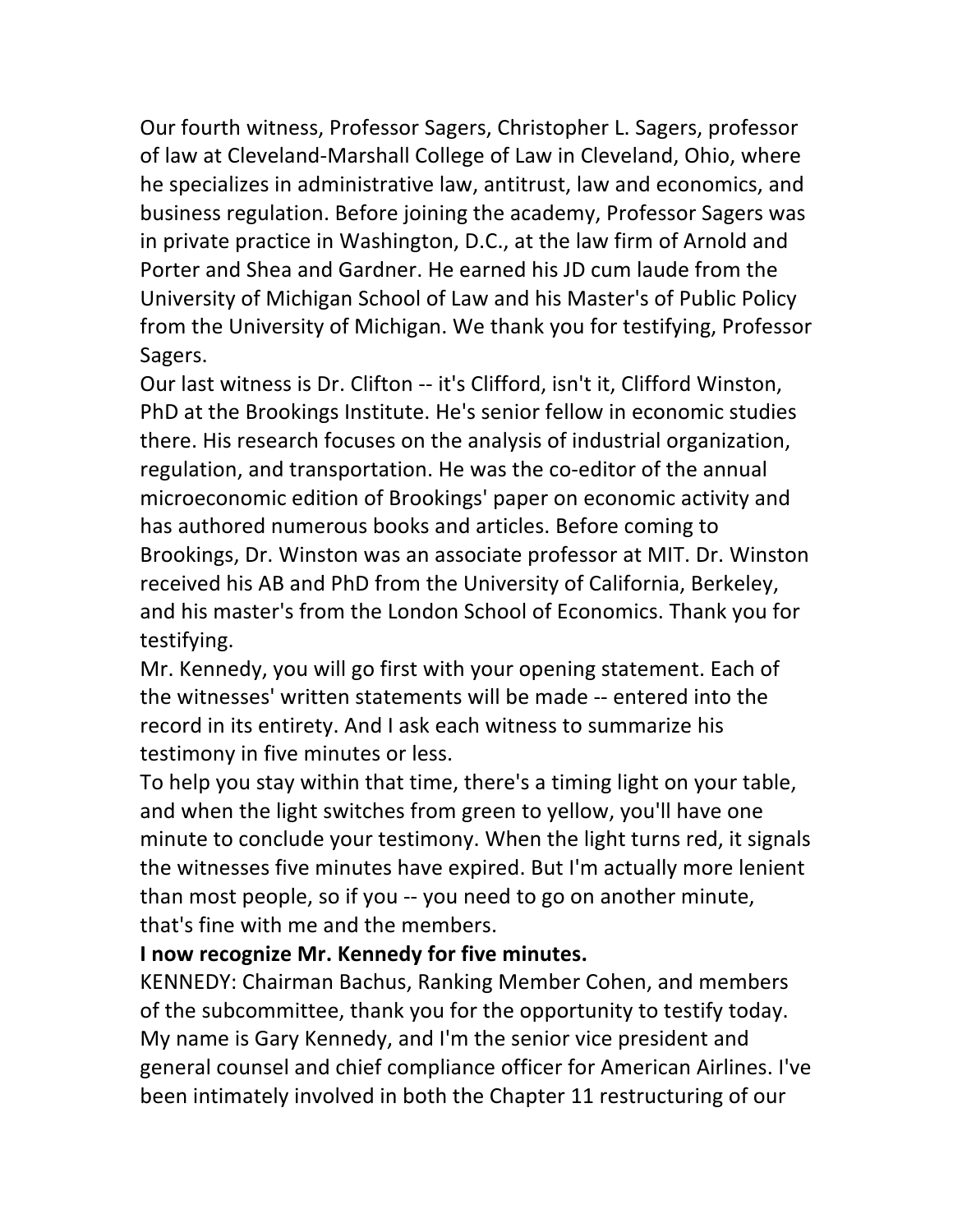Our fourth witness, Professor Sagers, Christopher L. Sagers, professor of law at Cleveland-Marshall College of Law in Cleveland, Ohio, where he specializes in administrative law, antitrust, law and economics, and business regulation. Before joining the academy, Professor Sagers was in private practice in Washington, D.C., at the law firm of Arnold and Porter and Shea and Gardner. He earned his JD cum laude from the University of Michigan School of Law and his Master's of Public Policy from the University of Michigan. We thank you for testifying, Professor Sagers.

Our last witness is Dr. Clifton -- it's Clifford, isn't it, Clifford Winston, PhD at the Brookings Institute. He's senior fellow in economic studies there. His research focuses on the analysis of industrial organization, regulation, and transportation. He was the co-editor of the annual microeconomic edition of Brookings' paper on economic activity and has authored numerous books and articles. Before coming to Brookings, Dr. Winston was an associate professor at MIT. Dr. Winston received his AB and PhD from the University of California, Berkeley, and his master's from the London School of Economics. Thank you for testifying.

Mr. Kennedy, you will go first with your opening statement. Each of the witnesses' written statements will be made -- entered into the record in its entirety. And I ask each witness to summarize his testimony in five minutes or less.

To help you stay within that time, there's a timing light on your table, and when the light switches from green to yellow, you'll have one minute to conclude your testimony. When the light turns red, it signals the witnesses five minutes have expired. But I'm actually more lenient than most people, so if you -- you need to go on another minute, that's fine with me and the members.

**I now recognize Mr. Kennedy for five minutes.**

KENNEDY: Chairman Bachus, Ranking Member Cohen, and members of the subcommittee, thank you for the opportunity to testify today. My name is Gary Kennedy, and I'm the senior vice president and general counsel and chief compliance officer for American Airlines. I've been intimately involved in both the Chapter 11 restructuring of our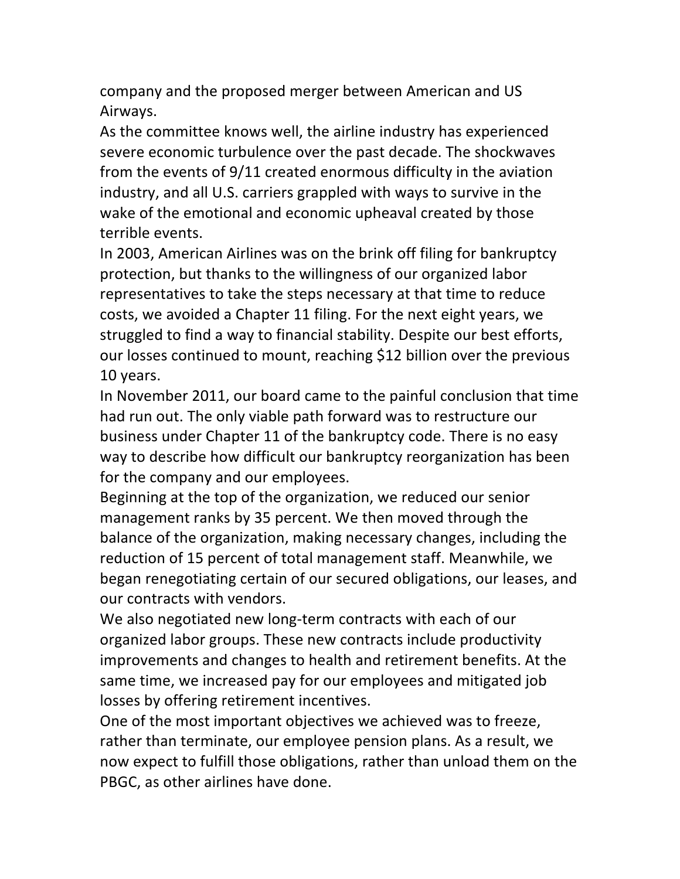company and the proposed merger between American and US Airways.

As the committee knows well, the airline industry has experienced severe economic turbulence over the past decade. The shockwaves from the events of 9/11 created enormous difficulty in the aviation industry, and all U.S. carriers grappled with ways to survive in the wake of the emotional and economic upheaval created by those terrible events.

In 2003, American Airlines was on the brink off filing for bankruptcy protection, but thanks to the willingness of our organized labor representatives to take the steps necessary at that time to reduce costs, we avoided a Chapter 11 filing. For the next eight years, we struggled to find a way to financial stability. Despite our best efforts, our losses continued to mount, reaching $12 billion over the previous 10 years.

In November 2011, our board came to the painful conclusion that time had run out. The only viable path forward was to restructure our business under Chapter 11 of the bankruptcy code. There is no easy way to describe how difficult our bankruptcy reorganization has been for the company and our employees.

Beginning at the top of the organization, we reduced our senior management ranks by 35 percent. We then moved through the balance of the organization, making necessary changes, including the reduction of 15 percent of total management staff. Meanwhile, we began renegotiating certain of our secured obligations, our leases, and our contracts with vendors.

We also negotiated new long-term contracts with each of our organized labor groups. These new contracts include productivity improvements and changes to health and retirement benefits. At the same time, we increased pay for our employees and mitigated job losses by offering retirement incentives.

One of the most important objectives we achieved was to freeze, rather than terminate, our employee pension plans. As a result, we now expect to fulfill those obligations, rather than unload them on the PBGC, as other airlines have done.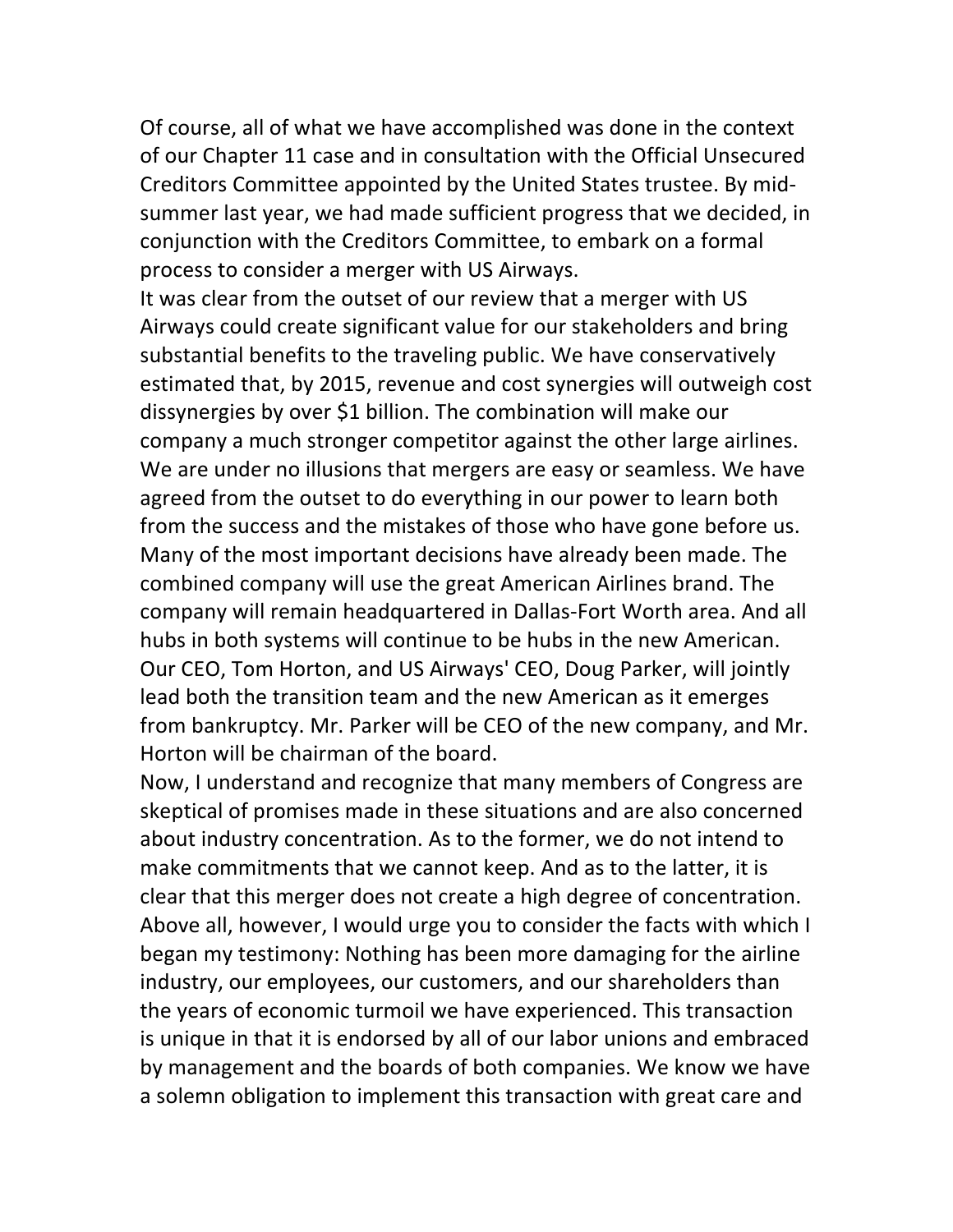Of course, all of what we have accomplished was done in the context of our Chapter 11 case and in consultation with the Official Unsecured Creditors Committee appointed by the United States trustee. By mid-summer last year, we had made sufficient progress that we decided, in conjunction with the Creditors Committee, to embark on a formal process to consider a merger with US Airways.

It was clear from the outset of our review that a merger with US Airways could create significant value for our stakeholders and bring substantial benefits to the traveling public. We have conservatively estimated that, by 2015, revenue and cost synergies will outweigh cost dissynergies by over $1 billion. The combination will make our company a much stronger competitor against the other large airlines.

We are under no illusions that mergers are easy or seamless. We have agreed from the outset to do everything in our power to learn both from the success and the mistakes of those who have gone before us.

Many of the most important decisions have already been made. The combined company will use the great American Airlines brand. The company will remain headquartered in Dallas-Fort Worth area. And all hubs in both systems will continue to be hubs in the new American.

Our CEO, Tom Horton, and US Airways' CEO, Doug Parker, will jointly lead both the transition team and the new American as it emerges from bankruptcy. Mr. Parker will be CEO of the new company, and Mr. Horton will be chairman of the board.

Now, I understand and recognize that many members of Congress are skeptical of promises made in these situations and are also concerned about industry concentration. As to the former, we do not intend to make commitments that we cannot keep. And as to the latter, it is clear that this merger does not create a high degree of concentration.

Above all, however, I would urge you to consider the facts with which I began my testimony: Nothing has been more damaging for the airline industry, our employees, our customers, and our shareholders than the years of economic turmoil we have experienced. This transaction is unique in that it is endorsed by all of our labor unions and embraced by management and the boards of both companies. We know we have a solemn obligation to implement this transaction with great care and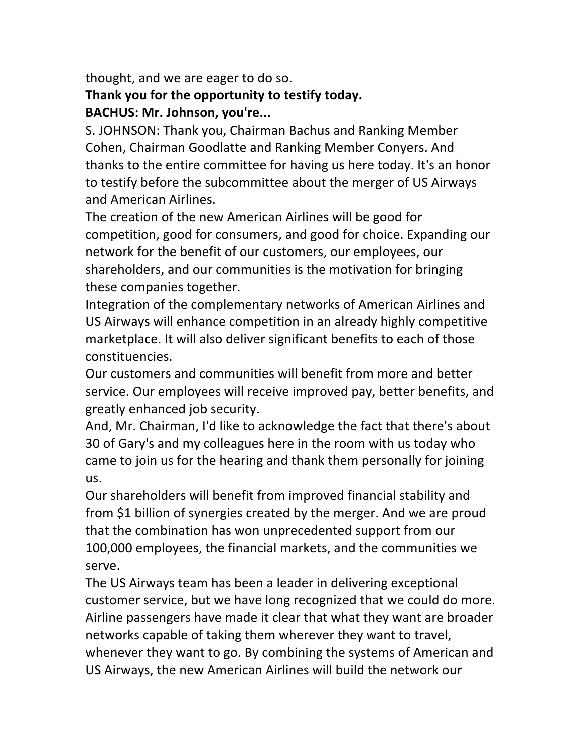thought, and we are eager to do so.

**Thank you for the opportunity to testify today.**

**BACHUS: Mr. Johnson, you're...**

S. JOHNSON: Thank you, Chairman Bachus and Ranking Member Cohen, Chairman Goodlatte and Ranking Member Conyers. And thanks to the entire committee for having us here today. It's an honor to testify before the subcommittee about the merger of US Airways and American Airlines.

The creation of the new American Airlines will be good for competition, good for consumers, and good for choice. Expanding our network for the benefit of our customers, our employees, our shareholders, and our communities is the motivation for bringing these companies together.

Integration of the complementary networks of American Airlines and US Airways will enhance competition in an already highly competitive marketplace. It will also deliver significant benefits to each of those constituencies.

Our customers and communities will benefit from more and better service. Our employees will receive improved pay, better benefits, and greatly enhanced job security.

And, Mr. Chairman, I'd like to acknowledge the fact that there's about 30 of Gary's and my colleagues here in the room with us today who came to join us for the hearing and thank them personally for joining us.

Our shareholders will benefit from improved financial stability and from $1 billion of synergies created by the merger. And we are proud that the combination has won unprecedented support from our 100,000 employees, the financial markets, and the communities we serve.

The US Airways team has been a leader in delivering exceptional customer service, but we have long recognized that we could do more. Airline passengers have made it clear that what they want are broader networks capable of taking them wherever they want to travel, whenever they want to go. By combining the systems of American and US Airways, the new American Airlines will build the network our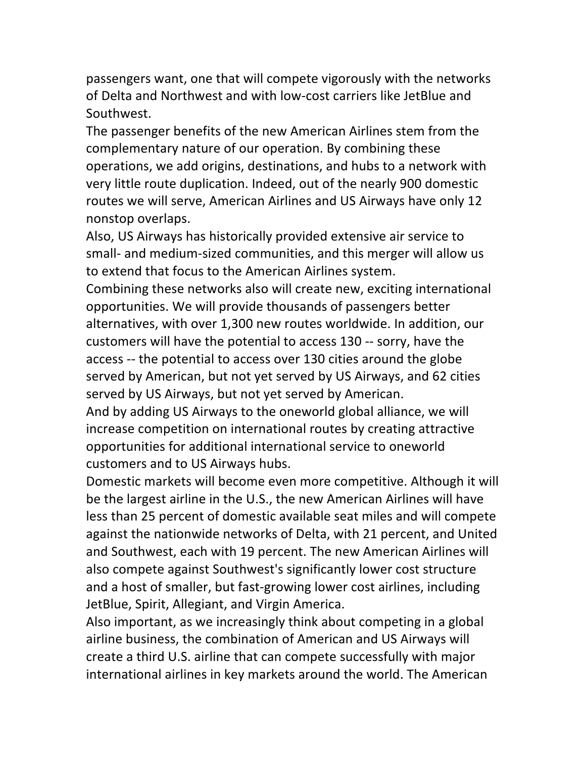passengers want, one that will compete vigorously with the networks of Delta and Northwest and with low-cost carriers like JetBlue and Southwest.

The passenger benefits of the new American Airlines stem from the complementary nature of our operation. By combining these operations, we add origins, destinations, and hubs to a network with very little route duplication. Indeed, out of the nearly 900 domestic routes we will serve, American Airlines and US Airways have only 12 nonstop overlaps.

Also, US Airways has historically provided extensive air service to small- and medium-sized communities, and this merger will allow us to extend that focus to the American Airlines system.

Combining these networks also will create new, exciting international opportunities. We will provide thousands of passengers better alternatives, with over 1,300 new routes worldwide. In addition, our customers will have the potential to access 130 -- sorry, have the access -- the potential to access over 130 cities around the globe served by American, but not yet served by US Airways, and 62 cities served by US Airways, but not yet served by American.

And by adding US Airways to the oneworld global alliance, we will increase competition on international routes by creating attractive opportunities for additional international service to oneworld customers and to US Airways hubs.

Domestic markets will become even more competitive. Although it will be the largest airline in the U.S., the new American Airlines will have less than 25 percent of domestic available seat miles and will compete against the nationwide networks of Delta, with 21 percent, and United and Southwest, each with 19 percent. The new American Airlines will also compete against Southwest's significantly lower cost structure and a host of smaller, but fast-growing lower cost airlines, including JetBlue, Spirit, Allegiant, and Virgin America.

Also important, as we increasingly think about competing in a global airline business, the combination of American and US Airways will create a third U.S. airline that can compete successfully with major international airlines in key markets around the world. The American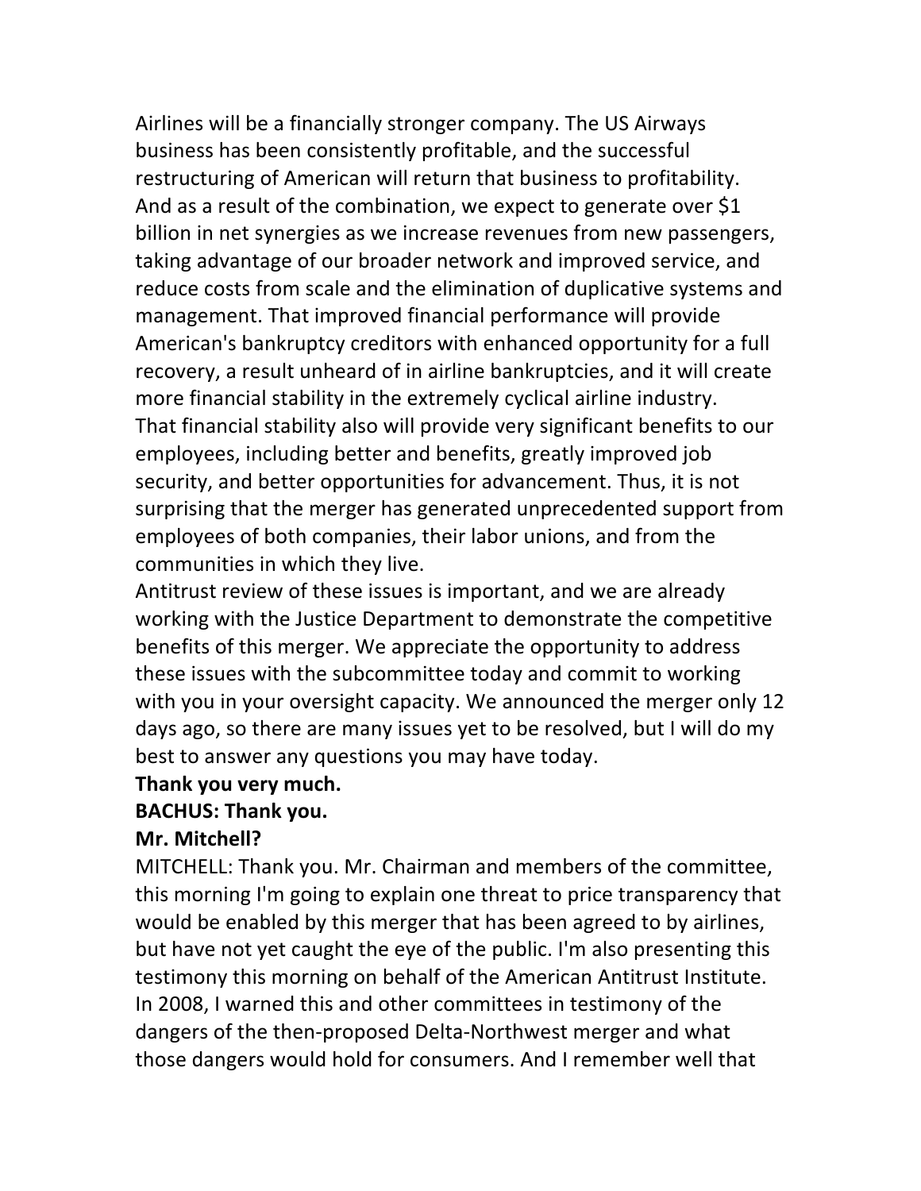Airlines will be a financially stronger company. The US Airways business has been consistently profitable, and the successful restructuring of American will return that business to profitability. And as a result of the combination, we expect to generate over $1 billion in net synergies as we increase revenues from new passengers, taking advantage of our broader network and improved service, and reduce costs from scale and the elimination of duplicative systems and management. That improved financial performance will provide American's bankruptcy creditors with enhanced opportunity for a full recovery, a result unheard of in airline bankruptcies, and it will create more financial stability in the extremely cyclical airline industry. That financial stability also will provide very significant benefits to our employees, including better and benefits, greatly improved job security, and better opportunities for advancement. Thus, it is not surprising that the merger has generated unprecedented support from employees of both companies, their labor unions, and from the communities in which they live.

Antitrust review of these issues is important, and we are already working with the Justice Department to demonstrate the competitive benefits of this merger. We appreciate the opportunity to address these issues with the subcommittee today and commit to working with you in your oversight capacity. We announced the merger only 12 days ago, so there are many issues yet to be resolved, but I will do my best to answer any questions you may have today.

**Thank you very much.**

**BACHUS: Thank you.**

**Mr. Mitchell?**

MITCHELL: Thank you. Mr. Chairman and members of the committee, this morning I'm going to explain one threat to price transparency that would be enabled by this merger that has been agreed to by airlines, but have not yet caught the eye of the public. I'm also presenting this testimony this morning on behalf of the American Antitrust Institute. In 2008, I warned this and other committees in testimony of the dangers of the then-proposed Delta-Northwest merger and what those dangers would hold for consumers. And I remember well that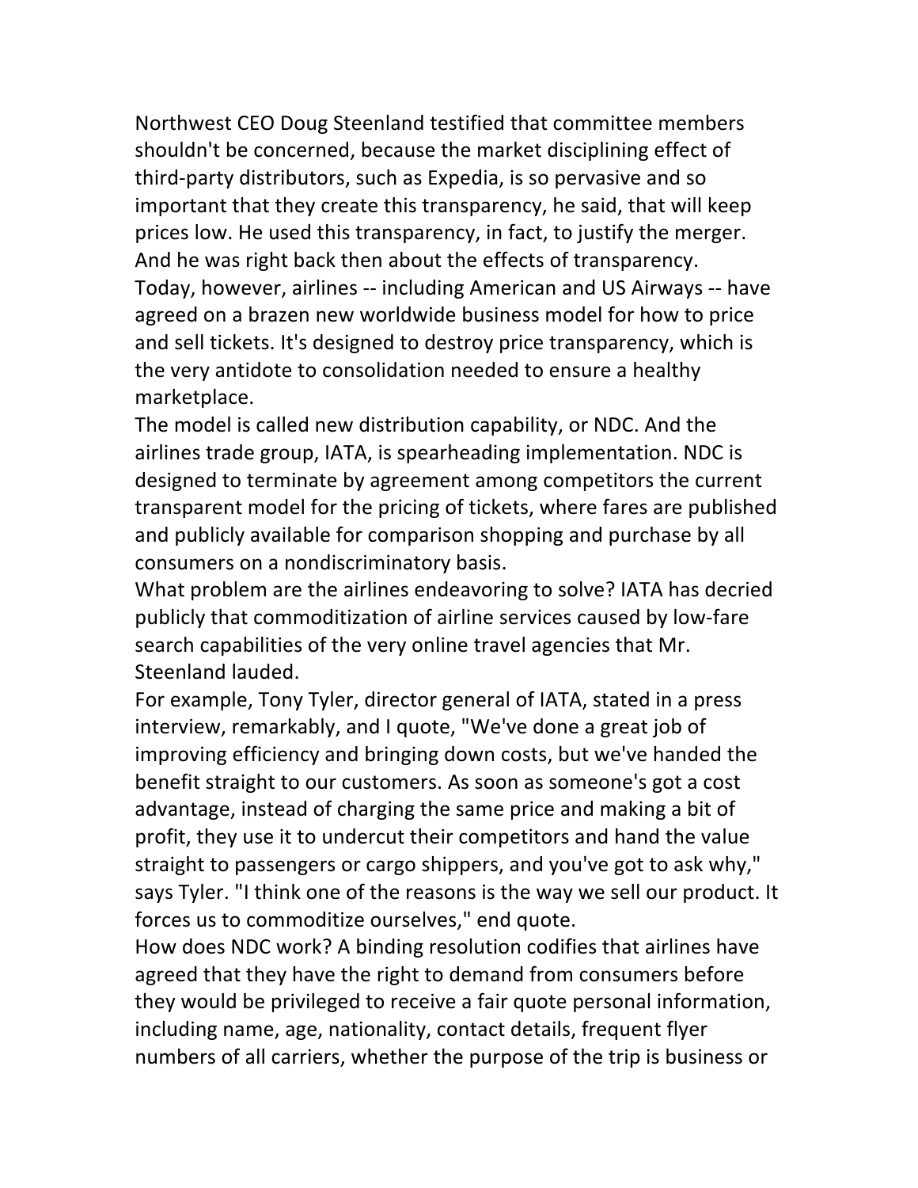Northwest CEO Doug Steenland testified that committee members shouldn't be concerned, because the market disciplining effect of third-party distributors, such as Expedia, is so pervasive and so important that they create this transparency, he said, that will keep prices low. He used this transparency, in fact, to justify the merger. And he was right back then about the effects of transparency.

Today, however, airlines -- including American and US Airways -- have agreed on a brazen new worldwide business model for how to price and sell tickets. It's designed to destroy price transparency, which is the very antidote to consolidation needed to ensure a healthy marketplace.

The model is called new distribution capability, or NDC. And the airlines trade group, IATA, is spearheading implementation. NDC is designed to terminate by agreement among competitors the current transparent model for the pricing of tickets, where fares are published and publicly available for comparison shopping and purchase by all consumers on a nondiscriminatory basis.

What problem are the airlines endeavoring to solve? IATA has decried publicly that commoditization of airline services caused by low-fare search capabilities of the very online travel agencies that Mr. Steenland lauded.

For example, Tony Tyler, director general of IATA, stated in a press interview, remarkably, and I quote, "We've done a great job of improving efficiency and bringing down costs, but we've handed the benefit straight to our customers. As soon as someone's got a cost advantage, instead of charging the same price and making a bit of profit, they use it to undercut their competitors and hand the value straight to passengers or cargo shippers, and you've got to ask why," says Tyler. "I think one of the reasons is the way we sell our product. It forces us to commoditize ourselves," end quote.

How does NDC work? A binding resolution codifies that airlines have agreed that they have the right to demand from consumers before they would be privileged to receive a fair quote personal information, including name, age, nationality, contact details, frequent flyer numbers of all carriers, whether the purpose of the trip is business or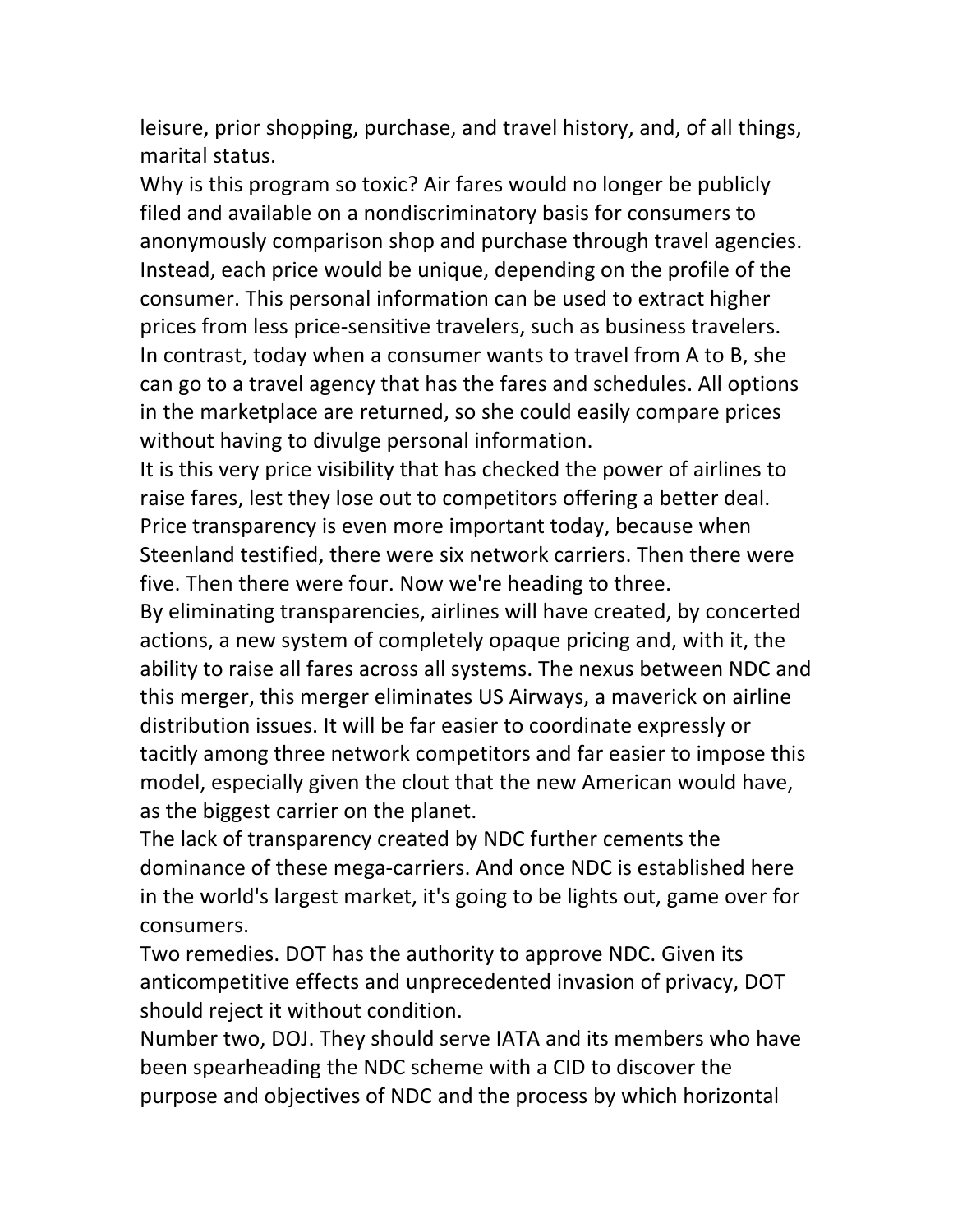leisure, prior shopping, purchase, and travel history, and, of all things, marital status.

Why is this program so toxic? Air fares would no longer be publicly filed and available on a nondiscriminatory basis for consumers to anonymously comparison shop and purchase through travel agencies. Instead, each price would be unique, depending on the profile of the consumer. This personal information can be used to extract higher prices from less price-sensitive travelers, such as business travelers. In contrast, today when a consumer wants to travel from A to B, she can go to a travel agency that has the fares and schedules. All options in the marketplace are returned, so she could easily compare prices without having to divulge personal information.

It is this very price visibility that has checked the power of airlines to raise fares, lest they lose out to competitors offering a better deal. Price transparency is even more important today, because when Steenland testified, there were six network carriers. Then there were five. Then there were four. Now we're heading to three.

By eliminating transparencies, airlines will have created, by concerted actions, a new system of completely opaque pricing and, with it, the ability to raise all fares across all systems. The nexus between NDC and this merger, this merger eliminates US Airways, a maverick on airline distribution issues. It will be far easier to coordinate expressly or tacitly among three network competitors and far easier to impose this model, especially given the clout that the new American would have, as the biggest carrier on the planet.

The lack of transparency created by NDC further cements the dominance of these mega-carriers. And once NDC is established here in the world's largest market, it's going to be lights out, game over for consumers.

Two remedies. DOT has the authority to approve NDC. Given its anticompetitive effects and unprecedented invasion of privacy, DOT should reject it without condition.

Number two, DOJ. They should serve IATA and its members who have been spearheading the NDC scheme with a CID to discover the purpose and objectives of NDC and the process by which horizontal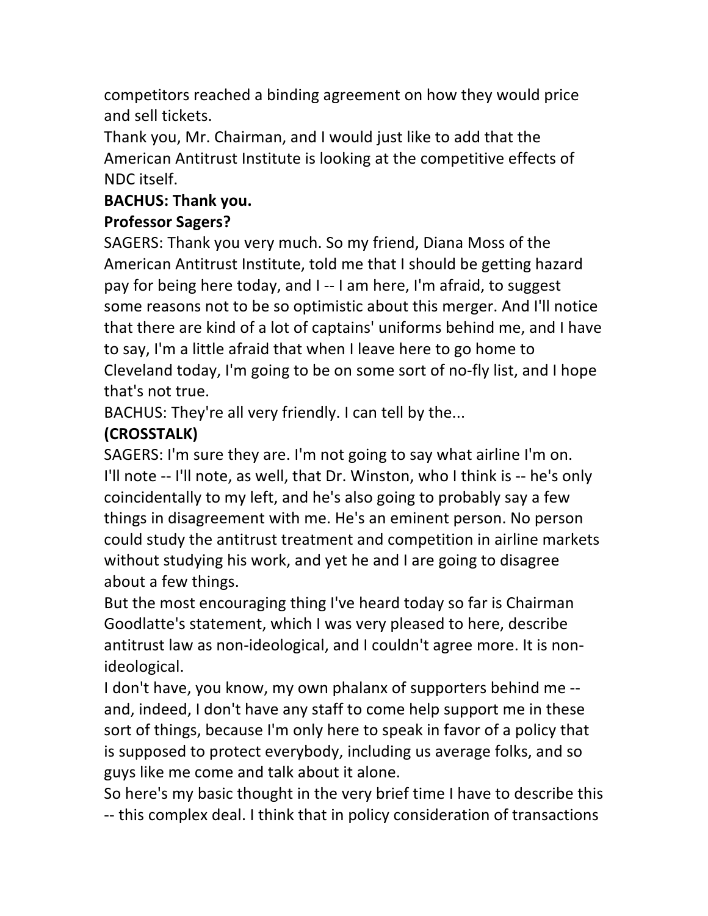competitors reached a binding agreement on how they would price and sell tickets.

Thank you, Mr. Chairman, and I would just like to add that the American Antitrust Institute is looking at the competitive effects of NDC itself.

**BACHUS: Thank you.**

**Professor Sagers?**

SAGERS: Thank you very much. So my friend, Diana Moss of the American Antitrust Institute, told me that I should be getting hazard pay for being here today, and I -- I am here, I'm afraid, to suggest some reasons not to be so optimistic about this merger. And I'll notice that there are kind of a lot of captains' uniforms behind me, and I have to say, I'm a little afraid that when I leave here to go home to Cleveland today, I'm going to be on some sort of no-fly list, and I hope that's not true.

BACHUS: They're all very friendly. I can tell by the...

**(CROSSTALK)**

SAGERS: I'm sure they are. I'm not going to say what airline I'm on. I'll note -- I'll note, as well, that Dr. Winston, who I think is -- he's only coincidentally to my left, and he's also going to probably say a few things in disagreement with me. He's an eminent person. No person could study the antitrust treatment and competition in airline markets without studying his work, and yet he and I are going to disagree about a few things.

But the most encouraging thing I've heard today so far is Chairman Goodlatte's statement, which I was very pleased to here, describe antitrust law as non-ideological, and I couldn't agree more. It is non-ideological.

I don't have, you know, my own phalanx of supporters behind me -- and, indeed, I don't have any staff to come help support me in these sort of things, because I'm only here to speak in favor of a policy that is supposed to protect everybody, including us average folks, and so guys like me come and talk about it alone.

So here's my basic thought in the very brief time I have to describe this -- this complex deal. I think that in policy consideration of transactions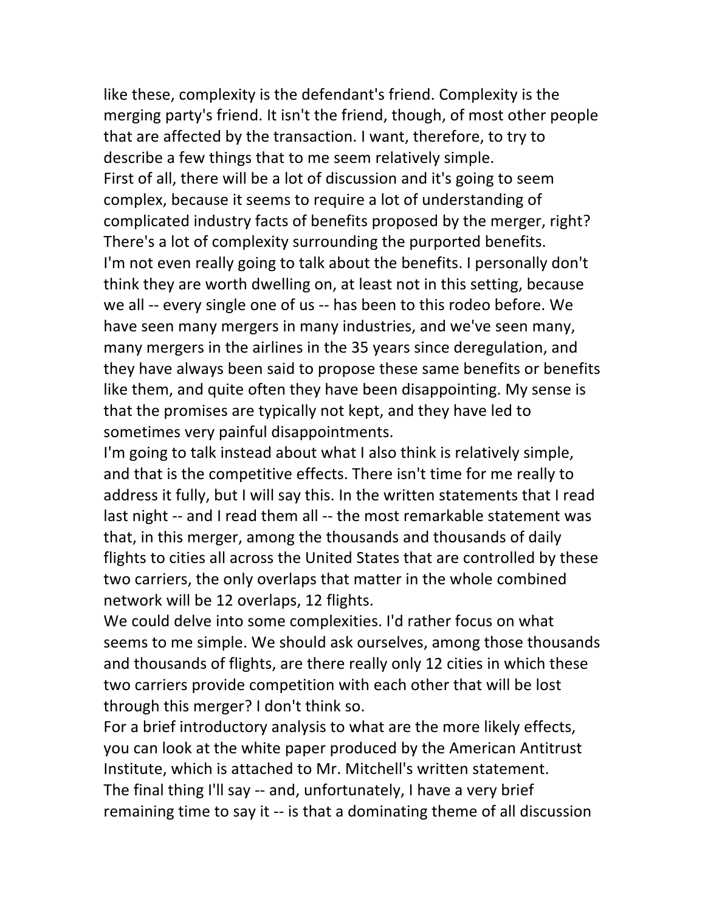like these, complexity is the defendant's friend. Complexity is the merging party's friend. It isn't the friend, though, of most other people that are affected by the transaction. I want, therefore, to try to describe a few things that to me seem relatively simple.

First of all, there will be a lot of discussion and it's going to seem complex, because it seems to require a lot of understanding of complicated industry facts of benefits proposed by the merger, right? There's a lot of complexity surrounding the purported benefits.

I'm not even really going to talk about the benefits. I personally don't think they are worth dwelling on, at least not in this setting, because we all -- every single one of us -- has been to this rodeo before. We have seen many mergers in many industries, and we've seen many, many mergers in the airlines in the 35 years since deregulation, and they have always been said to propose these same benefits or benefits like them, and quite often they have been disappointing. My sense is that the promises are typically not kept, and they have led to sometimes very painful disappointments.

I'm going to talk instead about what I also think is relatively simple, and that is the competitive effects. There isn't time for me really to address it fully, but I will say this. In the written statements that I read last night -- and I read them all -- the most remarkable statement was that, in this merger, among the thousands and thousands of daily flights to cities all across the United States that are controlled by these two carriers, the only overlaps that matter in the whole combined network will be 12 overlaps, 12 flights.

We could delve into some complexities. I'd rather focus on what seems to me simple. We should ask ourselves, among those thousands and thousands of flights, are there really only 12 cities in which these two carriers provide competition with each other that will be lost through this merger? I don't think so.

For a brief introductory analysis to what are the more likely effects, you can look at the white paper produced by the American Antitrust Institute, which is attached to Mr. Mitchell's written statement.

The final thing I'll say -- and, unfortunately, I have a very brief remaining time to say it -- is that a dominating theme of all discussion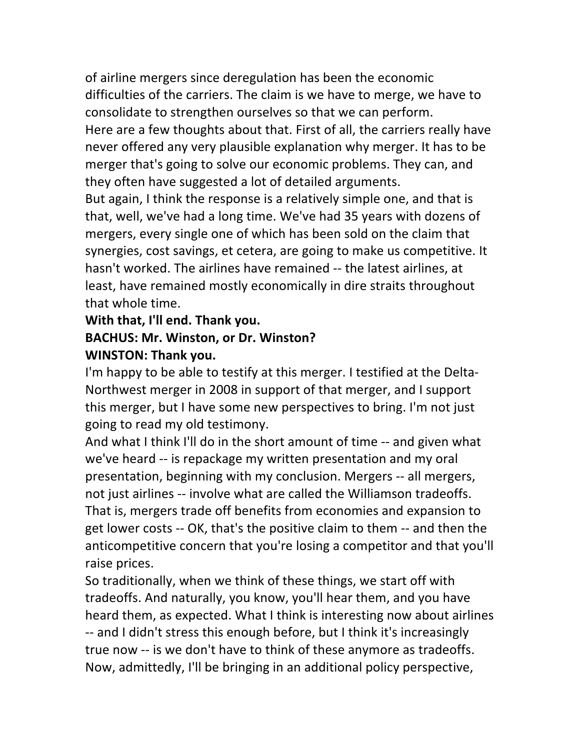of airline mergers since deregulation has been the economic difficulties of the carriers. The claim is we have to merge, we have to consolidate to strengthen ourselves so that we can perform.

Here are a few thoughts about that. First of all, the carriers really have never offered any very plausible explanation why merger. It has to be merger that's going to solve our economic problems. They can, and they often have suggested a lot of detailed arguments.

But again, I think the response is a relatively simple one, and that is that, well, we've had a long time. We've had 35 years with dozens of mergers, every single one of which has been sold on the claim that synergies, cost savings, et cetera, are going to make us competitive. It hasn't worked. The airlines have remained -- the latest airlines, at least, have remained mostly economically in dire straits throughout that whole time.

**With that, I'll end. Thank you.**

**BACHUS: Mr. Winston, or Dr. Winston?**

**WINSTON: Thank you.**

I'm happy to be able to testify at this merger. I testified at the Delta-Northwest merger in 2008 in support of that merger, and I support this merger, but I have some new perspectives to bring. I'm not just going to read my old testimony.

And what I think I'll do in the short amount of time -- and given what we've heard -- is repackage my written presentation and my oral presentation, beginning with my conclusion. Mergers -- all mergers, not just airlines -- involve what are called the Williamson tradeoffs. That is, mergers trade off benefits from economies and expansion to get lower costs -- OK, that's the positive claim to them -- and then the anticompetitive concern that you're losing a competitor and that you'll raise prices.

So traditionally, when we think of these things, we start off with tradeoffs. And naturally, you know, you'll hear them, and you have heard them, as expected. What I think is interesting now about airlines -- and I didn't stress this enough before, but I think it's increasingly true now -- is we don't have to think of these anymore as tradeoffs. Now, admittedly, I'll be bringing in an additional policy perspective,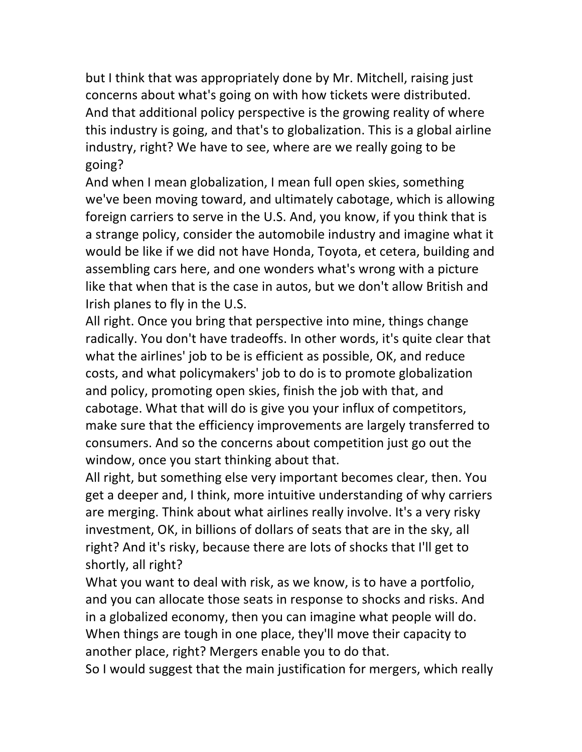but I think that was appropriately done by Mr. Mitchell, raising just concerns about what's going on with how tickets were distributed. And that additional policy perspective is the growing reality of where this industry is going, and that's to globalization. This is a global airline industry, right? We have to see, where are we really going to be going?

And when I mean globalization, I mean full open skies, something we've been moving toward, and ultimately cabotage, which is allowing foreign carriers to serve in the U.S. And, you know, if you think that is a strange policy, consider the automobile industry and imagine what it would be like if we did not have Honda, Toyota, et cetera, building and assembling cars here, and one wonders what's wrong with a picture like that when that is the case in autos, but we don't allow British and Irish planes to fly in the U.S.

All right. Once you bring that perspective into mine, things change radically. You don't have tradeoffs. In other words, it's quite clear that what the airlines' job to be is efficient as possible, OK, and reduce costs, and what policymakers' job to do is to promote globalization and policy, promoting open skies, finish the job with that, and cabotage. What that will do is give you your influx of competitors, make sure that the efficiency improvements are largely transferred to consumers. And so the concerns about competition just go out the window, once you start thinking about that.

All right, but something else very important becomes clear, then. You get a deeper and, I think, more intuitive understanding of why carriers are merging. Think about what airlines really involve. It's a very risky investment, OK, in billions of dollars of seats that are in the sky, all right? And it's risky, because there are lots of shocks that I'll get to shortly, all right?

What you want to deal with risk, as we know, is to have a portfolio, and you can allocate those seats in response to shocks and risks. And in a globalized economy, then you can imagine what people will do. When things are tough in one place, they'll move their capacity to another place, right? Mergers enable you to do that.

So I would suggest that the main justification for mergers, which really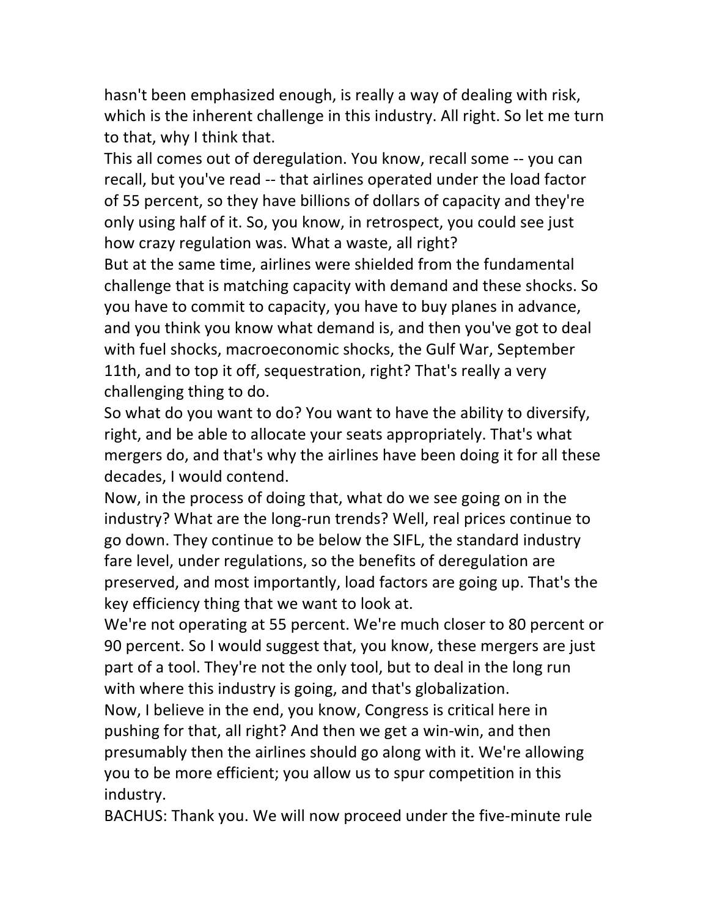hasn't been emphasized enough, is really a way of dealing with risk, which is the inherent challenge in this industry. All right. So let me turn to that, why I think that.

This all comes out of deregulation. You know, recall some -- you can recall, but you've read -- that airlines operated under the load factor of 55 percent, so they have billions of dollars of capacity and they're only using half of it. So, you know, in retrospect, you could see just how crazy regulation was. What a waste, all right?

But at the same time, airlines were shielded from the fundamental challenge that is matching capacity with demand and these shocks. So you have to commit to capacity, you have to buy planes in advance, and you think you know what demand is, and then you've got to deal with fuel shocks, macroeconomic shocks, the Gulf War, September 11th, and to top it off, sequestration, right? That's really a very challenging thing to do.

So what do you want to do? You want to have the ability to diversify, right, and be able to allocate your seats appropriately. That's what mergers do, and that's why the airlines have been doing it for all these decades, I would contend.

Now, in the process of doing that, what do we see going on in the industry? What are the long-run trends? Well, real prices continue to go down. They continue to be below the SIFL, the standard industry fare level, under regulations, so the benefits of deregulation are preserved, and most importantly, load factors are going up. That's the key efficiency thing that we want to look at.

We're not operating at 55 percent. We're much closer to 80 percent or 90 percent. So I would suggest that, you know, these mergers are just part of a tool. They're not the only tool, but to deal in the long run with where this industry is going, and that's globalization.

Now, I believe in the end, you know, Congress is critical here in pushing for that, all right? And then we get a win-win, and then presumably then the airlines should go along with it. We're allowing you to be more efficient; you allow us to spur competition in this industry.

BACHUS: Thank you. We will now proceed under the five-minute rule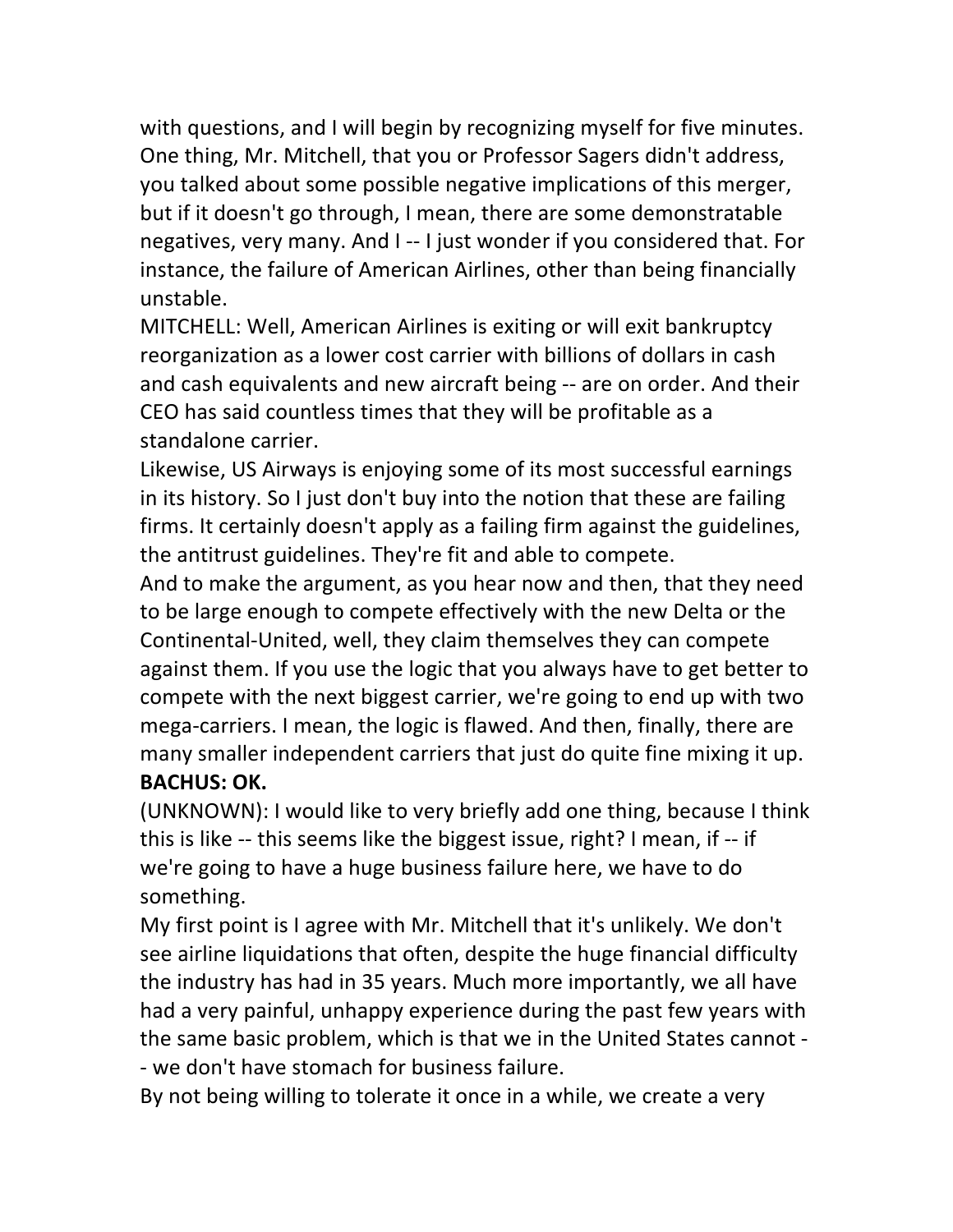with questions, and I will begin by recognizing myself for five minutes. One thing, Mr. Mitchell, that you or Professor Sagers didn't address, you talked about some possible negative implications of this merger, but if it doesn't go through, I mean, there are some demonstratable negatives, very many. And I -- I just wonder if you considered that. For instance, the failure of American Airlines, other than being financially unstable.

MITCHELL: Well, American Airlines is exiting or will exit bankruptcy reorganization as a lower cost carrier with billions of dollars in cash and cash equivalents and new aircraft being -- are on order. And their CEO has said countless times that they will be profitable as a standalone carrier.

Likewise, US Airways is enjoying some of its most successful earnings in its history. So I just don't buy into the notion that these are failing firms. It certainly doesn't apply as a failing firm against the guidelines, the antitrust guidelines. They're fit and able to compete.

And to make the argument, as you hear now and then, that they need to be large enough to compete effectively with the new Delta or the Continental-United, well, they claim themselves they can compete against them. If you use the logic that you always have to get better to compete with the next biggest carrier, we're going to end up with two mega-carriers. I mean, the logic is flawed. And then, finally, there are many smaller independent carriers that just do quite fine mixing it up.

**BACHUS: OK.**

(UNKNOWN): I would like to very briefly add one thing, because I think this is like -- this seems like the biggest issue, right? I mean, if -- if we're going to have a huge business failure here, we have to do something.

My first point is I agree with Mr. Mitchell that it's unlikely. We don't see airline liquidations that often, despite the huge financial difficulty the industry has had in 35 years. Much more importantly, we all have had a very painful, unhappy experience during the past few years with the same basic problem, which is that we in the United States cannot -- we don't have stomach for business failure.

By not being willing to tolerate it once in a while, we create a very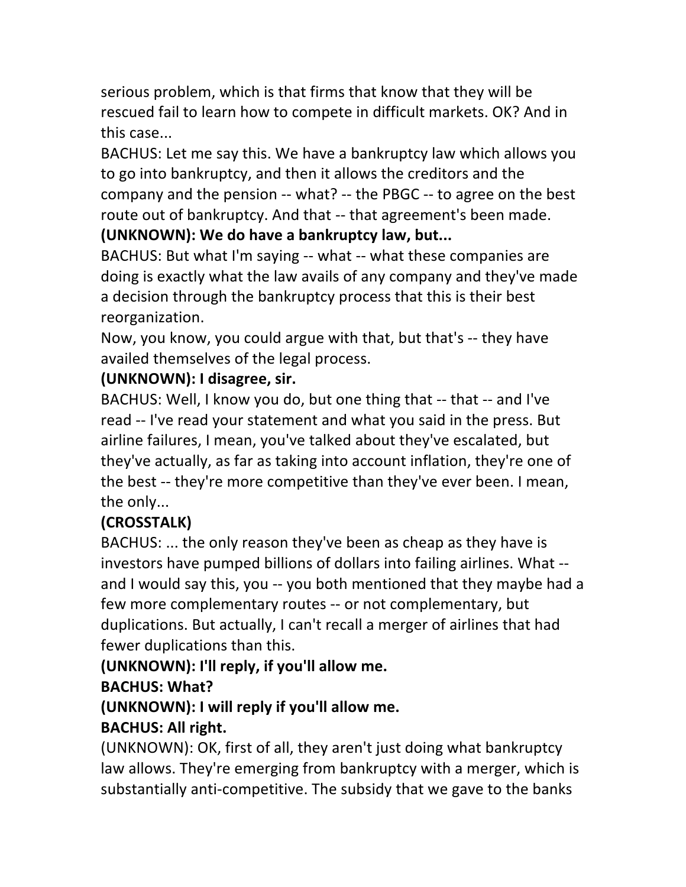serious problem, which is that firms that know that they will be rescued fail to learn how to compete in difficult markets. OK? And in this case...

BACHUS: Let me say this. We have a bankruptcy law which allows you to go into bankruptcy, and then it allows the creditors and the company and the pension -- what? -- the PBGC -- to agree on the best route out of bankruptcy. And that -- that agreement's been made.

**(UNKNOWN): We do have a bankruptcy law, but...**

BACHUS: But what I'm saying -- what -- what these companies are doing is exactly what the law avails of any company and they've made a decision through the bankruptcy process that this is their best reorganization.

Now, you know, you could argue with that, but that's -- they have availed themselves of the legal process.

**(UNKNOWN): I disagree, sir.**

BACHUS: Well, I know you do, but one thing that -- that -- and I've read -- I've read your statement and what you said in the press. But airline failures, I mean, you've talked about they've escalated, but they've actually, as far as taking into account inflation, they're one of the best -- they're more competitive than they've ever been. I mean, the only...

**(CROSSTALK)**

BACHUS: ... the only reason they've been as cheap as they have is investors have pumped billions of dollars into failing airlines. What -- and I would say this, you -- you both mentioned that they maybe had a few more complementary routes -- or not complementary, but duplications. But actually, I can't recall a merger of airlines that had fewer duplications than this.

**(UNKNOWN): I'll reply, if you'll allow me.**

**BACHUS: What?**

**(UNKNOWN): I will reply if you'll allow me.**

**BACHUS: All right.**

(UNKNOWN): OK, first of all, they aren't just doing what bankruptcy law allows. They're emerging from bankruptcy with a merger, which is substantially anti-competitive. The subsidy that we gave to the banks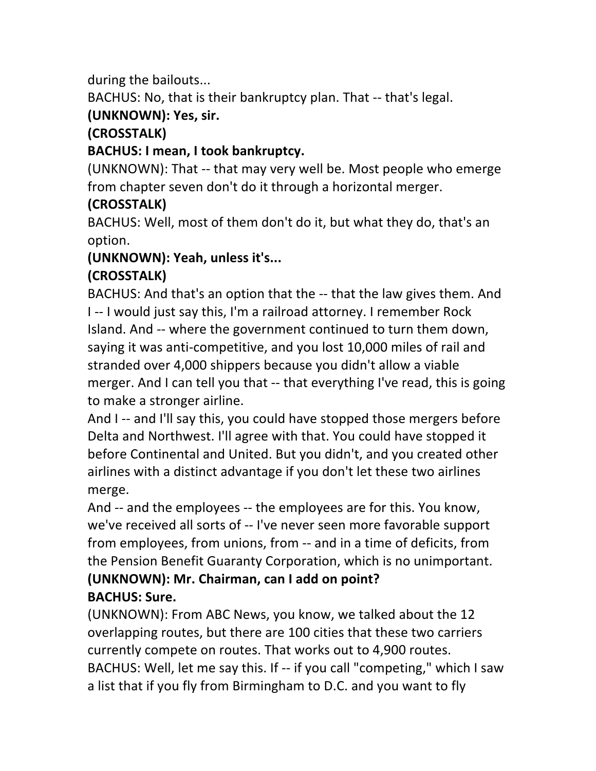during the bailouts...

BACHUS: No, that is their bankruptcy plan. That -- that's legal.

**(UNKNOWN): Yes, sir.**

**(CROSSTALK)**

**BACHUS: I mean, I took bankruptcy.**

(UNKNOWN): That -- that may very well be. Most people who emerge from chapter seven don't do it through a horizontal merger.

**(CROSSTALK)**

BACHUS: Well, most of them don't do it, but what they do, that's an option.

**(UNKNOWN): Yeah, unless it's...**

**(CROSSTALK)**

BACHUS: And that's an option that the -- that the law gives them. And I -- I would just say this, I'm a railroad attorney. I remember Rock Island. And -- where the government continued to turn them down, saying it was anti-competitive, and you lost 10,000 miles of rail and stranded over 4,000 shippers because you didn't allow a viable merger. And I can tell you that -- that everything I've read, this is going to make a stronger airline.

And I -- and I'll say this, you could have stopped those mergers before Delta and Northwest. I'll agree with that. You could have stopped it before Continental and United. But you didn't, and you created other airlines with a distinct advantage if you don't let these two airlines merge.

And -- and the employees -- the employees are for this. You know, we've received all sorts of -- I've never seen more favorable support from employees, from unions, from -- and in a time of deficits, from the Pension Benefit Guaranty Corporation, which is no unimportant.

**(UNKNOWN): Mr. Chairman, can I add on point?**

**BACHUS: Sure.**

(UNKNOWN): From ABC News, you know, we talked about the 12 overlapping routes, but there are 100 cities that these two carriers currently compete on routes. That works out to 4,900 routes.

BACHUS: Well, let me say this. If -- if you call "competing," which I saw a list that if you fly from Birmingham to D.C. and you want to fly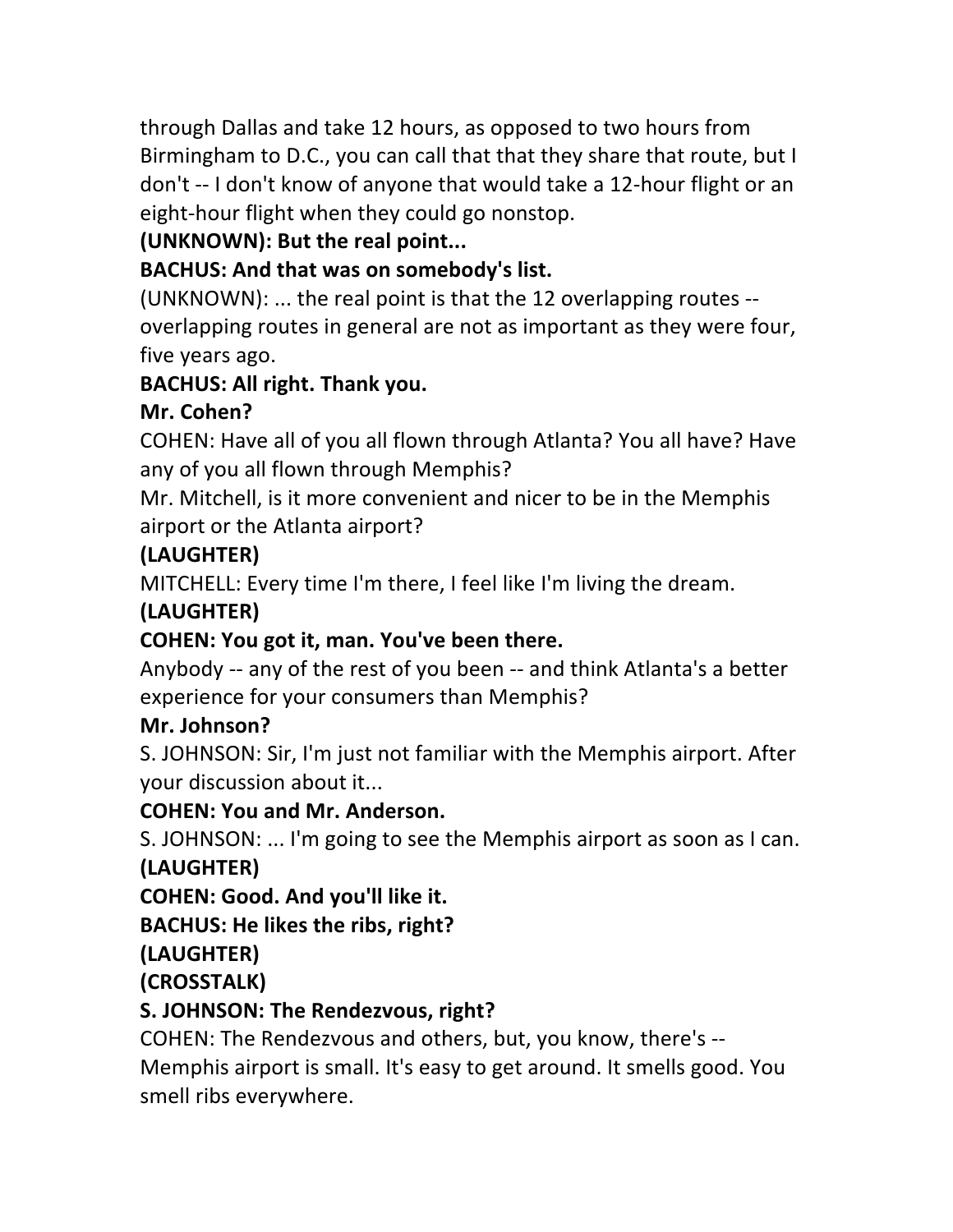through Dallas and take 12 hours, as opposed to two hours from Birmingham to D.C., you can call that that they share that route, but I don't -- I don't know of anyone that would take a 12-hour flight or an eight-hour flight when they could go nonstop.

**(UNKNOWN): But the real point...**

**BACHUS: And that was on somebody's list.**

(UNKNOWN): ... the real point is that the 12 overlapping routes -- overlapping routes in general are not as important as they were four, five years ago.

**BACHUS: All right. Thank you.**

**Mr. Cohen?**

COHEN: Have all of you all flown through Atlanta? You all have? Have any of you all flown through Memphis?

Mr. Mitchell, is it more convenient and nicer to be in the Memphis airport or the Atlanta airport?

**(LAUGHTER)**

MITCHELL: Every time I'm there, I feel like I'm living the dream.

**(LAUGHTER)**

**COHEN: You got it, man. You've been there.**

Anybody -- any of the rest of you been -- and think Atlanta's a better experience for your consumers than Memphis?

**Mr. Johnson?**

S. JOHNSON: Sir, I'm just not familiar with the Memphis airport. After your discussion about it...

**COHEN: You and Mr. Anderson.**

S. JOHNSON: ... I'm going to see the Memphis airport as soon as I can.

**(LAUGHTER)**

**COHEN: Good. And you'll like it.**

**BACHUS: He likes the ribs, right?**

**(LAUGHTER)**

**(CROSSTALK)**

**S. JOHNSON: The Rendezvous, right?**

COHEN: The Rendezvous and others, but, you know, there's -- Memphis airport is small. It's easy to get around. It smells good. You smell ribs everywhere.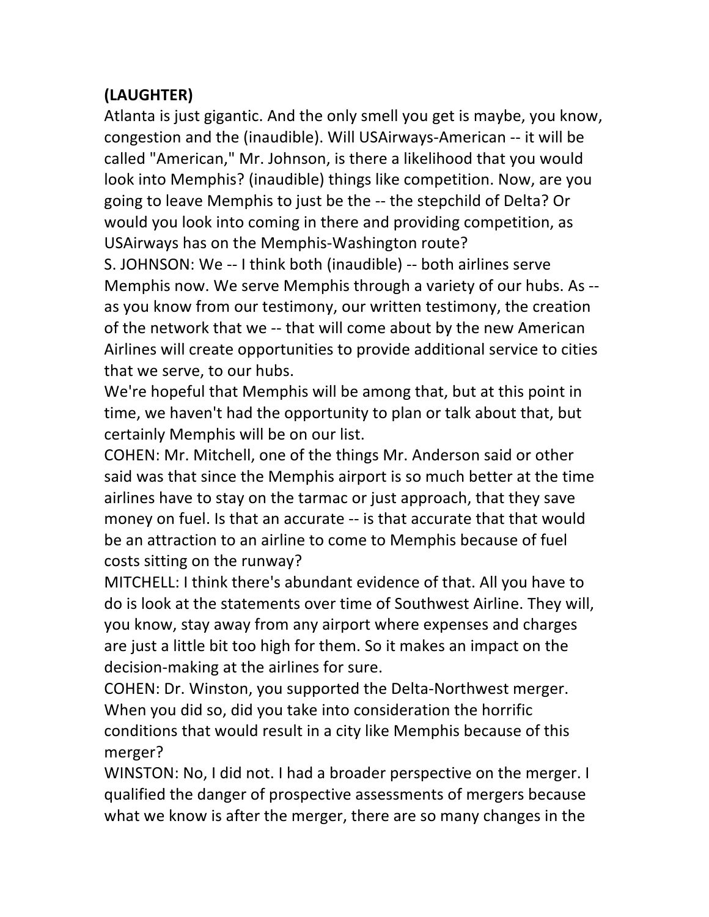**(LAUGHTER)**

Atlanta is just gigantic. And the only smell you get is maybe, you know, congestion and the (inaudible). Will USAirways-American -- it will be called "American," Mr. Johnson, is there a likelihood that you would look into Memphis? (inaudible) things like competition. Now, are you going to leave Memphis to just be the -- the stepchild of Delta? Or would you look into coming in there and providing competition, as USAirways has on the Memphis-Washington route?

S. JOHNSON: We -- I think both (inaudible) -- both airlines serve Memphis now. We serve Memphis through a variety of our hubs. As -- as you know from our testimony, our written testimony, the creation of the network that we -- that will come about by the new American Airlines will create opportunities to provide additional service to cities that we serve, to our hubs.

We're hopeful that Memphis will be among that, but at this point in time, we haven't had the opportunity to plan or talk about that, but certainly Memphis will be on our list.

COHEN: Mr. Mitchell, one of the things Mr. Anderson said or other said was that since the Memphis airport is so much better at the time airlines have to stay on the tarmac or just approach, that they save money on fuel. Is that an accurate -- is that accurate that that would be an attraction to an airline to come to Memphis because of fuel costs sitting on the runway?

MITCHELL: I think there's abundant evidence of that. All you have to do is look at the statements over time of Southwest Airline. They will, you know, stay away from any airport where expenses and charges are just a little bit too high for them. So it makes an impact on the decision-making at the airlines for sure.

COHEN: Dr. Winston, you supported the Delta-Northwest merger. When you did so, did you take into consideration the horrific conditions that would result in a city like Memphis because of this merger?

WINSTON: No, I did not. I had a broader perspective on the merger. I qualified the danger of prospective assessments of mergers because what we know is after the merger, there are so many changes in the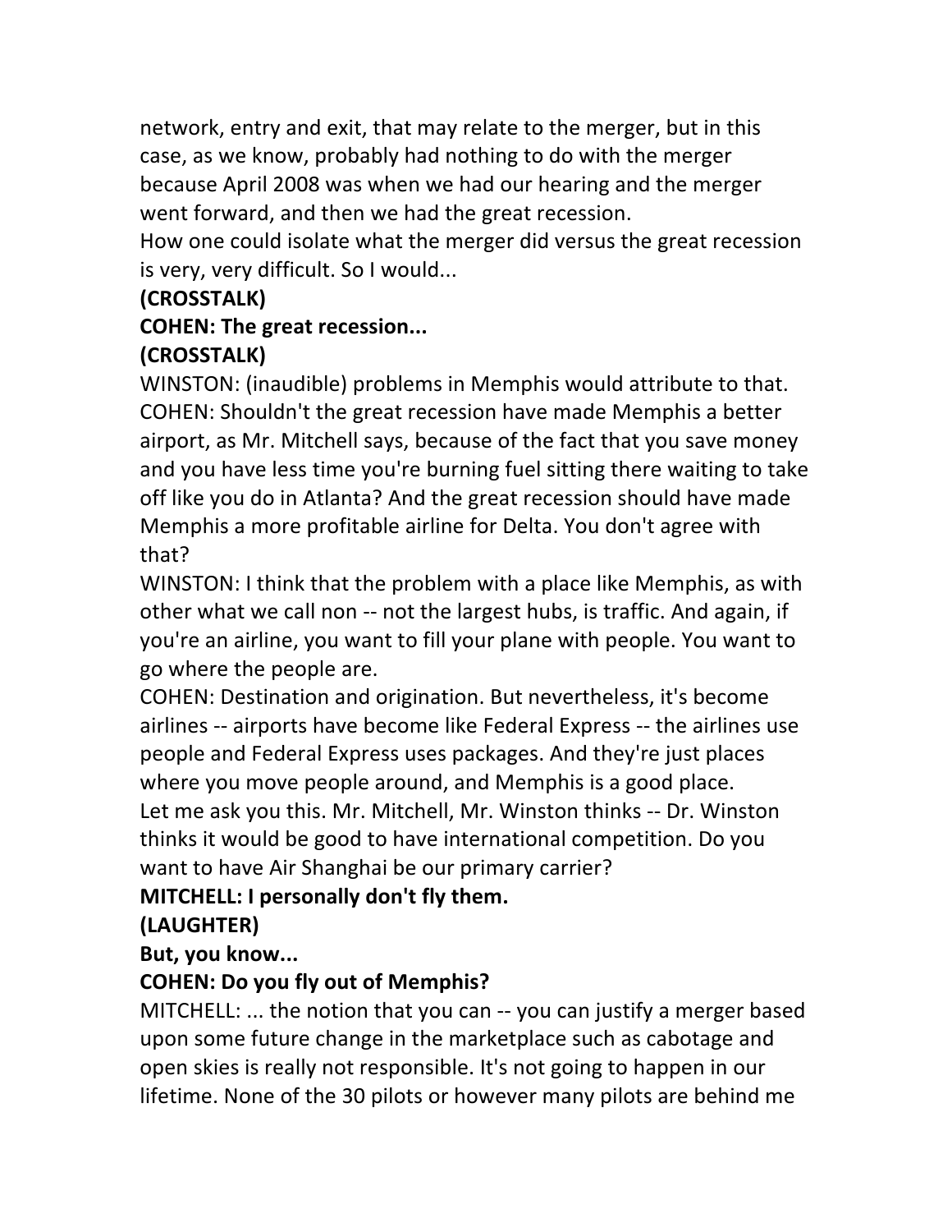network, entry and exit, that may relate to the merger, but in this case, as we know, probably had nothing to do with the merger because April 2008 was when we had our hearing and the merger went forward, and then we had the great recession.

How one could isolate what the merger did versus the great recession is very, very difficult. So I would...

**(CROSSTALK)**

**COHEN: The great recession...**

**(CROSSTALK)**

WINSTON: (inaudible) problems in Memphis would attribute to that.

COHEN: Shouldn't the great recession have made Memphis a better airport, as Mr. Mitchell says, because of the fact that you save money and you have less time you're burning fuel sitting there waiting to take off like you do in Atlanta? And the great recession should have made Memphis a more profitable airline for Delta. You don't agree with that?

WINSTON: I think that the problem with a place like Memphis, as with other what we call non -- not the largest hubs, is traffic. And again, if you're an airline, you want to fill your plane with people. You want to go where the people are.

COHEN: Destination and origination. But nevertheless, it's become airlines -- airports have become like Federal Express -- the airlines use people and Federal Express uses packages. And they're just places where you move people around, and Memphis is a good place.

Let me ask you this. Mr. Mitchell, Mr. Winston thinks -- Dr. Winston thinks it would be good to have international competition. Do you want to have Air Shanghai be our primary carrier?

**MITCHELL: I personally don't fly them.**

**(LAUGHTER)**

**But, you know...**

**COHEN: Do you fly out of Memphis?**

MITCHELL: ... the notion that you can -- you can justify a merger based upon some future change in the marketplace such as cabotage and open skies is really not responsible. It's not going to happen in our lifetime. None of the 30 pilots or however many pilots are behind me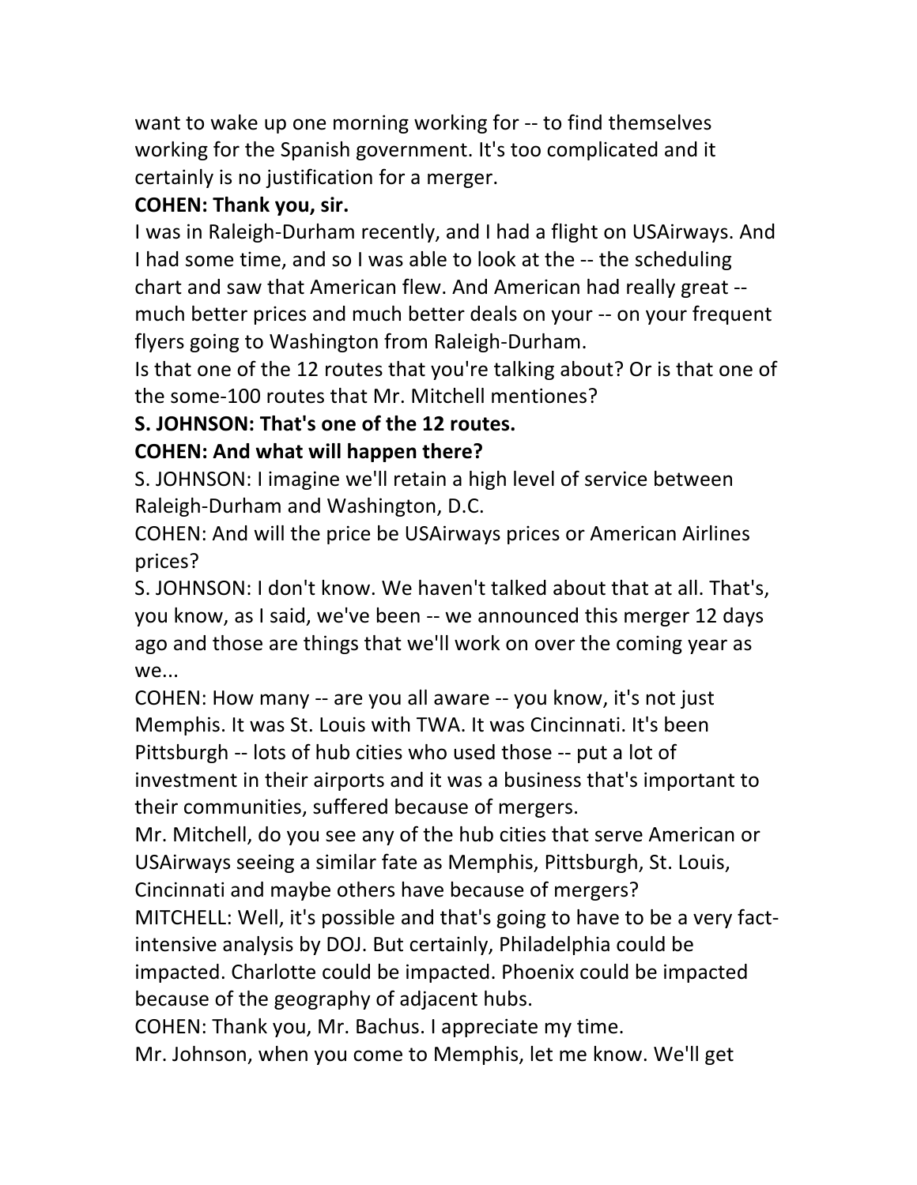want to wake up one morning working for -- to find themselves working for the Spanish government. It's too complicated and it certainly is no justification for a merger.

**COHEN: Thank you, sir.**

I was in Raleigh-Durham recently, and I had a flight on USAirways. And I had some time, and so I was able to look at the -- the scheduling chart and saw that American flew. And American had really great -- much better prices and much better deals on your -- on your frequent flyers going to Washington from Raleigh-Durham.

Is that one of the 12 routes that you're talking about? Or is that one of the some-100 routes that Mr. Mitchell mentiones?

**S. JOHNSON: That's one of the 12 routes.**

**COHEN: And what will happen there?**

S. JOHNSON: I imagine we'll retain a high level of service between Raleigh-Durham and Washington, D.C.

COHEN: And will the price be USAirways prices or American Airlines prices?

S. JOHNSON: I don't know. We haven't talked about that at all. That's, you know, as I said, we've been -- we announced this merger 12 days ago and those are things that we'll work on over the coming year as we...

COHEN: How many -- are you all aware -- you know, it's not just Memphis. It was St. Louis with TWA. It was Cincinnati. It's been Pittsburgh -- lots of hub cities who used those -- put a lot of investment in their airports and it was a business that's important to their communities, suffered because of mergers.

Mr. Mitchell, do you see any of the hub cities that serve American or USAirways seeing a similar fate as Memphis, Pittsburgh, St. Louis, Cincinnati and maybe others have because of mergers?

MITCHELL: Well, it's possible and that's going to have to be a very fact-intensive analysis by DOJ. But certainly, Philadelphia could be impacted. Charlotte could be impacted. Phoenix could be impacted because of the geography of adjacent hubs.

COHEN: Thank you, Mr. Bachus. I appreciate my time.

Mr. Johnson, when you come to Memphis, let me know. We'll get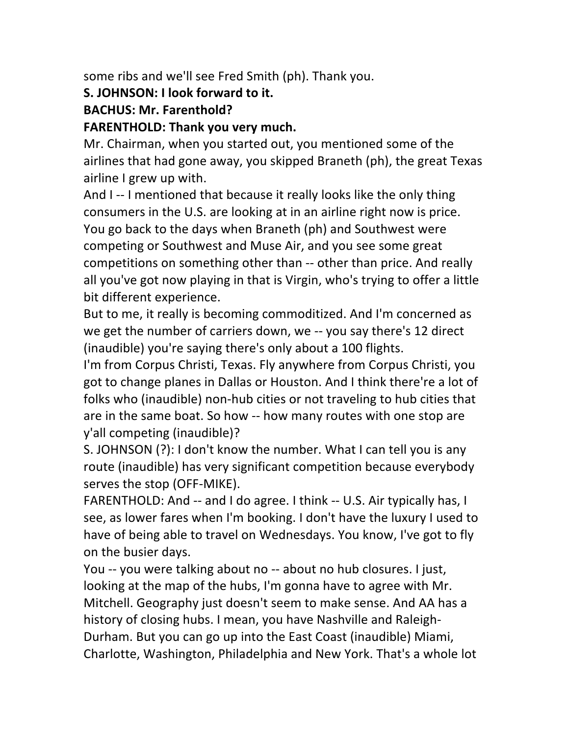some ribs and we'll see Fred Smith (ph). Thank you.

**S. JOHNSON: I look forward to it.**

**BACHUS: Mr. Farenthold?**

**FARENTHOLD: Thank you very much.**

Mr. Chairman, when you started out, you mentioned some of the airlines that had gone away, you skipped Braneth (ph), the great Texas airline I grew up with.

And I -- I mentioned that because it really looks like the only thing consumers in the U.S. are looking at in an airline right now is price. You go back to the days when Braneth (ph) and Southwest were competing or Southwest and Muse Air, and you see some great competitions on something other than -- other than price. And really all you've got now playing in that is Virgin, who's trying to offer a little bit different experience.

But to me, it really is becoming commoditized. And I'm concerned as we get the number of carriers down, we -- you say there's 12 direct (inaudible) you're saying there's only about a 100 flights.

I'm from Corpus Christi, Texas. Fly anywhere from Corpus Christi, you got to change planes in Dallas or Houston. And I think there're a lot of folks who (inaudible) non-hub cities or not traveling to hub cities that are in the same boat. So how -- how many routes with one stop are y'all competing (inaudible)?

S. JOHNSON (?): I don't know the number. What I can tell you is any route (inaudible) has very significant competition because everybody serves the stop (OFF-MIKE).

FARENTHOLD: And -- and I do agree. I think -- U.S. Air typically has, I see, as lower fares when I'm booking. I don't have the luxury I used to have of being able to travel on Wednesdays. You know, I've got to fly on the busier days.

You -- you were talking about no -- about no hub closures. I just, looking at the map of the hubs, I'm gonna have to agree with Mr. Mitchell. Geography just doesn't seem to make sense. And AA has a history of closing hubs. I mean, you have Nashville and Raleigh-Durham. But you can go up into the East Coast (inaudible) Miami, Charlotte, Washington, Philadelphia and New York. That's a whole lot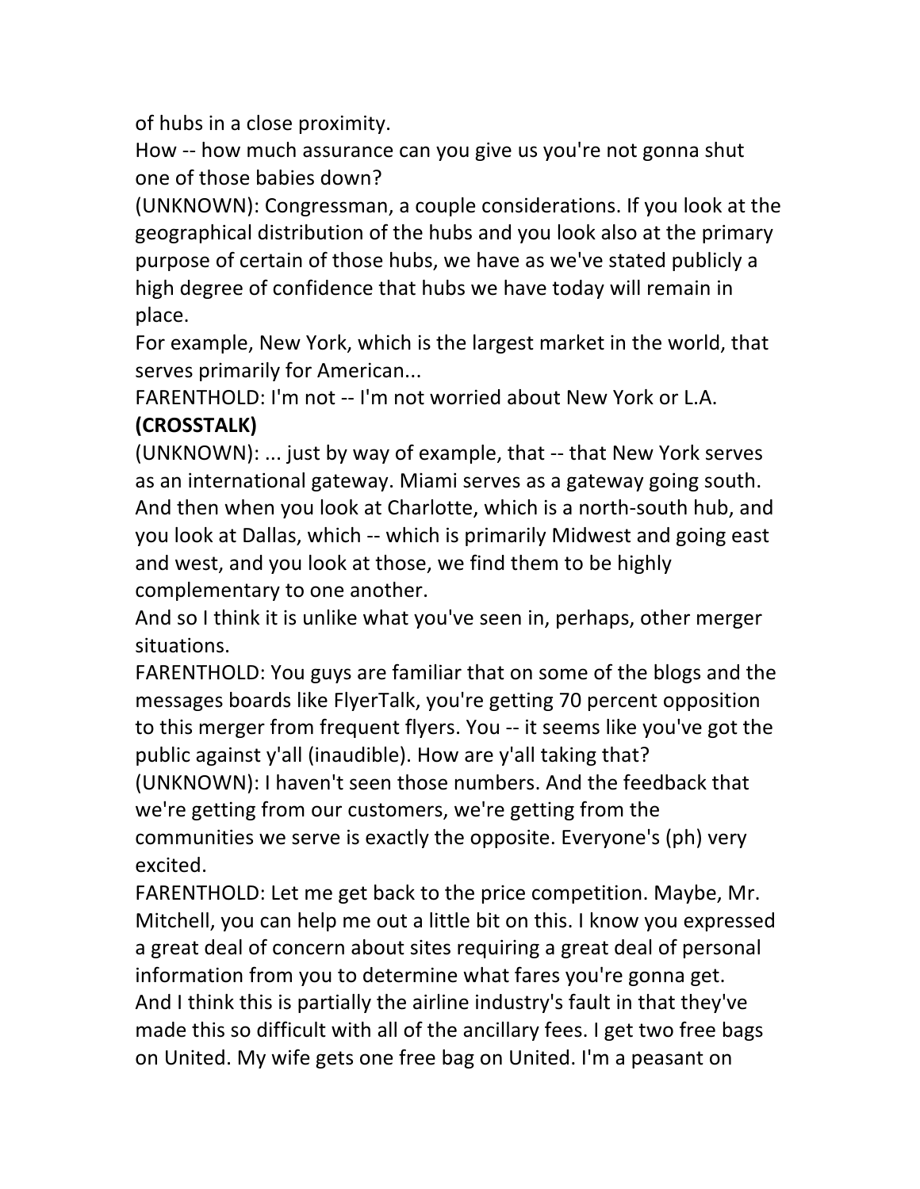of hubs in a close proximity.

How -- how much assurance can you give us you're not gonna shut one of those babies down?

(UNKNOWN): Congressman, a couple considerations. If you look at the geographical distribution of the hubs and you look also at the primary purpose of certain of those hubs, we have as we've stated publicly a high degree of confidence that hubs we have today will remain in place.

For example, New York, which is the largest market in the world, that serves primarily for American...

FARENTHOLD: I'm not -- I'm not worried about New York or L.A.

**(CROSSTALK)**

(UNKNOWN): ... just by way of example, that -- that New York serves as an international gateway. Miami serves as a gateway going south. And then when you look at Charlotte, which is a north-south hub, and you look at Dallas, which -- which is primarily Midwest and going east and west, and you look at those, we find them to be highly complementary to one another.

And so I think it is unlike what you've seen in, perhaps, other merger situations.

FARENTHOLD: You guys are familiar that on some of the blogs and the messages boards like FlyerTalk, you're getting 70 percent opposition to this merger from frequent flyers. You -- it seems like you've got the public against y'all (inaudible). How are y'all taking that?

(UNKNOWN): I haven't seen those numbers. And the feedback that we're getting from our customers, we're getting from the communities we serve is exactly the opposite. Everyone's (ph) very excited.

FARENTHOLD: Let me get back to the price competition. Maybe, Mr. Mitchell, you can help me out a little bit on this. I know you expressed a great deal of concern about sites requiring a great deal of personal information from you to determine what fares you're gonna get.

And I think this is partially the airline industry's fault in that they've made this so difficult with all of the ancillary fees. I get two free bags on United. My wife gets one free bag on United. I'm a peasant on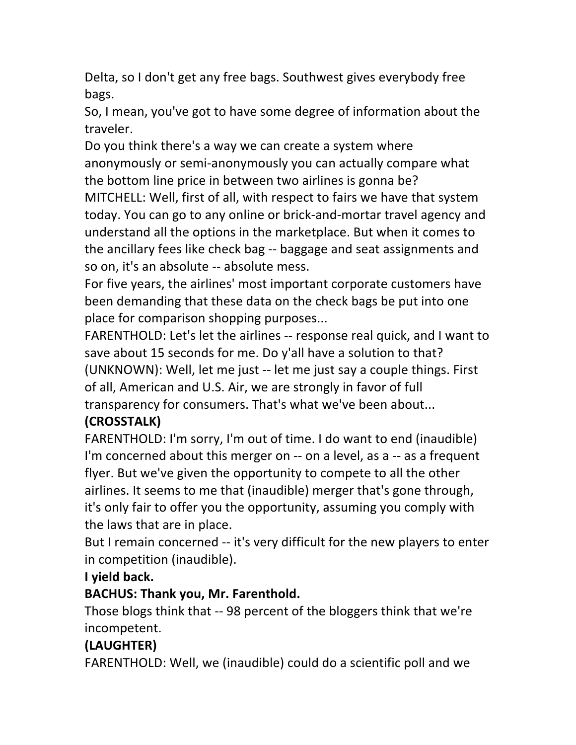Delta, so I don't get any free bags. Southwest gives everybody free bags.

So, I mean, you've got to have some degree of information about the traveler.

Do you think there's a way we can create a system where anonymously or semi-anonymously you can actually compare what the bottom line price in between two airlines is gonna be?

MITCHELL: Well, first of all, with respect to fairs we have that system today. You can go to any online or brick-and-mortar travel agency and understand all the options in the marketplace. But when it comes to the ancillary fees like check bag -- baggage and seat assignments and so on, it's an absolute -- absolute mess.

For five years, the airlines' most important corporate customers have been demanding that these data on the check bags be put into one place for comparison shopping purposes...

FARENTHOLD: Let's let the airlines -- response real quick, and I want to save about 15 seconds for me. Do y'all have a solution to that?

(UNKNOWN): Well, let me just -- let me just say a couple things. First of all, American and U.S. Air, we are strongly in favor of full transparency for consumers. That's what we've been about...

**(CROSSTALK)**

FARENTHOLD: I'm sorry, I'm out of time. I do want to end (inaudible) I'm concerned about this merger on -- on a level, as a -- as a frequent flyer. But we've given the opportunity to compete to all the other airlines. It seems to me that (inaudible) merger that's gone through, it's only fair to offer you the opportunity, assuming you comply with the laws that are in place.

But I remain concerned -- it's very difficult for the new players to enter in competition (inaudible).

**I yield back.**

**BACHUS: Thank you, Mr. Farenthold.**

Those blogs think that -- 98 percent of the bloggers think that we're incompetent.

**(LAUGHTER)**

FARENTHOLD: Well, we (inaudible) could do a scientific poll and we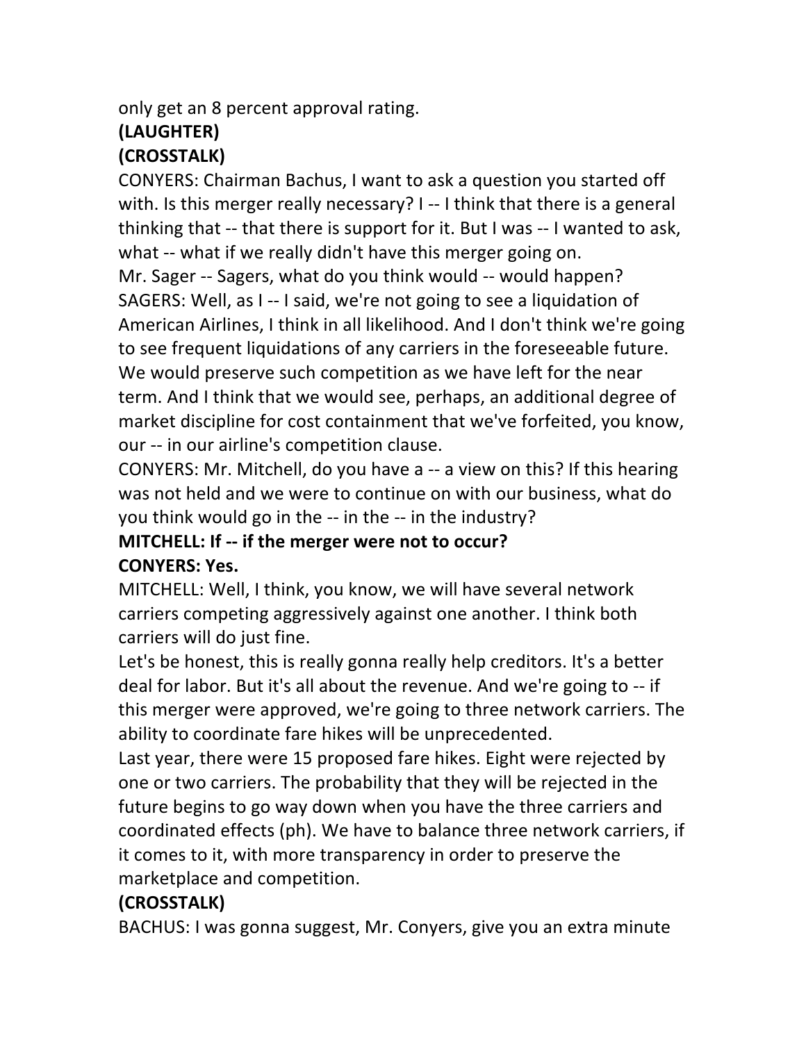only get an 8 percent approval rating.

**(LAUGHTER)**

**(CROSSTALK)**

CONYERS: Chairman Bachus, I want to ask a question you started off with. Is this merger really necessary? I -- I think that there is a general thinking that -- that there is support for it. But I was -- I wanted to ask, what -- what if we really didn't have this merger going on.

Mr. Sager -- Sagers, what do you think would -- would happen?

SAGERS: Well, as I -- I said, we're not going to see a liquidation of American Airlines, I think in all likelihood. And I don't think we're going to see frequent liquidations of any carriers in the foreseeable future. We would preserve such competition as we have left for the near term. And I think that we would see, perhaps, an additional degree of market discipline for cost containment that we've forfeited, you know, our -- in our airline's competition clause.

CONYERS: Mr. Mitchell, do you have a -- a view on this? If this hearing was not held and we were to continue on with our business, what do you think would go in the -- in the -- in the industry?

**MITCHELL: If -- if the merger were not to occur?**

**CONYERS: Yes.**

MITCHELL: Well, I think, you know, we will have several network carriers competing aggressively against one another. I think both carriers will do just fine.

Let's be honest, this is really gonna really help creditors. It's a better deal for labor. But it's all about the revenue. And we're going to -- if this merger were approved, we're going to three network carriers. The ability to coordinate fare hikes will be unprecedented.

Last year, there were 15 proposed fare hikes. Eight were rejected by one or two carriers. The probability that they will be rejected in the future begins to go way down when you have the three carriers and coordinated effects (ph). We have to balance three network carriers, if it comes to it, with more transparency in order to preserve the marketplace and competition.

**(CROSSTALK)**

BACHUS: I was gonna suggest, Mr. Conyers, give you an extra minute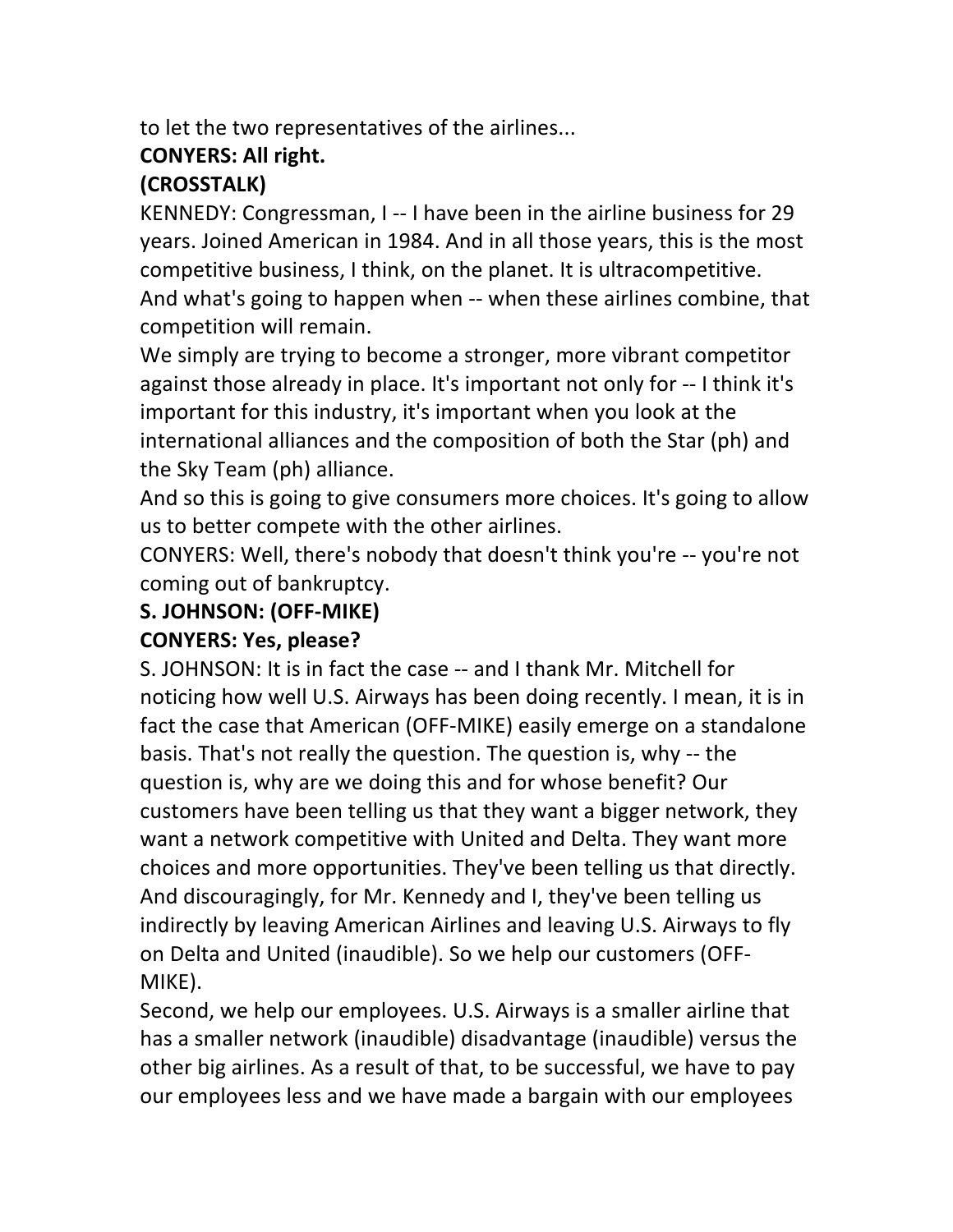to let the two representatives of the airlines...

**CONYERS: All right.**

**(CROSSTALK)**

KENNEDY: Congressman, I -- I have been in the airline business for 29 years. Joined American in 1984. And in all those years, this is the most competitive business, I think, on the planet. It is ultracompetitive. And what's going to happen when -- when these airlines combine, that competition will remain.

We simply are trying to become a stronger, more vibrant competitor against those already in place. It's important not only for -- I think it's important for this industry, it's important when you look at the international alliances and the composition of both the Star (ph) and the Sky Team (ph) alliance.

And so this is going to give consumers more choices. It's going to allow us to better compete with the other airlines.

CONYERS: Well, there's nobody that doesn't think you're -- you're not coming out of bankruptcy.

**S. JOHNSON: (OFF-MIKE)**

**CONYERS: Yes, please?**

S. JOHNSON: It is in fact the case -- and I thank Mr. Mitchell for noticing how well U.S. Airways has been doing recently. I mean, it is in fact the case that American (OFF-MIKE) easily emerge on a standalone basis. That's not really the question. The question is, why -- the question is, why are we doing this and for whose benefit? Our customers have been telling us that they want a bigger network, they want a network competitive with United and Delta. They want more choices and more opportunities. They've been telling us that directly. And discouragingly, for Mr. Kennedy and I, they've been telling us indirectly by leaving American Airlines and leaving U.S. Airways to fly on Delta and United (inaudible). So we help our customers (OFF-MIKE).

Second, we help our employees. U.S. Airways is a smaller airline that has a smaller network (inaudible) disadvantage (inaudible) versus the other big airlines. As a result of that, to be successful, we have to pay our employees less and we have made a bargain with our employees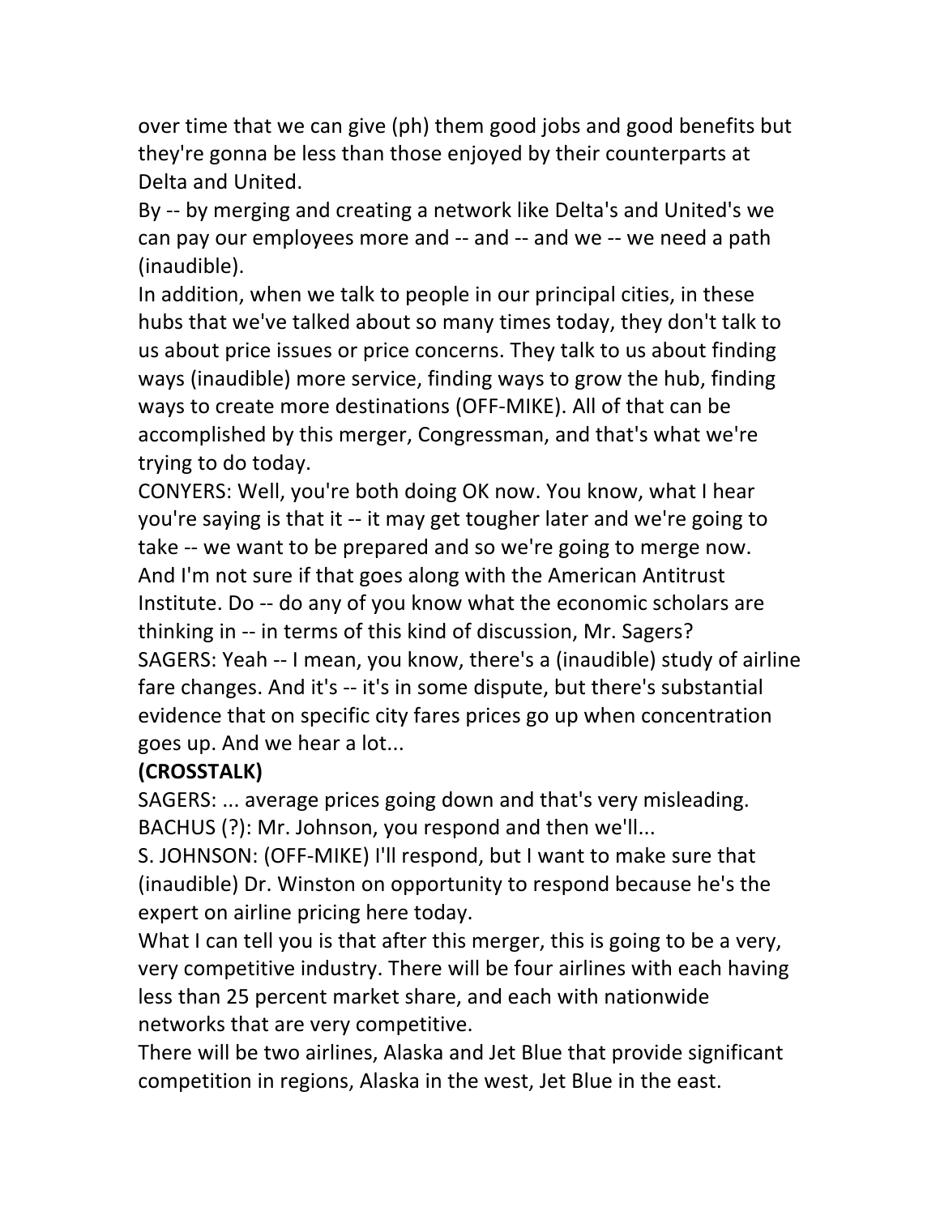over time that we can give (ph) them good jobs and good benefits but they're gonna be less than those enjoyed by their counterparts at Delta and United.

By -- by merging and creating a network like Delta's and United's we can pay our employees more and -- and -- and we -- we need a path (inaudible).

In addition, when we talk to people in our principal cities, in these hubs that we've talked about so many times today, they don't talk to us about price issues or price concerns. They talk to us about finding ways (inaudible) more service, finding ways to grow the hub, finding ways to create more destinations (OFF-MIKE). All of that can be accomplished by this merger, Congressman, and that's what we're trying to do today.

CONYERS: Well, you're both doing OK now. You know, what I hear you're saying is that it -- it may get tougher later and we're going to take -- we want to be prepared and so we're going to merge now. And I'm not sure if that goes along with the American Antitrust Institute. Do -- do any of you know what the economic scholars are thinking in -- in terms of this kind of discussion, Mr. Sagers?

SAGERS: Yeah -- I mean, you know, there's a (inaudible) study of airline fare changes. And it's -- it's in some dispute, but there's substantial evidence that on specific city fares prices go up when concentration goes up. And we hear a lot...

**(CROSSTALK)**

SAGERS: ... average prices going down and that's very misleading.

BACHUS (?): Mr. Johnson, you respond and then we'll...

S. JOHNSON: (OFF-MIKE) I'll respond, but I want to make sure that (inaudible) Dr. Winston on opportunity to respond because he's the expert on airline pricing here today.

What I can tell you is that after this merger, this is going to be a very, very competitive industry. There will be four airlines with each having less than 25 percent market share, and each with nationwide networks that are very competitive.

There will be two airlines, Alaska and Jet Blue that provide significant competition in regions, Alaska in the west, Jet Blue in the east.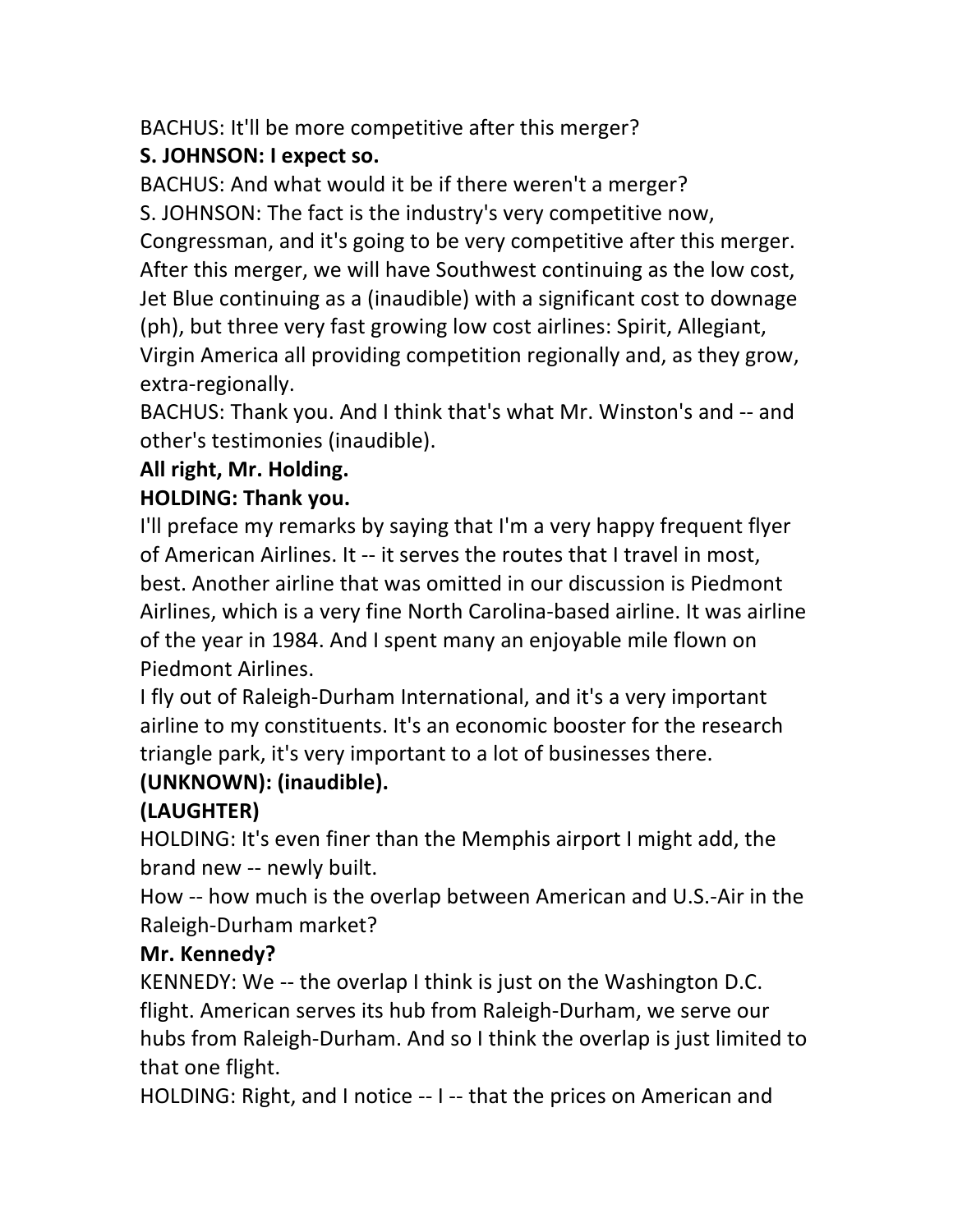BACHUS: It'll be more competitive after this merger?

**S. JOHNSON: I expect so.**

BACHUS: And what would it be if there weren't a merger?

S. JOHNSON: The fact is the industry's very competitive now, Congressman, and it's going to be very competitive after this merger. After this merger, we will have Southwest continuing as the low cost, Jet Blue continuing as a (inaudible) with a significant cost to downage (ph), but three very fast growing low cost airlines: Spirit, Allegiant, Virgin America all providing competition regionally and, as they grow, extra-regionally.

BACHUS: Thank you. And I think that's what Mr. Winston's and -- and other's testimonies (inaudible).

**All right, Mr. Holding.**

**HOLDING: Thank you.**

I'll preface my remarks by saying that I'm a very happy frequent flyer of American Airlines. It -- it serves the routes that I travel in most, best. Another airline that was omitted in our discussion is Piedmont Airlines, which is a very fine North Carolina-based airline. It was airline of the year in 1984. And I spent many an enjoyable mile flown on Piedmont Airlines.

I fly out of Raleigh-Durham International, and it's a very important airline to my constituents. It's an economic booster for the research triangle park, it's very important to a lot of businesses there.

**(UNKNOWN): (inaudible).**

**(LAUGHTER)**

HOLDING: It's even finer than the Memphis airport I might add, the brand new -- newly built.

How -- how much is the overlap between American and U.S.-Air in the Raleigh-Durham market?

**Mr. Kennedy?**

KENNEDY: We -- the overlap I think is just on the Washington D.C. flight. American serves its hub from Raleigh-Durham, we serve our hubs from Raleigh-Durham. And so I think the overlap is just limited to that one flight.

HOLDING: Right, and I notice -- I -- that the prices on American and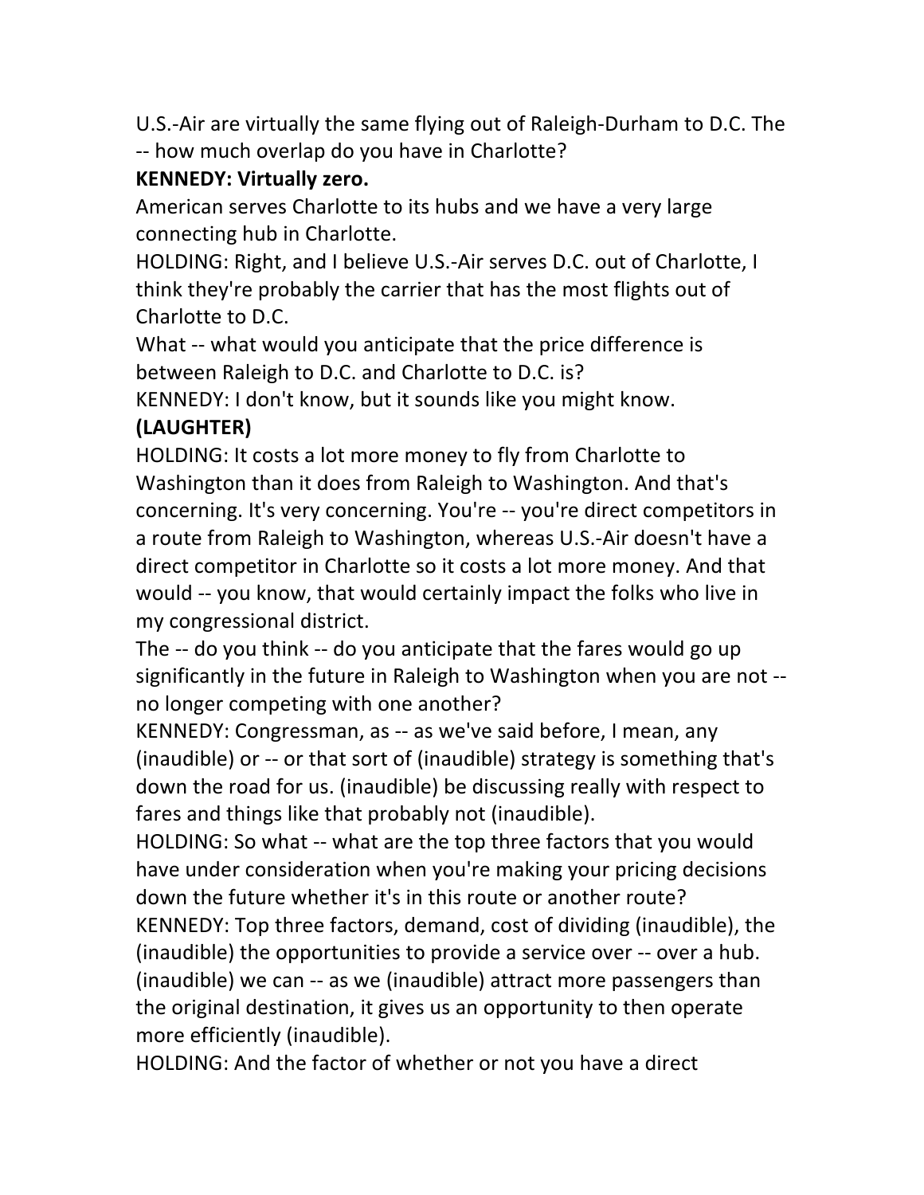U.S.-Air are virtually the same flying out of Raleigh-Durham to D.C. The -- how much overlap do you have in Charlotte?

**KENNEDY: Virtually zero.**

American serves Charlotte to its hubs and we have a very large connecting hub in Charlotte.

HOLDING: Right, and I believe U.S.-Air serves D.C. out of Charlotte, I think they're probably the carrier that has the most flights out of Charlotte to D.C.

What -- what would you anticipate that the price difference is between Raleigh to D.C. and Charlotte to D.C. is?

KENNEDY: I don't know, but it sounds like you might know.

**(LAUGHTER)**

HOLDING: It costs a lot more money to fly from Charlotte to Washington than it does from Raleigh to Washington. And that's concerning. It's very concerning. You're -- you're direct competitors in a route from Raleigh to Washington, whereas U.S.-Air doesn't have a direct competitor in Charlotte so it costs a lot more money. And that would -- you know, that would certainly impact the folks who live in my congressional district.

The -- do you think -- do you anticipate that the fares would go up significantly in the future in Raleigh to Washington when you are not -- no longer competing with one another?

KENNEDY: Congressman, as -- as we've said before, I mean, any (inaudible) or -- or that sort of (inaudible) strategy is something that's down the road for us. (inaudible) be discussing really with respect to fares and things like that probably not (inaudible).

HOLDING: So what -- what are the top three factors that you would have under consideration when you're making your pricing decisions down the future whether it's in this route or another route?

KENNEDY: Top three factors, demand, cost of dividing (inaudible), the (inaudible) the opportunities to provide a service over -- over a hub. (inaudible) we can -- as we (inaudible) attract more passengers than the original destination, it gives us an opportunity to then operate more efficiently (inaudible).

HOLDING: And the factor of whether or not you have a direct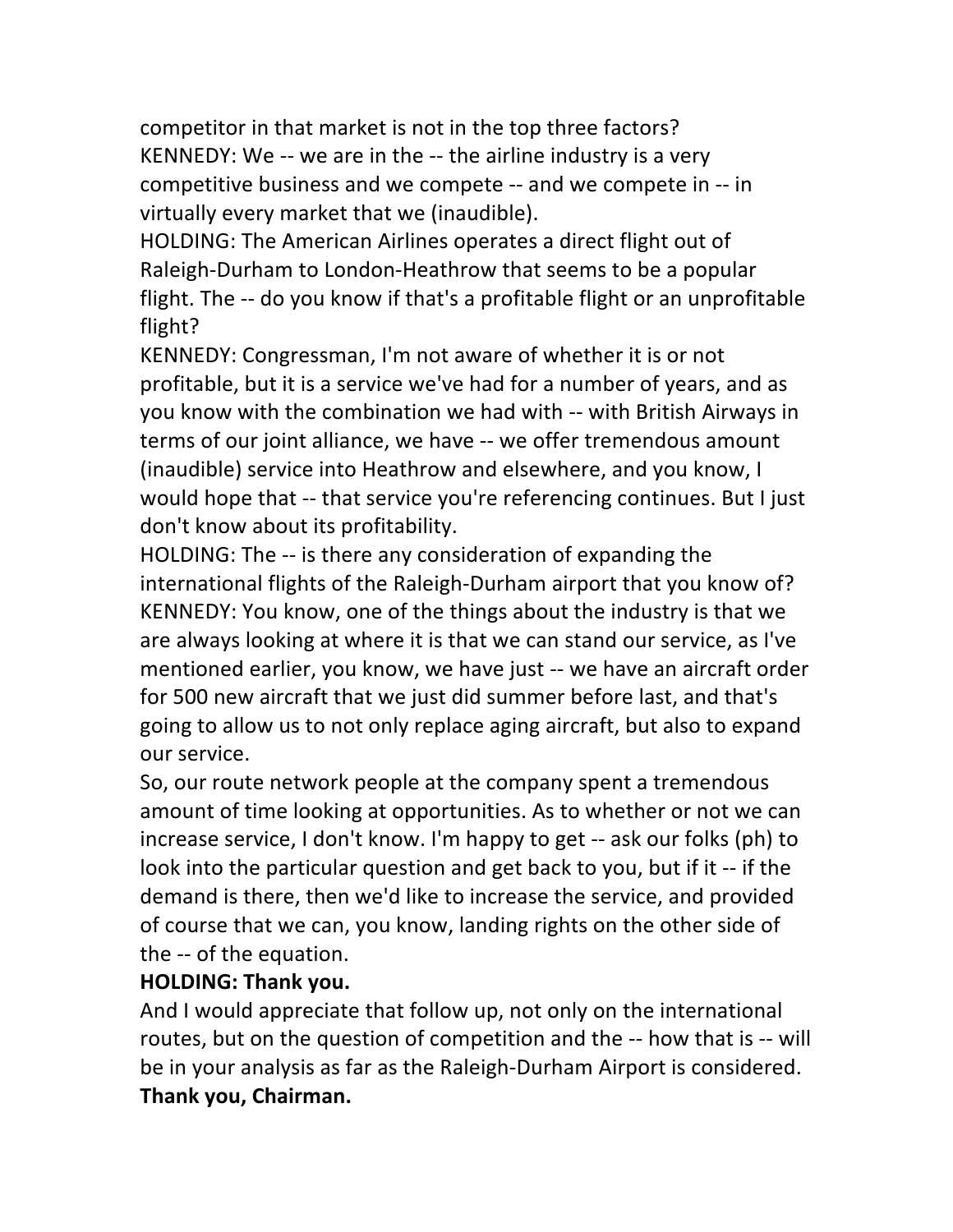competitor in that market is not in the top three factors?
KENNEDY: We -- we are in the -- the airline industry is a very competitive business and we compete -- and we compete in -- in virtually every market that we (inaudible).
HOLDING: The American Airlines operates a direct flight out of Raleigh-Durham to London-Heathrow that seems to be a popular flight. The -- do you know if that's a profitable flight or an unprofitable flight?
KENNEDY: Congressman, I'm not aware of whether it is or not profitable, but it is a service we've had for a number of years, and as you know with the combination we had with -- with British Airways in terms of our joint alliance, we have -- we offer tremendous amount (inaudible) service into Heathrow and elsewhere, and you know, I would hope that -- that service you're referencing continues. But I just don't know about its profitability.
HOLDING: The -- is there any consideration of expanding the international flights of the Raleigh-Durham airport that you know of?
KENNEDY: You know, one of the things about the industry is that we are always looking at where it is that we can stand our service, as I've mentioned earlier, you know, we have just -- we have an aircraft order for 500 new aircraft that we just did summer before last, and that's going to allow us to not only replace aging aircraft, but also to expand our service.
So, our route network people at the company spent a tremendous amount of time looking at opportunities. As to whether or not we can increase service, I don't know. I'm happy to get -- ask our folks (ph) to look into the particular question and get back to you, but if it -- if the demand is there, then we'd like to increase the service, and provided of course that we can, you know, landing rights on the other side of the -- of the equation.
**HOLDING: Thank you.**
And I would appreciate that follow up, not only on the international routes, but on the question of competition and the -- how that is -- will be in your analysis as far as the Raleigh-Durham Airport is considered.
**Thank you, Chairman.**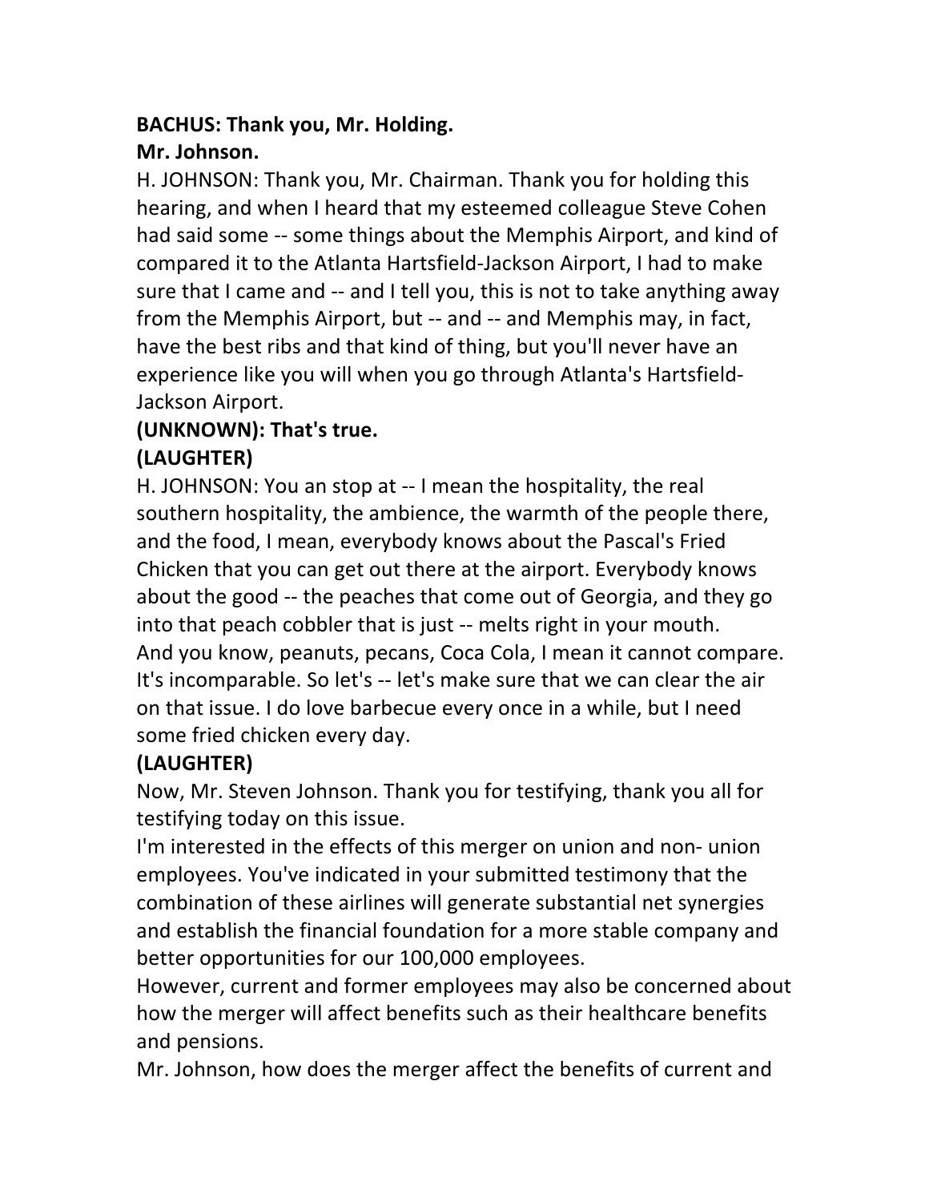**BACHUS: Thank you, Mr. Holding.**

**Mr. Johnson.**

H. JOHNSON: Thank you, Mr. Chairman. Thank you for holding this hearing, and when I heard that my esteemed colleague Steve Cohen had said some -- some things about the Memphis Airport, and kind of compared it to the Atlanta Hartsfield-Jackson Airport, I had to make sure that I came and -- and I tell you, this is not to take anything away from the Memphis Airport, but -- and -- and Memphis may, in fact, have the best ribs and that kind of thing, but you'll never have an experience like you will when you go through Atlanta's Hartsfield-Jackson Airport.

**(UNKNOWN): That's true.**

**(LAUGHTER)**

H. JOHNSON: You an stop at -- I mean the hospitality, the real southern hospitality, the ambience, the warmth of the people there, and the food, I mean, everybody knows about the Pascal's Fried Chicken that you can get out there at the airport. Everybody knows about the good -- the peaches that come out of Georgia, and they go into that peach cobbler that is just -- melts right in your mouth. And you know, peanuts, pecans, Coca Cola, I mean it cannot compare. It's incomparable. So let's -- let's make sure that we can clear the air on that issue. I do love barbecue every once in a while, but I need some fried chicken every day.

**(LAUGHTER)**

Now, Mr. Steven Johnson. Thank you for testifying, thank you all for testifying today on this issue.

I'm interested in the effects of this merger on union and non- union employees. You've indicated in your submitted testimony that the combination of these airlines will generate substantial net synergies and establish the financial foundation for a more stable company and better opportunities for our 100,000 employees.

However, current and former employees may also be concerned about how the merger will affect benefits such as their healthcare benefits and pensions.

Mr. Johnson, how does the merger affect the benefits of current and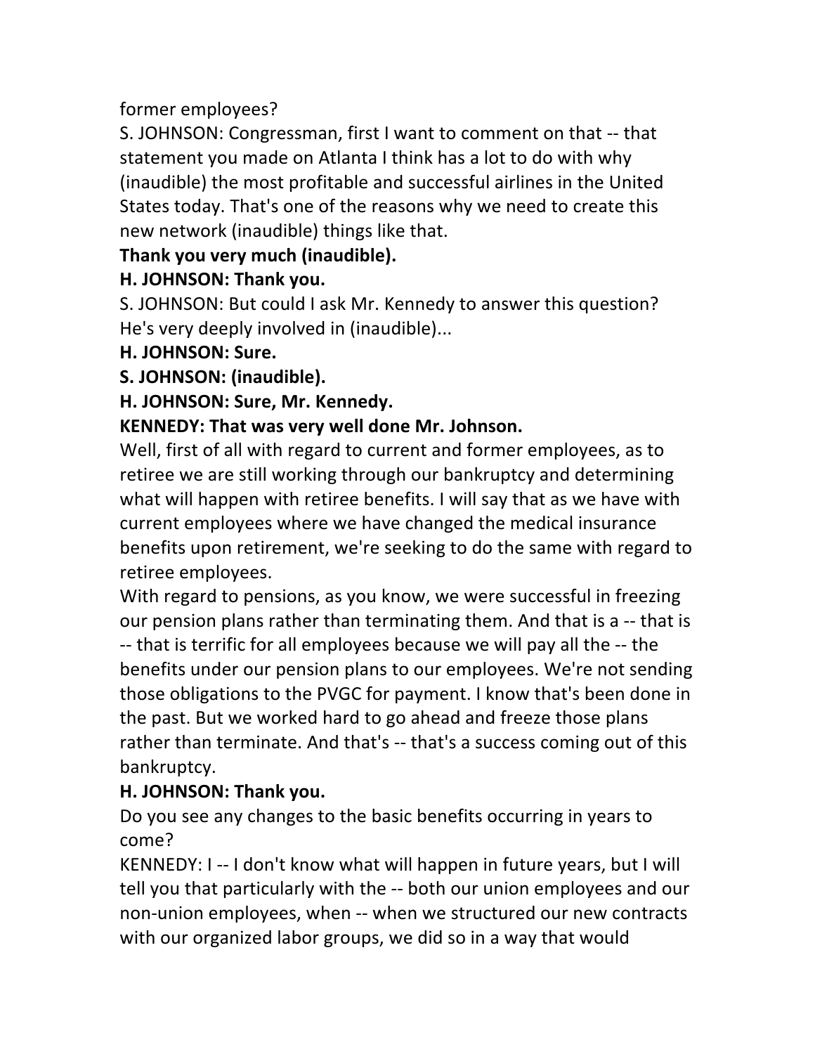former employees?

S. JOHNSON: Congressman, first I want to comment on that -- that statement you made on Atlanta I think has a lot to do with why (inaudible) the most profitable and successful airlines in the United States today. That's one of the reasons why we need to create this new network (inaudible) things like that.

**Thank you very much (inaudible).**

**H. JOHNSON: Thank you.**

S. JOHNSON: But could I ask Mr. Kennedy to answer this question? He's very deeply involved in (inaudible)...

**H. JOHNSON: Sure.**

**S. JOHNSON: (inaudible).**

**H. JOHNSON: Sure, Mr. Kennedy.**

**KENNEDY: That was very well done Mr. Johnson.**

Well, first of all with regard to current and former employees, as to retiree we are still working through our bankruptcy and determining what will happen with retiree benefits. I will say that as we have with current employees where we have changed the medical insurance benefits upon retirement, we're seeking to do the same with regard to retiree employees.

With regard to pensions, as you know, we were successful in freezing our pension plans rather than terminating them. And that is a -- that is -- that is terrific for all employees because we will pay all the -- the benefits under our pension plans to our employees. We're not sending those obligations to the PVGC for payment. I know that's been done in the past. But we worked hard to go ahead and freeze those plans rather than terminate. And that's -- that's a success coming out of this bankruptcy.

**H. JOHNSON: Thank you.**

Do you see any changes to the basic benefits occurring in years to come?

KENNEDY: I -- I don't know what will happen in future years, but I will tell you that particularly with the -- both our union employees and our non-union employees, when -- when we structured our new contracts with our organized labor groups, we did so in a way that would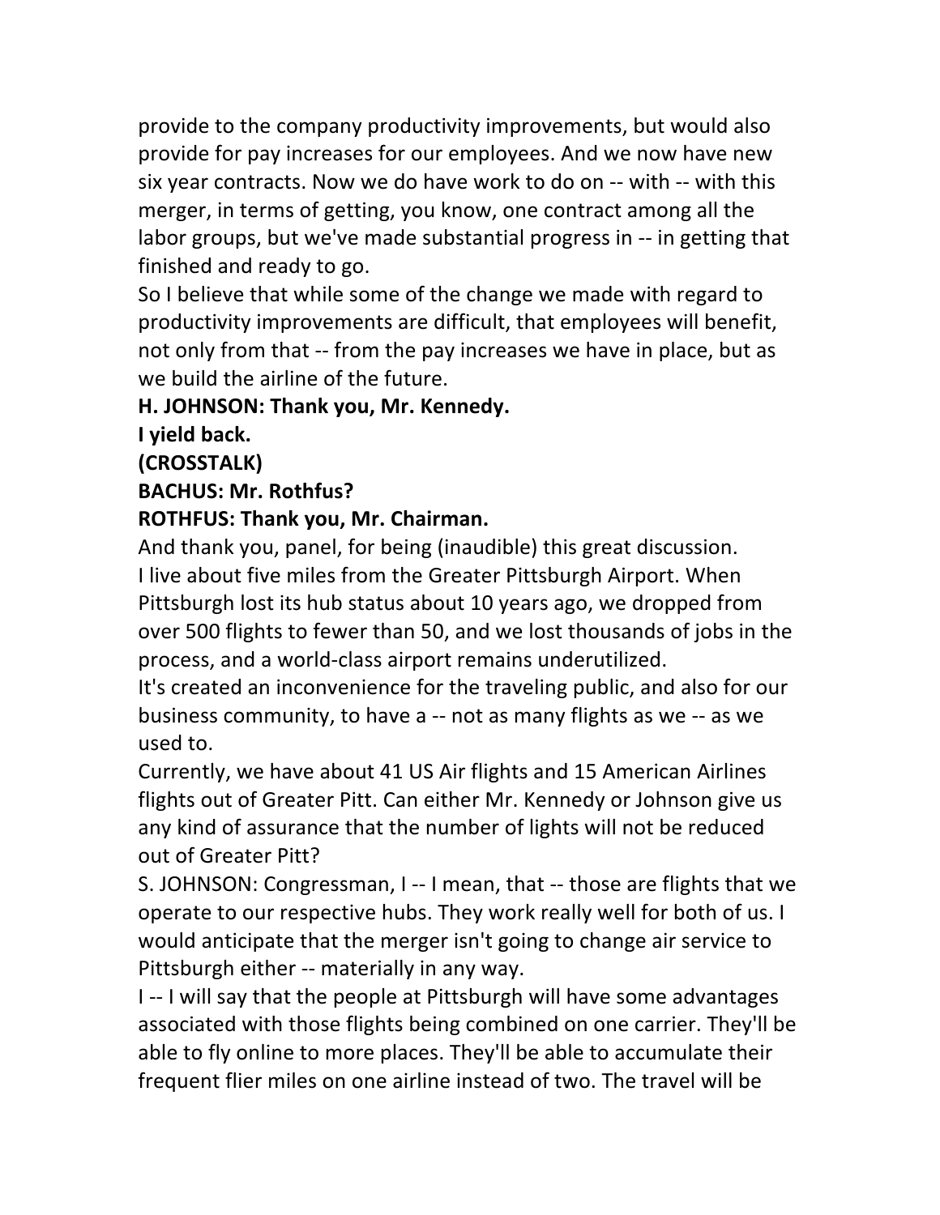provide to the company productivity improvements, but would also provide for pay increases for our employees. And we now have new six year contracts. Now we do have work to do on -- with -- with this merger, in terms of getting, you know, one contract among all the labor groups, but we've made substantial progress in -- in getting that finished and ready to go.

So I believe that while some of the change we made with regard to productivity improvements are difficult, that employees will benefit, not only from that -- from the pay increases we have in place, but as we build the airline of the future.

**H. JOHNSON: Thank you, Mr. Kennedy.**

**I yield back.**

**(CROSSTALK)**

**BACHUS: Mr. Rothfus?**

**ROTHFUS: Thank you, Mr. Chairman.**

And thank you, panel, for being (inaudible) this great discussion.

I live about five miles from the Greater Pittsburgh Airport. When Pittsburgh lost its hub status about 10 years ago, we dropped from over 500 flights to fewer than 50, and we lost thousands of jobs in the process, and a world-class airport remains underutilized.

It's created an inconvenience for the traveling public, and also for our business community, to have a -- not as many flights as we -- as we used to.

Currently, we have about 41 US Air flights and 15 American Airlines flights out of Greater Pitt. Can either Mr. Kennedy or Johnson give us any kind of assurance that the number of lights will not be reduced out of Greater Pitt?

S. JOHNSON: Congressman, I -- I mean, that -- those are flights that we operate to our respective hubs. They work really well for both of us. I would anticipate that the merger isn't going to change air service to Pittsburgh either -- materially in any way.

I -- I will say that the people at Pittsburgh will have some advantages associated with those flights being combined on one carrier. They'll be able to fly online to more places. They'll be able to accumulate their frequent flier miles on one airline instead of two. The travel will be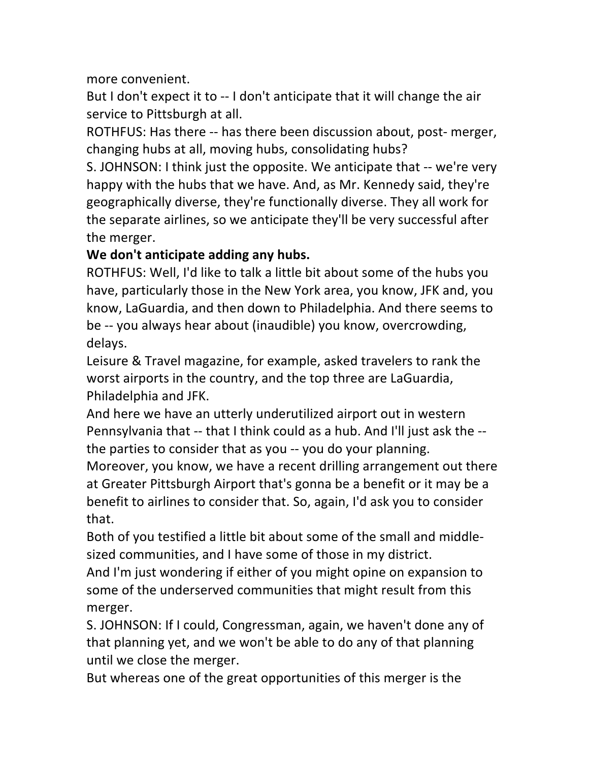more convenient.

But I don't expect it to -- I don't anticipate that it will change the air service to Pittsburgh at all.

ROTHFUS: Has there -- has there been discussion about, post- merger, changing hubs at all, moving hubs, consolidating hubs?

S. JOHNSON: I think just the opposite. We anticipate that -- we're very happy with the hubs that we have. And, as Mr. Kennedy said, they're geographically diverse, they're functionally diverse. They all work for the separate airlines, so we anticipate they'll be very successful after the merger.

**We don't anticipate adding any hubs.**

ROTHFUS: Well, I'd like to talk a little bit about some of the hubs you have, particularly those in the New York area, you know, JFK and, you know, LaGuardia, and then down to Philadelphia. And there seems to be -- you always hear about (inaudible) you know, overcrowding, delays.

Leisure & Travel magazine, for example, asked travelers to rank the worst airports in the country, and the top three are LaGuardia, Philadelphia and JFK.

And here we have an utterly underutilized airport out in western Pennsylvania that -- that I think could as a hub. And I'll just ask the -- the parties to consider that as you -- you do your planning.

Moreover, you know, we have a recent drilling arrangement out there at Greater Pittsburgh Airport that's gonna be a benefit or it may be a benefit to airlines to consider that. So, again, I'd ask you to consider that.

Both of you testified a little bit about some of the small and middle-sized communities, and I have some of those in my district.

And I'm just wondering if either of you might opine on expansion to some of the underserved communities that might result from this merger.

S. JOHNSON: If I could, Congressman, again, we haven't done any of that planning yet, and we won't be able to do any of that planning until we close the merger.

But whereas one of the great opportunities of this merger is the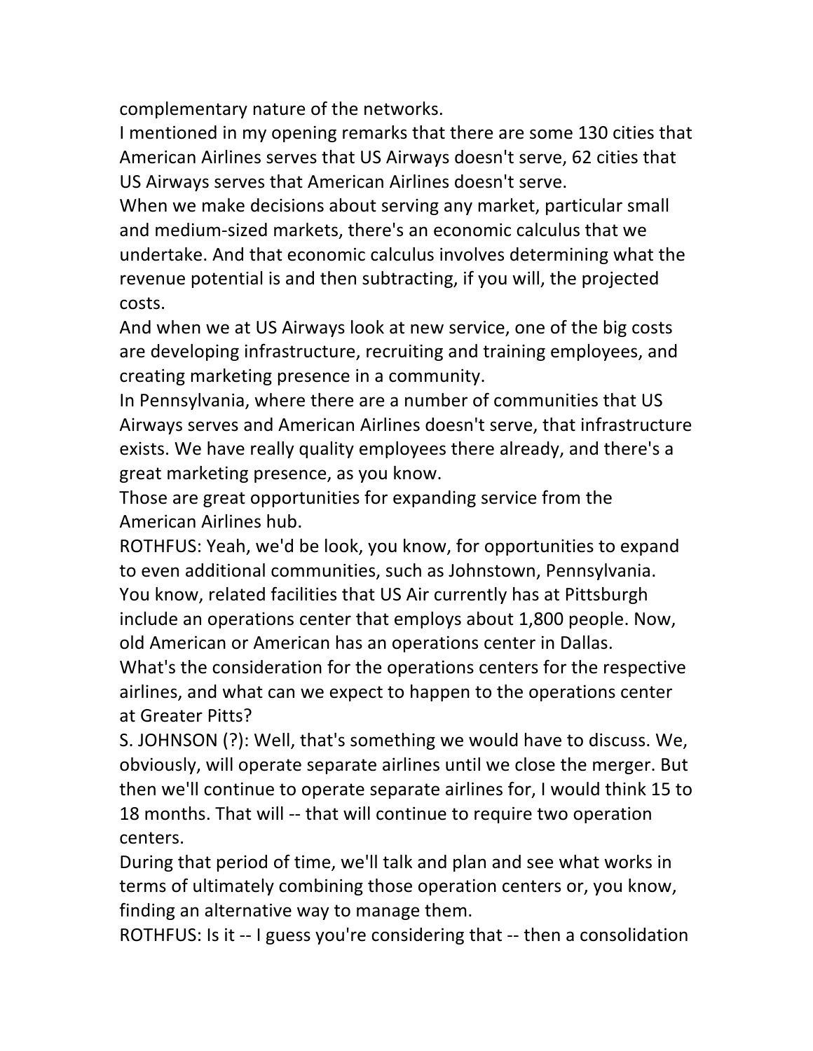complementary nature of the networks.

I mentioned in my opening remarks that there are some 130 cities that American Airlines serves that US Airways doesn't serve, 62 cities that US Airways serves that American Airlines doesn't serve.

When we make decisions about serving any market, particular small and medium-sized markets, there's an economic calculus that we undertake. And that economic calculus involves determining what the revenue potential is and then subtracting, if you will, the projected costs.

And when we at US Airways look at new service, one of the big costs are developing infrastructure, recruiting and training employees, and creating marketing presence in a community.

In Pennsylvania, where there are a number of communities that US Airways serves and American Airlines doesn't serve, that infrastructure exists. We have really quality employees there already, and there's a great marketing presence, as you know.

Those are great opportunities for expanding service from the American Airlines hub.

ROTHFUS: Yeah, we'd be look, you know, for opportunities to expand to even additional communities, such as Johnstown, Pennsylvania.

You know, related facilities that US Air currently has at Pittsburgh include an operations center that employs about 1,800 people. Now, old American or American has an operations center in Dallas.

What's the consideration for the operations centers for the respective airlines, and what can we expect to happen to the operations center at Greater Pitts?

S. JOHNSON (?): Well, that's something we would have to discuss. We, obviously, will operate separate airlines until we close the merger. But then we'll continue to operate separate airlines for, I would think 15 to 18 months. That will -- that will continue to require two operation centers.

During that period of time, we'll talk and plan and see what works in terms of ultimately combining those operation centers or, you know, finding an alternative way to manage them.

ROTHFUS: Is it -- I guess you're considering that -- then a consolidation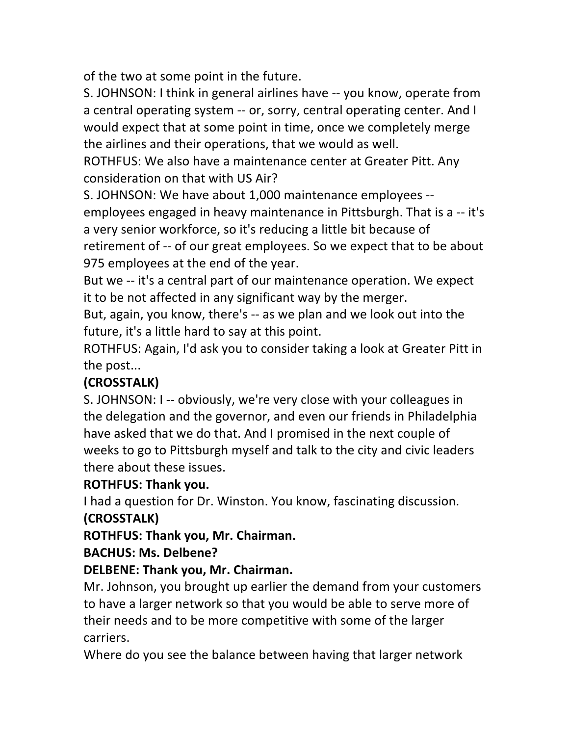of the two at some point in the future.

S. JOHNSON: I think in general airlines have -- you know, operate from a central operating system -- or, sorry, central operating center. And I would expect that at some point in time, once we completely merge the airlines and their operations, that we would as well.

ROTHFUS: We also have a maintenance center at Greater Pitt. Any consideration on that with US Air?

S. JOHNSON: We have about 1,000 maintenance employees -- employees engaged in heavy maintenance in Pittsburgh. That is a -- it's a very senior workforce, so it's reducing a little bit because of retirement of -- of our great employees. So we expect that to be about 975 employees at the end of the year.

But we -- it's a central part of our maintenance operation. We expect it to be not affected in any significant way by the merger.

But, again, you know, there's -- as we plan and we look out into the future, it's a little hard to say at this point.

ROTHFUS: Again, I'd ask you to consider taking a look at Greater Pitt in the post...

**(CROSSTALK)**

S. JOHNSON: I -- obviously, we're very close with your colleagues in the delegation and the governor, and even our friends in Philadelphia have asked that we do that. And I promised in the next couple of weeks to go to Pittsburgh myself and talk to the city and civic leaders there about these issues.

**ROTHFUS: Thank you.**

I had a question for Dr. Winston. You know, fascinating discussion.

**(CROSSTALK)**

**ROTHFUS: Thank you, Mr. Chairman.**

**BACHUS: Ms. Delbene?**

**DELBENE: Thank you, Mr. Chairman.**

Mr. Johnson, you brought up earlier the demand from your customers to have a larger network so that you would be able to serve more of their needs and to be more competitive with some of the larger carriers.

Where do you see the balance between having that larger network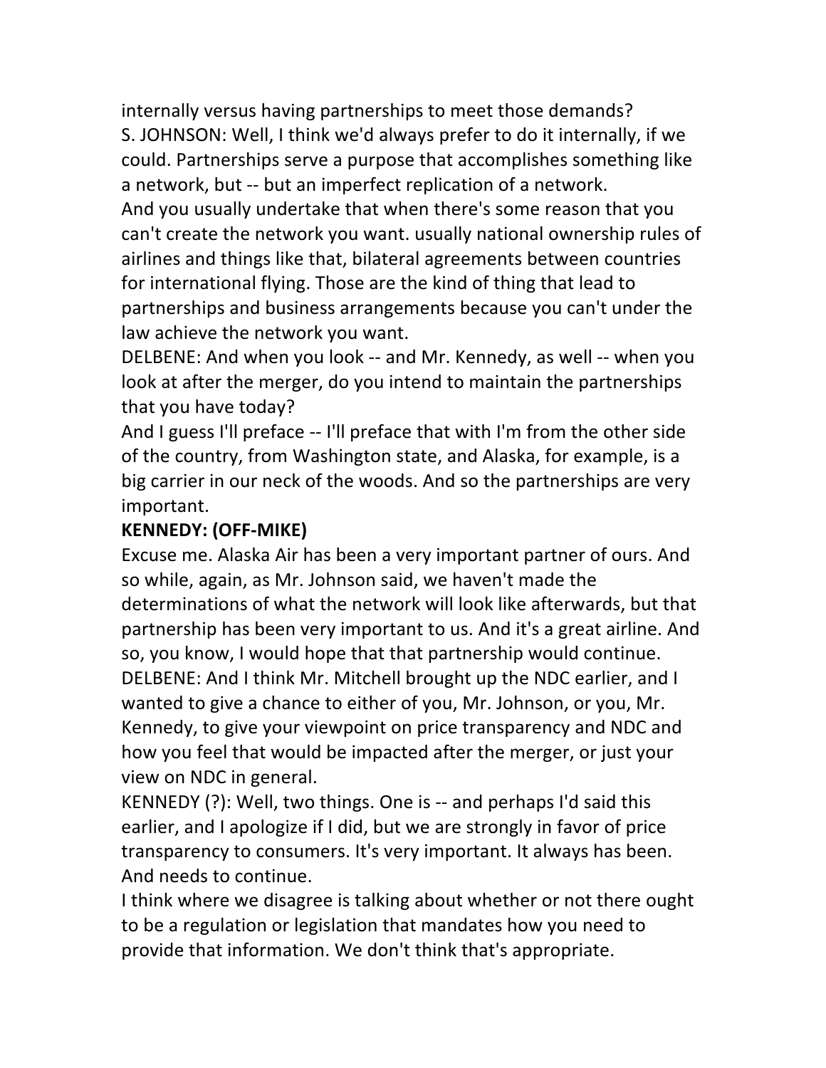internally versus having partnerships to meet those demands?

S. JOHNSON: Well, I think we'd always prefer to do it internally, if we could. Partnerships serve a purpose that accomplishes something like a network, but -- but an imperfect replication of a network.

And you usually undertake that when there's some reason that you can't create the network you want. usually national ownership rules of airlines and things like that, bilateral agreements between countries for international flying. Those are the kind of thing that lead to partnerships and business arrangements because you can't under the law achieve the network you want.

DELBENE: And when you look -- and Mr. Kennedy, as well -- when you look at after the merger, do you intend to maintain the partnerships that you have today?

And I guess I'll preface -- I'll preface that with I'm from the other side of the country, from Washington state, and Alaska, for example, is a big carrier in our neck of the woods. And so the partnerships are very important.

**KENNEDY: (OFF-MIKE)**

Excuse me. Alaska Air has been a very important partner of ours. And so while, again, as Mr. Johnson said, we haven't made the determinations of what the network will look like afterwards, but that partnership has been very important to us. And it's a great airline. And so, you know, I would hope that that partnership would continue.

DELBENE: And I think Mr. Mitchell brought up the NDC earlier, and I wanted to give a chance to either of you, Mr. Johnson, or you, Mr. Kennedy, to give your viewpoint on price transparency and NDC and how you feel that would be impacted after the merger, or just your view on NDC in general.

KENNEDY (?): Well, two things. One is -- and perhaps I'd said this earlier, and I apologize if I did, but we are strongly in favor of price transparency to consumers. It's very important. It always has been. And needs to continue.

I think where we disagree is talking about whether or not there ought to be a regulation or legislation that mandates how you need to provide that information. We don't think that's appropriate.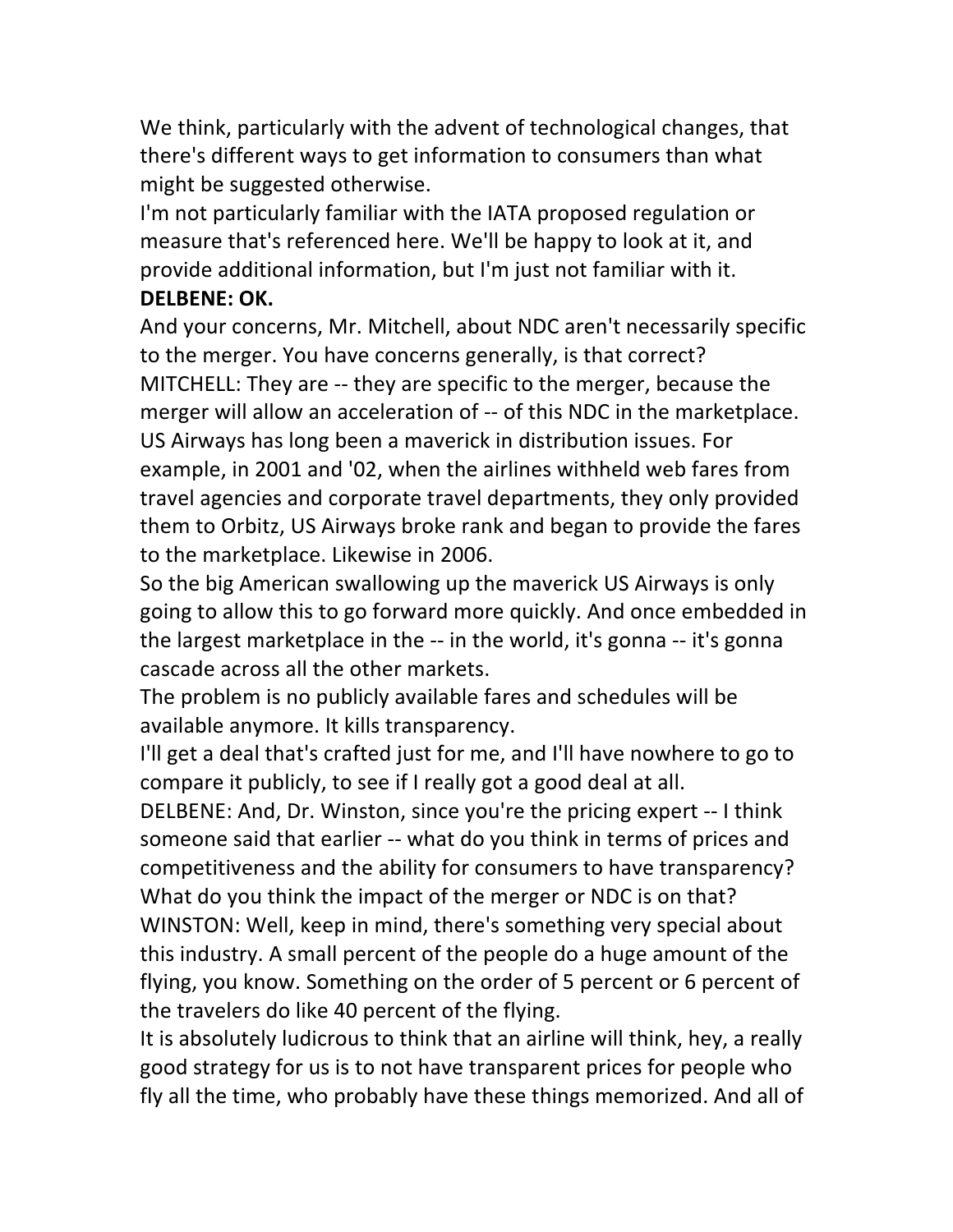We think, particularly with the advent of technological changes, that there's different ways to get information to consumers than what might be suggested otherwise.

I'm not particularly familiar with the IATA proposed regulation or measure that's referenced here. We'll be happy to look at it, and provide additional information, but I'm just not familiar with it.

**DELBENE: OK.**

And your concerns, Mr. Mitchell, about NDC aren't necessarily specific to the merger. You have concerns generally, is that correct?

MITCHELL: They are -- they are specific to the merger, because the merger will allow an acceleration of -- of this NDC in the marketplace. US Airways has long been a maverick in distribution issues. For example, in 2001 and '02, when the airlines withheld web fares from travel agencies and corporate travel departments, they only provided them to Orbitz, US Airways broke rank and began to provide the fares to the marketplace. Likewise in 2006.

So the big American swallowing up the maverick US Airways is only going to allow this to go forward more quickly. And once embedded in the largest marketplace in the -- in the world, it's gonna -- it's gonna cascade across all the other markets.

The problem is no publicly available fares and schedules will be available anymore. It kills transparency.

I'll get a deal that's crafted just for me, and I'll have nowhere to go to compare it publicly, to see if I really got a good deal at all.

DELBENE: And, Dr. Winston, since you're the pricing expert -- I think someone said that earlier -- what do you think in terms of prices and competitiveness and the ability for consumers to have transparency? What do you think the impact of the merger or NDC is on that?

WINSTON: Well, keep in mind, there's something very special about this industry. A small percent of the people do a huge amount of the flying, you know. Something on the order of 5 percent or 6 percent of the travelers do like 40 percent of the flying.

It is absolutely ludicrous to think that an airline will think, hey, a really good strategy for us is to not have transparent prices for people who fly all the time, who probably have these things memorized. And all of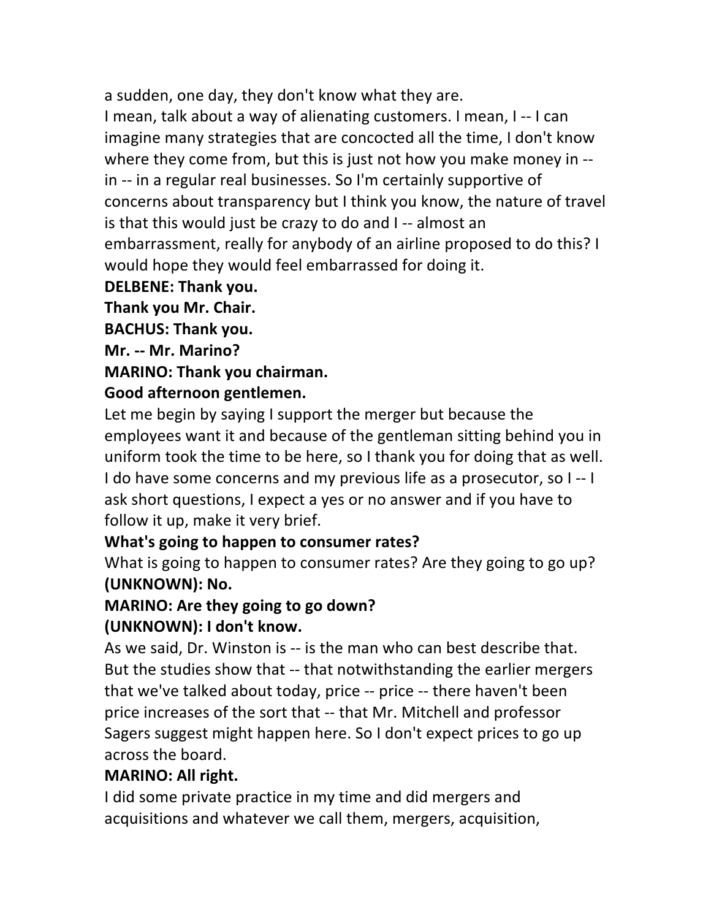a sudden, one day, they don't know what they are.

I mean, talk about a way of alienating customers. I mean, I -- I can imagine many strategies that are concocted all the time, I don't know where they come from, but this is just not how you make money in -- in -- in a regular real businesses. So I'm certainly supportive of concerns about transparency but I think you know, the nature of travel is that this would just be crazy to do and I -- almost an embarrassment, really for anybody of an airline proposed to do this? I would hope they would feel embarrassed for doing it.

**DELBENE: Thank you.**

**Thank you Mr. Chair.**

**BACHUS: Thank you.**

**Mr. -- Mr. Marino?**

**MARINO: Thank you chairman.**

**Good afternoon gentlemen.**

Let me begin by saying I support the merger but because the employees want it and because of the gentleman sitting behind you in uniform took the time to be here, so I thank you for doing that as well. I do have some concerns and my previous life as a prosecutor, so I -- I ask short questions, I expect a yes or no answer and if you have to follow it up, make it very brief.

**What's going to happen to consumer rates?**

What is going to happen to consumer rates? Are they going to go up?

**(UNKNOWN): No.**

**MARINO: Are they going to go down?**

**(UNKNOWN): I don't know.**

As we said, Dr. Winston is -- is the man who can best describe that. But the studies show that -- that notwithstanding the earlier mergers that we've talked about today, price -- price -- there haven't been price increases of the sort that -- that Mr. Mitchell and professor Sagers suggest might happen here. So I don't expect prices to go up across the board.

**MARINO: All right.**

I did some private practice in my time and did mergers and acquisitions and whatever we call them, mergers, acquisition,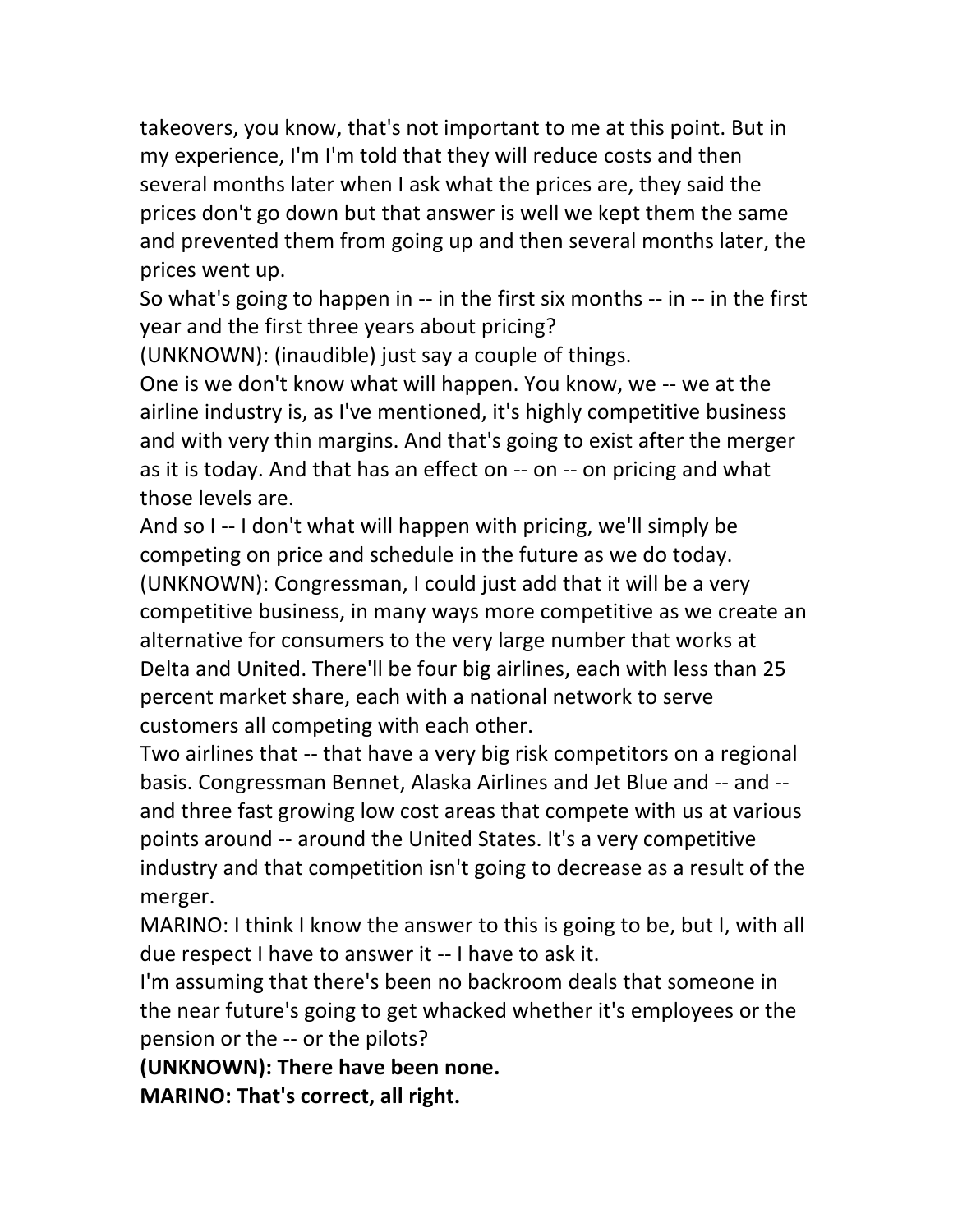takeovers, you know, that's not important to me at this point. But in my experience, I'm I'm told that they will reduce costs and then several months later when I ask what the prices are, they said the prices don't go down but that answer is well we kept them the same and prevented them from going up and then several months later, the prices went up.

So what's going to happen in -- in the first six months -- in -- in the first year and the first three years about pricing?

(UNKNOWN): (inaudible) just say a couple of things.

One is we don't know what will happen. You know, we -- we at the airline industry is, as I've mentioned, it's highly competitive business and with very thin margins. And that's going to exist after the merger as it is today. And that has an effect on -- on -- on pricing and what those levels are.

And so I -- I don't what will happen with pricing, we'll simply be competing on price and schedule in the future as we do today.

(UNKNOWN): Congressman, I could just add that it will be a very competitive business, in many ways more competitive as we create an alternative for consumers to the very large number that works at Delta and United. There'll be four big airlines, each with less than 25 percent market share, each with a national network to serve customers all competing with each other.

Two airlines that -- that have a very big risk competitors on a regional basis. Congressman Bennet, Alaska Airlines and Jet Blue and -- and -- and three fast growing low cost areas that compete with us at various points around -- around the United States. It's a very competitive industry and that competition isn't going to decrease as a result of the merger.

MARINO: I think I know the answer to this is going to be, but I, with all due respect I have to answer it -- I have to ask it.

I'm assuming that there's been no backroom deals that someone in the near future's going to get whacked whether it's employees or the pension or the -- or the pilots?

**(UNKNOWN): There have been none.**

**MARINO: That's correct, all right.**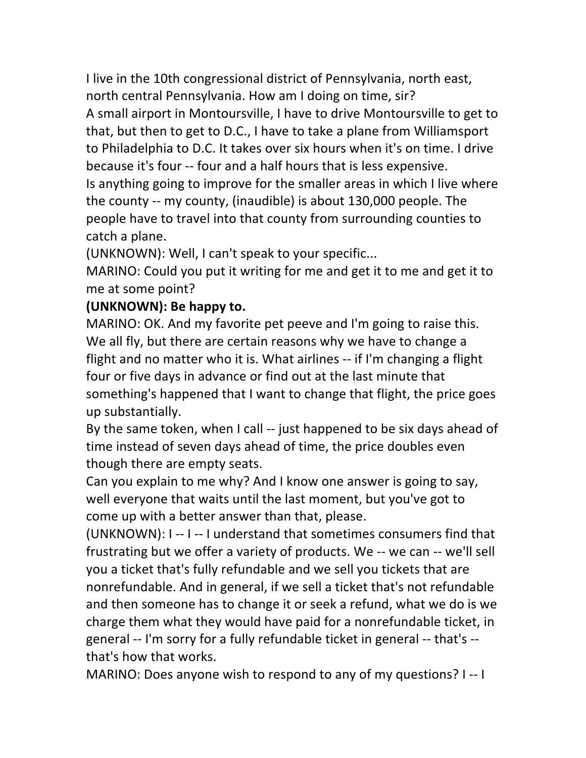I live in the 10th congressional district of Pennsylvania, north east, north central Pennsylvania. How am I doing on time, sir?

A small airport in Montoursville, I have to drive Montoursville to get to that, but then to get to D.C., I have to take a plane from Williamsport to Philadelphia to D.C. It takes over six hours when it's on time. I drive because it's four -- four and a half hours that is less expensive.

Is anything going to improve for the smaller areas in which I live where the county -- my county, (inaudible) is about 130,000 people. The people have to travel into that county from surrounding counties to catch a plane.

(UNKNOWN): Well, I can't speak to your specific...

MARINO: Could you put it writing for me and get it to me and get it to me at some point?

**(UNKNOWN): Be happy to.**

MARINO: OK. And my favorite pet peeve and I'm going to raise this. We all fly, but there are certain reasons why we have to change a flight and no matter who it is. What airlines -- if I'm changing a flight four or five days in advance or find out at the last minute that something's happened that I want to change that flight, the price goes up substantially.

By the same token, when I call -- just happened to be six days ahead of time instead of seven days ahead of time, the price doubles even though there are empty seats.

Can you explain to me why? And I know one answer is going to say, well everyone that waits until the last moment, but you've got to come up with a better answer than that, please.

(UNKNOWN): I -- I -- I understand that sometimes consumers find that frustrating but we offer a variety of products. We -- we can -- we'll sell you a ticket that's fully refundable and we sell you tickets that are nonrefundable. And in general, if we sell a ticket that's not refundable and then someone has to change it or seek a refund, what we do is we charge them what they would have paid for a nonrefundable ticket, in general -- I'm sorry for a fully refundable ticket in general -- that's -- that's how that works.

MARINO: Does anyone wish to respond to any of my questions? I -- I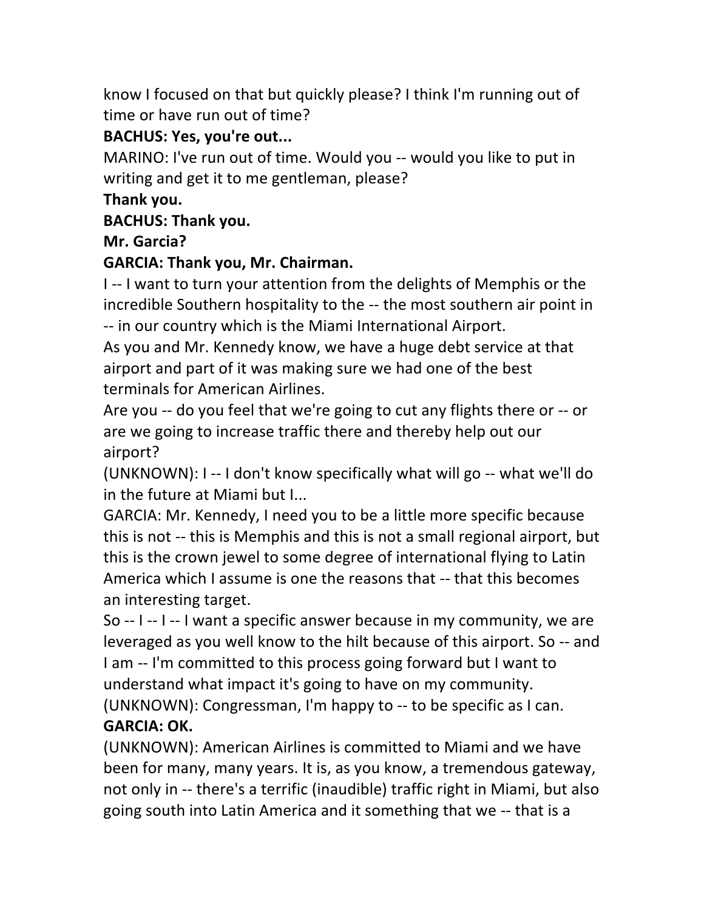know I focused on that but quickly please? I think I'm running out of time or have run out of time?

**BACHUS: Yes, you're out...**

MARINO: I've run out of time. Would you -- would you like to put in writing and get it to me gentleman, please?

**Thank you.**

**BACHUS: Thank you.**

**Mr. Garcia?**

**GARCIA: Thank you, Mr. Chairman.**

I -- I want to turn your attention from the delights of Memphis or the incredible Southern hospitality to the -- the most southern air point in -- in our country which is the Miami International Airport.

As you and Mr. Kennedy know, we have a huge debt service at that airport and part of it was making sure we had one of the best terminals for American Airlines.

Are you -- do you feel that we're going to cut any flights there or -- or are we going to increase traffic there and thereby help out our airport?

(UNKNOWN): I -- I don't know specifically what will go -- what we'll do in the future at Miami but I...

GARCIA: Mr. Kennedy, I need you to be a little more specific because this is not -- this is Memphis and this is not a small regional airport, but this is the crown jewel to some degree of international flying to Latin America which I assume is one the reasons that -- that this becomes an interesting target.

So -- I -- I -- I want a specific answer because in my community, we are leveraged as you well know to the hilt because of this airport. So -- and I am -- I'm committed to this process going forward but I want to understand what impact it's going to have on my community.

(UNKNOWN): Congressman, I'm happy to -- to be specific as I can.

**GARCIA: OK.**

(UNKNOWN): American Airlines is committed to Miami and we have been for many, many years. It is, as you know, a tremendous gateway, not only in -- there's a terrific (inaudible) traffic right in Miami, but also going south into Latin America and it something that we -- that is a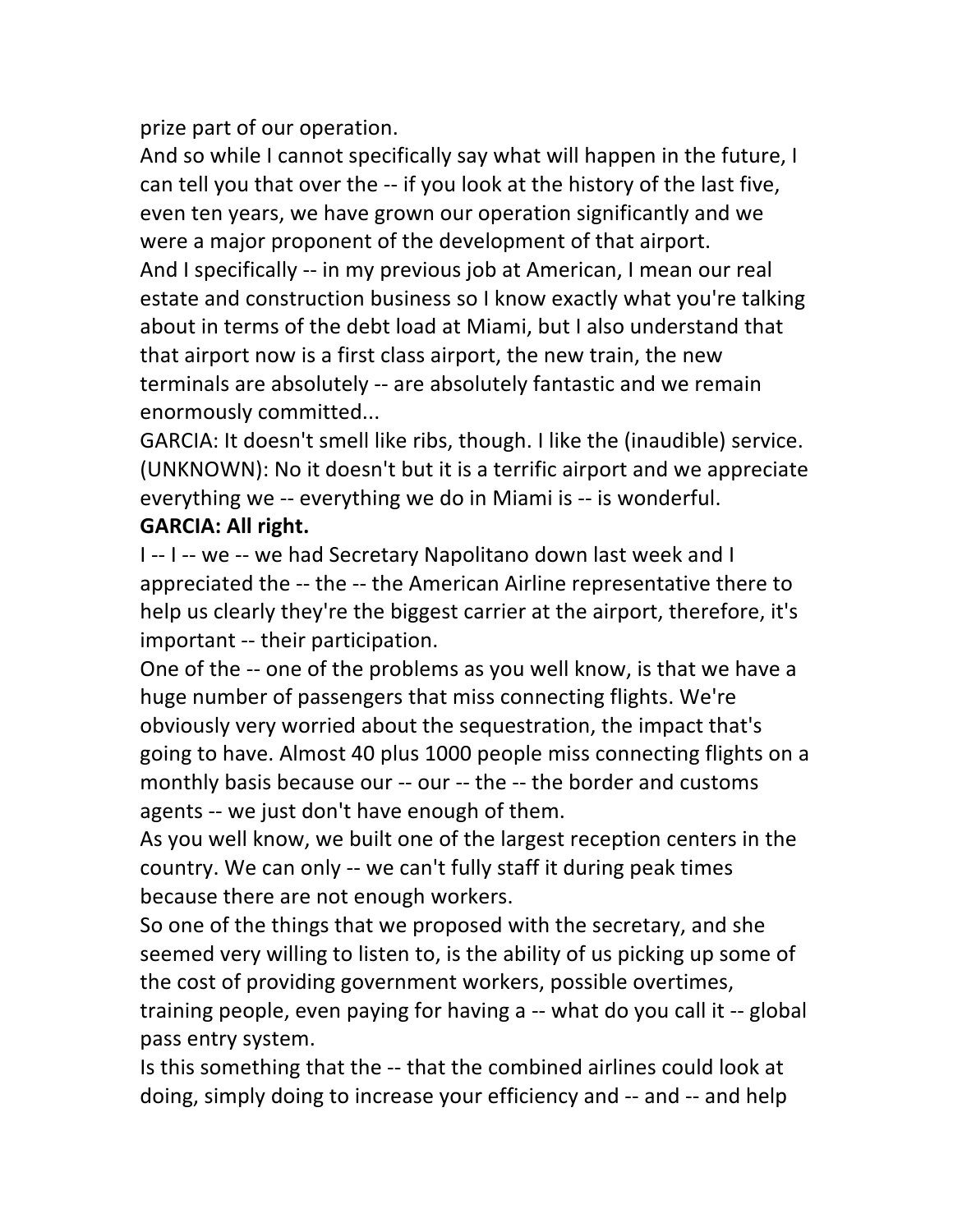prize part of our operation.

And so while I cannot specifically say what will happen in the future, I can tell you that over the -- if you look at the history of the last five, even ten years, we have grown our operation significantly and we were a major proponent of the development of that airport.

And I specifically -- in my previous job at American, I mean our real estate and construction business so I know exactly what you're talking about in terms of the debt load at Miami, but I also understand that that airport now is a first class airport, the new train, the new terminals are absolutely -- are absolutely fantastic and we remain enormously committed...

GARCIA: It doesn't smell like ribs, though. I like the (inaudible) service.

(UNKNOWN): No it doesn't but it is a terrific airport and we appreciate everything we -- everything we do in Miami is -- is wonderful.

**GARCIA: All right.**

I -- I -- we -- we had Secretary Napolitano down last week and I appreciated the -- the -- the American Airline representative there to help us clearly they're the biggest carrier at the airport, therefore, it's important -- their participation.

One of the -- one of the problems as you well know, is that we have a huge number of passengers that miss connecting flights. We're obviously very worried about the sequestration, the impact that's going to have. Almost 40 plus 1000 people miss connecting flights on a monthly basis because our -- our -- the -- the border and customs agents -- we just don't have enough of them.

As you well know, we built one of the largest reception centers in the country. We can only -- we can't fully staff it during peak times because there are not enough workers.

So one of the things that we proposed with the secretary, and she seemed very willing to listen to, is the ability of us picking up some of the cost of providing government workers, possible overtimes, training people, even paying for having a -- what do you call it -- global pass entry system.

Is this something that the -- that the combined airlines could look at doing, simply doing to increase your efficiency and -- and -- and help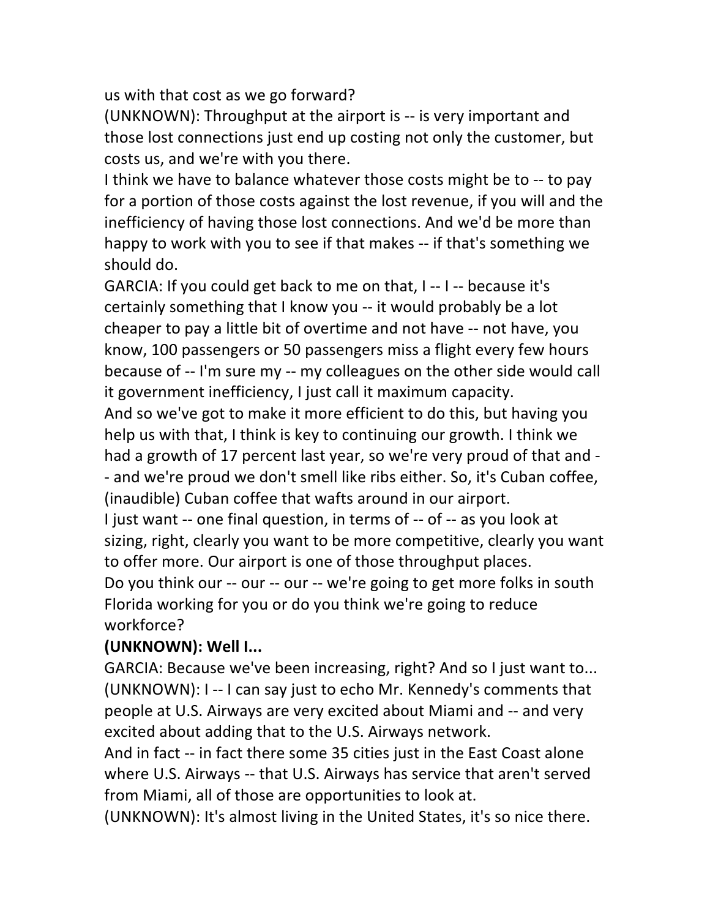us with that cost as we go forward?

(UNKNOWN): Throughput at the airport is -- is very important and those lost connections just end up costing not only the customer, but costs us, and we're with you there.

I think we have to balance whatever those costs might be to -- to pay for a portion of those costs against the lost revenue, if you will and the inefficiency of having those lost connections. And we'd be more than happy to work with you to see if that makes -- if that's something we should do.

GARCIA: If you could get back to me on that, I -- I -- because it's certainly something that I know you -- it would probably be a lot cheaper to pay a little bit of overtime and not have -- not have, you know, 100 passengers or 50 passengers miss a flight every few hours because of -- I'm sure my -- my colleagues on the other side would call it government inefficiency, I just call it maximum capacity.

And so we've got to make it more efficient to do this, but having you help us with that, I think is key to continuing our growth. I think we had a growth of 17 percent last year, so we're very proud of that and -- and we're proud we don't smell like ribs either. So, it's Cuban coffee, (inaudible) Cuban coffee that wafts around in our airport.

I just want -- one final question, in terms of -- of -- as you look at sizing, right, clearly you want to be more competitive, clearly you want to offer more. Our airport is one of those throughput places.

Do you think our -- our -- our -- we're going to get more folks in south Florida working for you or do you think we're going to reduce workforce?

**(UNKNOWN): Well I...**

GARCIA: Because we've been increasing, right? And so I just want to...

(UNKNOWN): I -- I can say just to echo Mr. Kennedy's comments that people at U.S. Airways are very excited about Miami and -- and very excited about adding that to the U.S. Airways network.

And in fact -- in fact there some 35 cities just in the East Coast alone where U.S. Airways -- that U.S. Airways has service that aren't served from Miami, all of those are opportunities to look at.

(UNKNOWN): It's almost living in the United States, it's so nice there.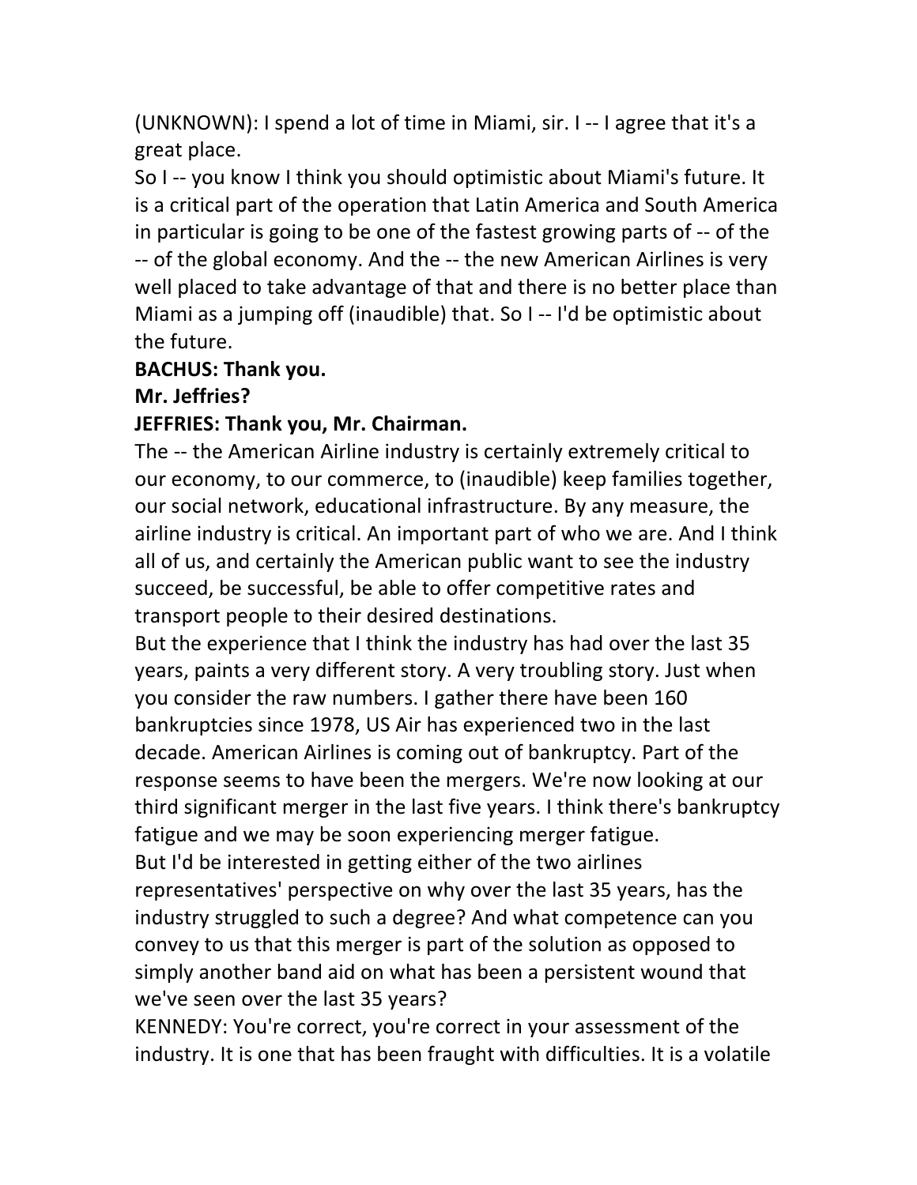(UNKNOWN): I spend a lot of time in Miami, sir. I -- I agree that it's a great place.

So I -- you know I think you should optimistic about Miami's future. It is a critical part of the operation that Latin America and South America in particular is going to be one of the fastest growing parts of -- of the -- of the global economy. And the -- the new American Airlines is very well placed to take advantage of that and there is no better place than Miami as a jumping off (inaudible) that. So I -- I'd be optimistic about the future.

**BACHUS: Thank you.**

**Mr. Jeffries?**

**JEFFRIES: Thank you, Mr. Chairman.**

The -- the American Airline industry is certainly extremely critical to our economy, to our commerce, to (inaudible) keep families together, our social network, educational infrastructure. By any measure, the airline industry is critical. An important part of who we are. And I think all of us, and certainly the American public want to see the industry succeed, be successful, be able to offer competitive rates and transport people to their desired destinations.

But the experience that I think the industry has had over the last 35 years, paints a very different story. A very troubling story. Just when you consider the raw numbers. I gather there have been 160 bankruptcies since 1978, US Air has experienced two in the last decade. American Airlines is coming out of bankruptcy. Part of the response seems to have been the mergers. We're now looking at our third significant merger in the last five years. I think there's bankruptcy fatigue and we may be soon experiencing merger fatigue.

But I'd be interested in getting either of the two airlines representatives' perspective on why over the last 35 years, has the industry struggled to such a degree? And what competence can you convey to us that this merger is part of the solution as opposed to simply another band aid on what has been a persistent wound that we've seen over the last 35 years?

KENNEDY: You're correct, you're correct in your assessment of the industry. It is one that has been fraught with difficulties. It is a volatile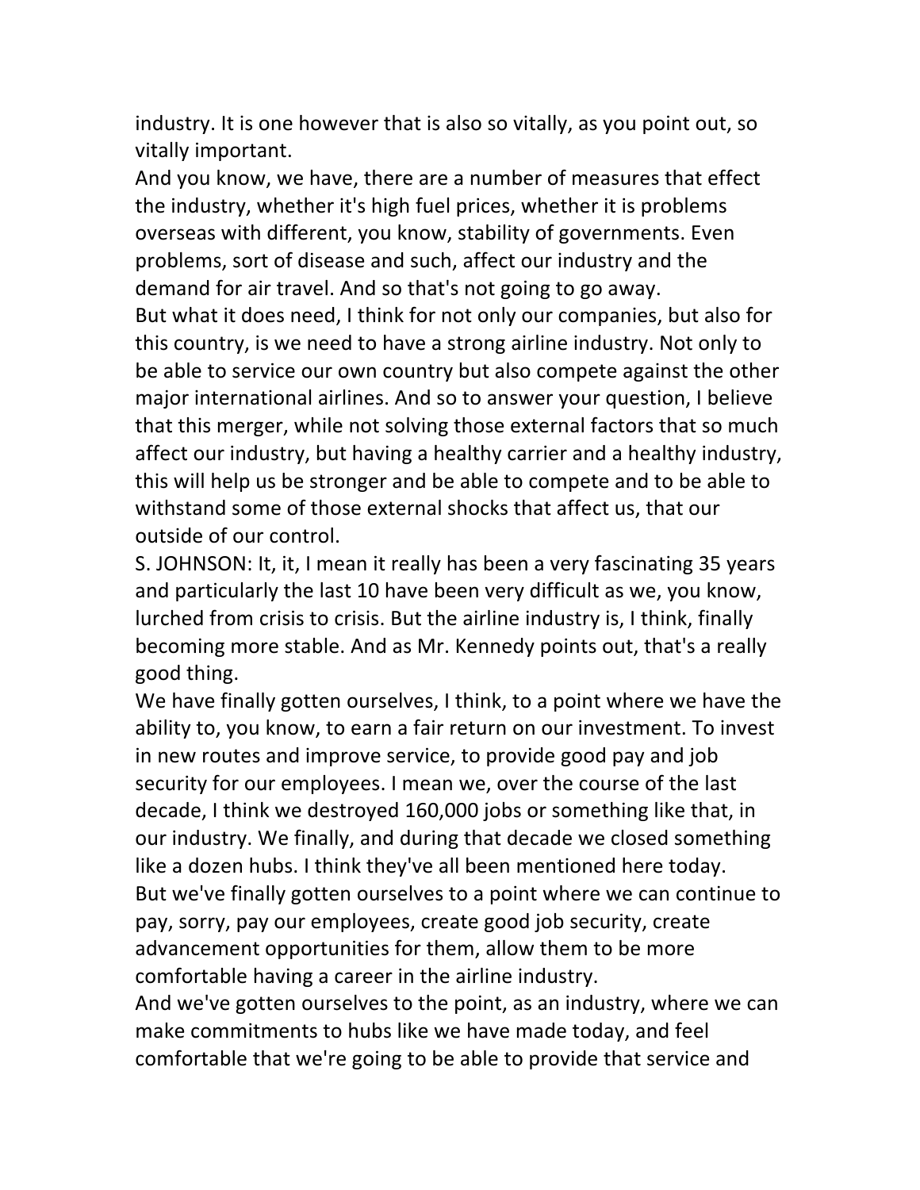industry. It is one however that is also so vitally, as you point out, so vitally important.

And you know, we have, there are a number of measures that effect the industry, whether it's high fuel prices, whether it is problems overseas with different, you know, stability of governments. Even problems, sort of disease and such, affect our industry and the demand for air travel. And so that's not going to go away.

But what it does need, I think for not only our companies, but also for this country, is we need to have a strong airline industry. Not only to be able to service our own country but also compete against the other major international airlines. And so to answer your question, I believe that this merger, while not solving those external factors that so much affect our industry, but having a healthy carrier and a healthy industry, this will help us be stronger and be able to compete and to be able to withstand some of those external shocks that affect us, that our outside of our control.

S. JOHNSON: It, it, I mean it really has been a very fascinating 35 years and particularly the last 10 have been very difficult as we, you know, lurched from crisis to crisis. But the airline industry is, I think, finally becoming more stable. And as Mr. Kennedy points out, that's a really good thing.

We have finally gotten ourselves, I think, to a point where we have the ability to, you know, to earn a fair return on our investment. To invest in new routes and improve service, to provide good pay and job security for our employees. I mean we, over the course of the last decade, I think we destroyed 160,000 jobs or something like that, in our industry. We finally, and during that decade we closed something like a dozen hubs. I think they've all been mentioned here today.

But we've finally gotten ourselves to a point where we can continue to pay, sorry, pay our employees, create good job security, create advancement opportunities for them, allow them to be more comfortable having a career in the airline industry.

And we've gotten ourselves to the point, as an industry, where we can make commitments to hubs like we have made today, and feel comfortable that we're going to be able to provide that service and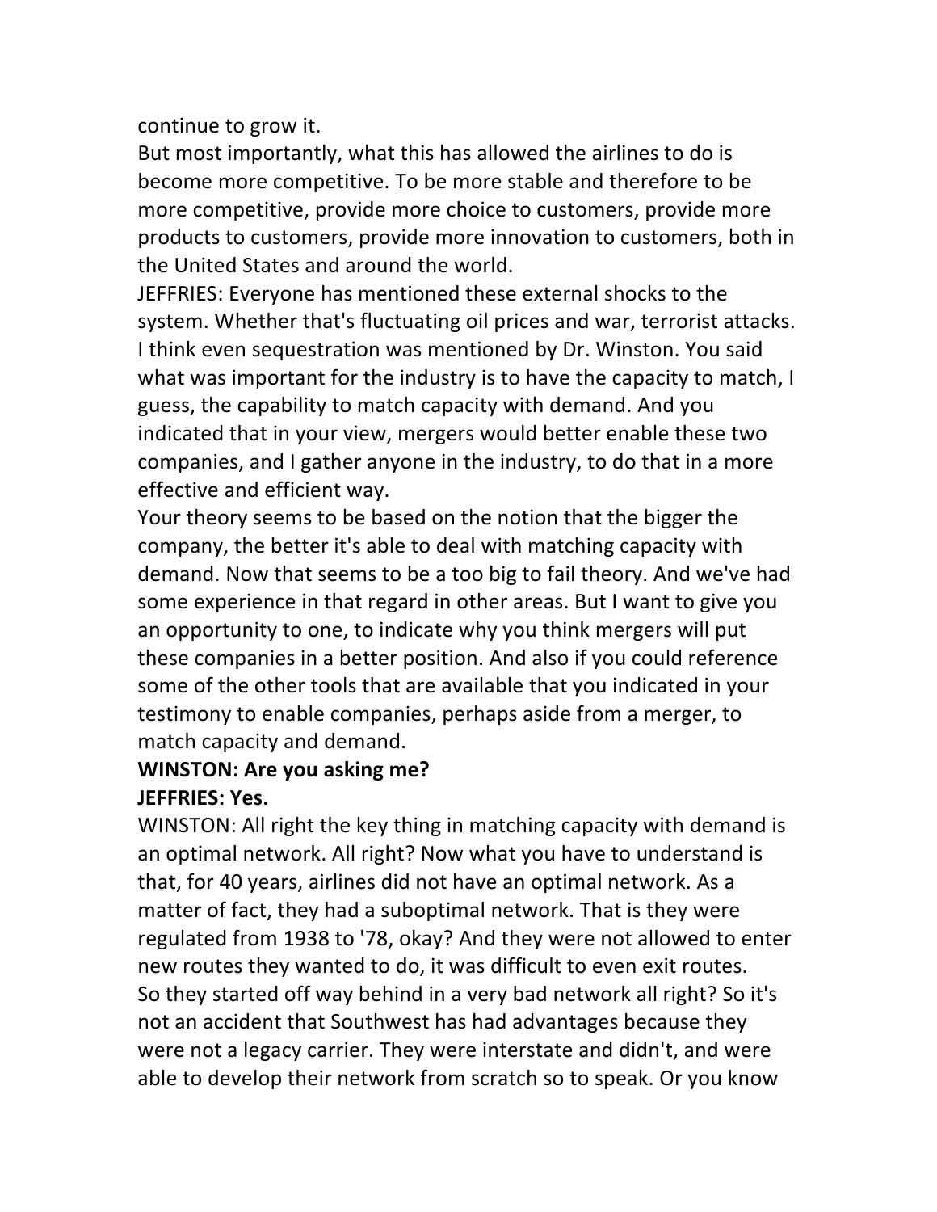continue to grow it.

But most importantly, what this has allowed the airlines to do is become more competitive. To be more stable and therefore to be more competitive, provide more choice to customers, provide more products to customers, provide more innovation to customers, both in the United States and around the world.

JEFFRIES: Everyone has mentioned these external shocks to the system. Whether that's fluctuating oil prices and war, terrorist attacks. I think even sequestration was mentioned by Dr. Winston. You said what was important for the industry is to have the capacity to match, I guess, the capability to match capacity with demand. And you indicated that in your view, mergers would better enable these two companies, and I gather anyone in the industry, to do that in a more effective and efficient way.

Your theory seems to be based on the notion that the bigger the company, the better it's able to deal with matching capacity with demand. Now that seems to be a too big to fail theory. And we've had some experience in that regard in other areas. But I want to give you an opportunity to one, to indicate why you think mergers will put these companies in a better position. And also if you could reference some of the other tools that are available that you indicated in your testimony to enable companies, perhaps aside from a merger, to match capacity and demand.

**WINSTON: Are you asking me?**

**JEFFRIES: Yes.**

WINSTON: All right the key thing in matching capacity with demand is an optimal network. All right? Now what you have to understand is that, for 40 years, airlines did not have an optimal network. As a matter of fact, they had a suboptimal network. That is they were regulated from 1938 to '78, okay? And they were not allowed to enter new routes they wanted to do, it was difficult to even exit routes. So they started off way behind in a very bad network all right? So it's not an accident that Southwest has had advantages because they were not a legacy carrier. They were interstate and didn't, and were able to develop their network from scratch so to speak. Or you know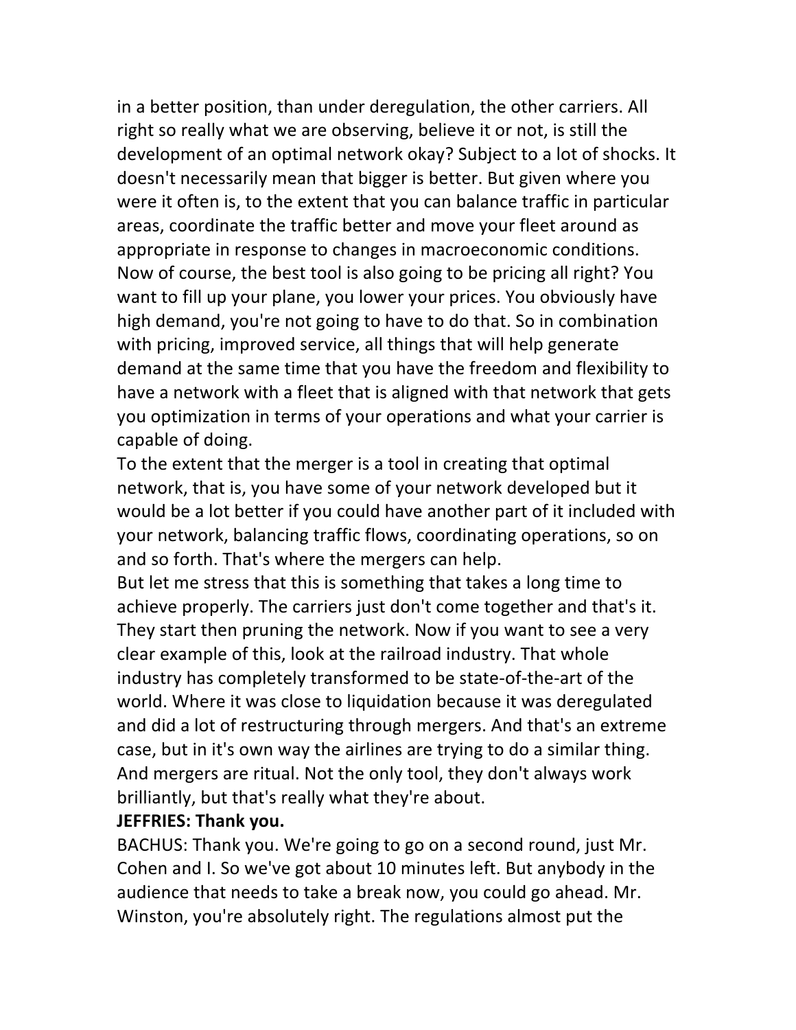in a better position, than under deregulation, the other carriers. All right so really what we are observing, believe it or not, is still the development of an optimal network okay? Subject to a lot of shocks. It doesn't necessarily mean that bigger is better. But given where you were it often is, to the extent that you can balance traffic in particular areas, coordinate the traffic better and move your fleet around as appropriate in response to changes in macroeconomic conditions. Now of course, the best tool is also going to be pricing all right? You want to fill up your plane, you lower your prices. You obviously have high demand, you're not going to have to do that. So in combination with pricing, improved service, all things that will help generate demand at the same time that you have the freedom and flexibility to have a network with a fleet that is aligned with that network that gets you optimization in terms of your operations and what your carrier is capable of doing.

To the extent that the merger is a tool in creating that optimal network, that is, you have some of your network developed but it would be a lot better if you could have another part of it included with your network, balancing traffic flows, coordinating operations, so on and so forth. That's where the mergers can help.

But let me stress that this is something that takes a long time to achieve properly. The carriers just don't come together and that's it. They start then pruning the network. Now if you want to see a very clear example of this, look at the railroad industry. That whole industry has completely transformed to be state-of-the-art of the world. Where it was close to liquidation because it was deregulated and did a lot of restructuring through mergers. And that's an extreme case, but in it's own way the airlines are trying to do a similar thing. And mergers are ritual. Not the only tool, they don't always work brilliantly, but that's really what they're about.

**JEFFRIES: Thank you.**

BACHUS: Thank you. We're going to go on a second round, just Mr. Cohen and I. So we've got about 10 minutes left. But anybody in the audience that needs to take a break now, you could go ahead. Mr. Winston, you're absolutely right. The regulations almost put the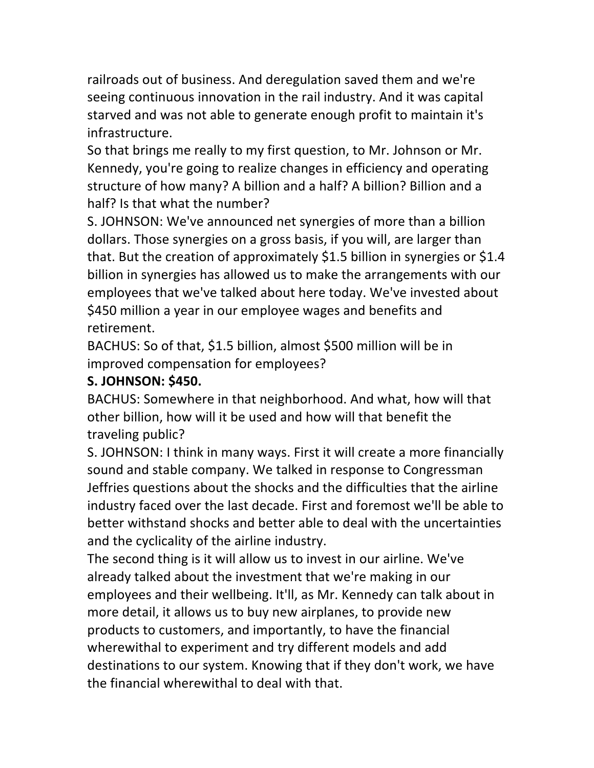railroads out of business. And deregulation saved them and we're seeing continuous innovation in the rail industry. And it was capital starved and was not able to generate enough profit to maintain it's infrastructure.

So that brings me really to my first question, to Mr. Johnson or Mr. Kennedy, you're going to realize changes in efficiency and operating structure of how many? A billion and a half? A billion? Billion and a half? Is that what the number?

S. JOHNSON: We've announced net synergies of more than a billion dollars. Those synergies on a gross basis, if you will, are larger than that. But the creation of approximately $1.5 billion in synergies or $1.4 billion in synergies has allowed us to make the arrangements with our employees that we've talked about here today. We've invested about $450 million a year in our employee wages and benefits and retirement.

BACHUS: So of that, $1.5 billion, almost $500 million will be in improved compensation for employees?

**S. JOHNSON: $450.**

BACHUS: Somewhere in that neighborhood. And what, how will that other billion, how will it be used and how will that benefit the traveling public?

S. JOHNSON: I think in many ways. First it will create a more financially sound and stable company. We talked in response to Congressman Jeffries questions about the shocks and the difficulties that the airline industry faced over the last decade. First and foremost we'll be able to better withstand shocks and better able to deal with the uncertainties and the cyclicality of the airline industry.

The second thing is it will allow us to invest in our airline. We've already talked about the investment that we're making in our employees and their wellbeing. It'll, as Mr. Kennedy can talk about in more detail, it allows us to buy new airplanes, to provide new products to customers, and importantly, to have the financial wherewithal to experiment and try different models and add destinations to our system. Knowing that if they don't work, we have the financial wherewithal to deal with that.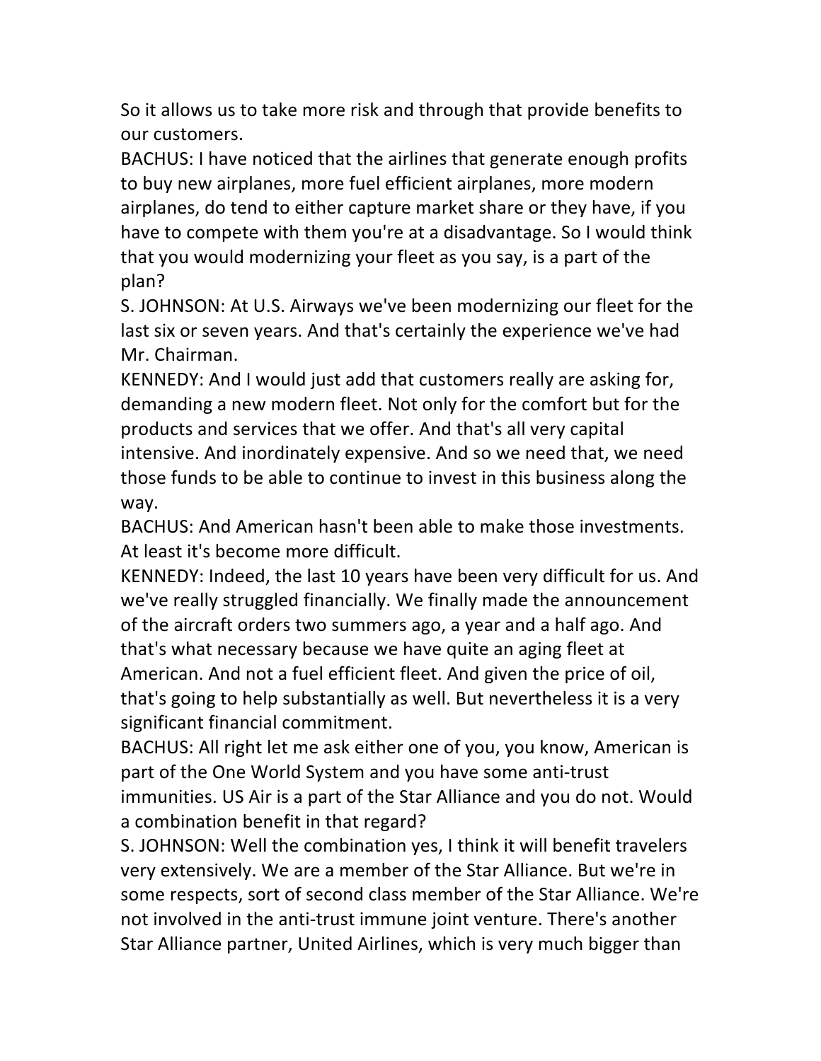So it allows us to take more risk and through that provide benefits to our customers.

BACHUS: I have noticed that the airlines that generate enough profits to buy new airplanes, more fuel efficient airplanes, more modern airplanes, do tend to either capture market share or they have, if you have to compete with them you're at a disadvantage. So I would think that you would modernizing your fleet as you say, is a part of the plan?

S. JOHNSON: At U.S. Airways we've been modernizing our fleet for the last six or seven years. And that's certainly the experience we've had Mr. Chairman.

KENNEDY: And I would just add that customers really are asking for, demanding a new modern fleet. Not only for the comfort but for the products and services that we offer. And that's all very capital intensive. And inordinately expensive. And so we need that, we need those funds to be able to continue to invest in this business along the way.

BACHUS: And American hasn't been able to make those investments. At least it's become more difficult.

KENNEDY: Indeed, the last 10 years have been very difficult for us. And we've really struggled financially. We finally made the announcement of the aircraft orders two summers ago, a year and a half ago. And that's what necessary because we have quite an aging fleet at American. And not a fuel efficient fleet. And given the price of oil, that's going to help substantially as well. But nevertheless it is a very significant financial commitment.

BACHUS: All right let me ask either one of you, you know, American is part of the One World System and you have some anti-trust immunities. US Air is a part of the Star Alliance and you do not. Would a combination benefit in that regard?

S. JOHNSON: Well the combination yes, I think it will benefit travelers very extensively. We are a member of the Star Alliance. But we're in some respects, sort of second class member of the Star Alliance. We're not involved in the anti-trust immune joint venture. There's another Star Alliance partner, United Airlines, which is very much bigger than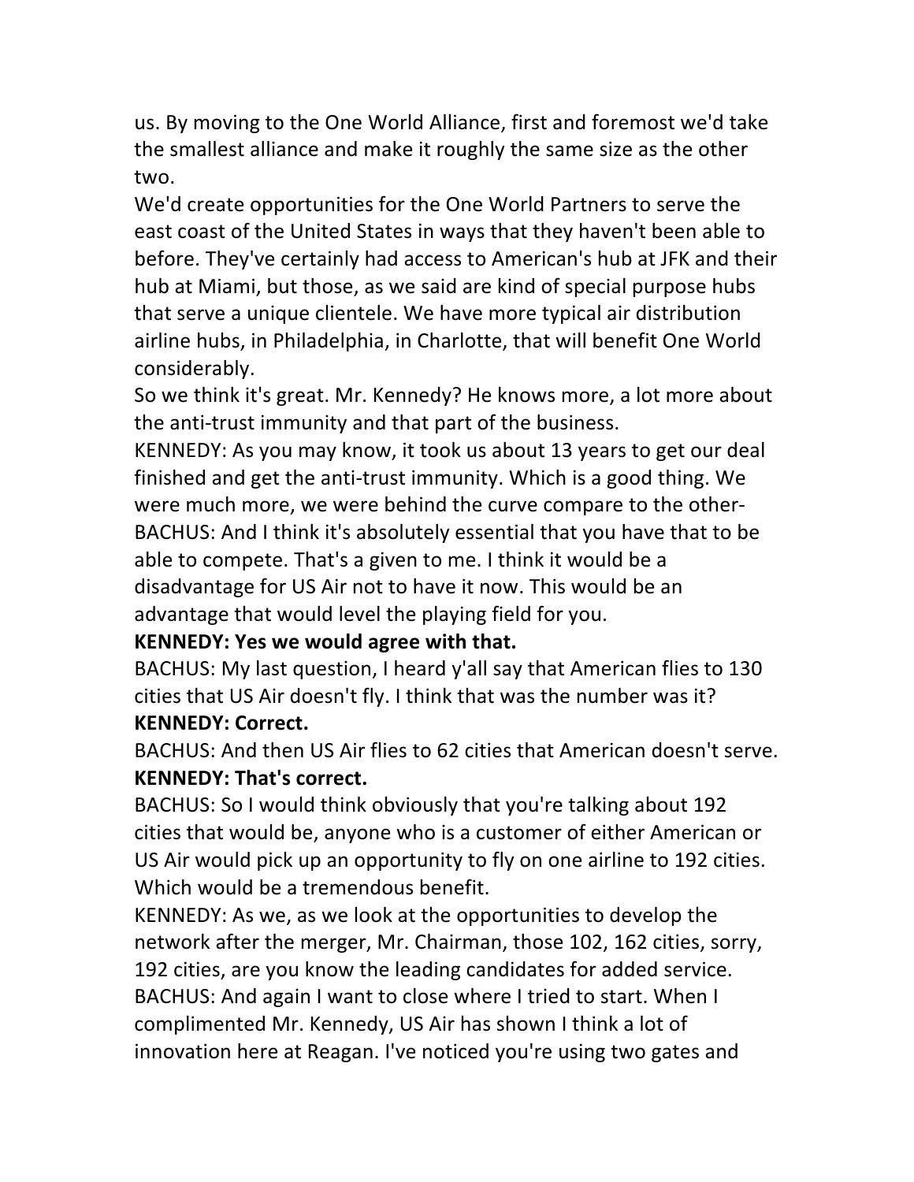us. By moving to the One World Alliance, first and foremost we'd take the smallest alliance and make it roughly the same size as the other two.

We'd create opportunities for the One World Partners to serve the east coast of the United States in ways that they haven't been able to before. They've certainly had access to American's hub at JFK and their hub at Miami, but those, as we said are kind of special purpose hubs that serve a unique clientele. We have more typical air distribution airline hubs, in Philadelphia, in Charlotte, that will benefit One World considerably.

So we think it's great. Mr. Kennedy? He knows more, a lot more about the anti-trust immunity and that part of the business.

KENNEDY: As you may know, it took us about 13 years to get our deal finished and get the anti-trust immunity. Which is a good thing. We were much more, we were behind the curve compare to the other-

BACHUS: And I think it's absolutely essential that you have that to be able to compete. That's a given to me. I think it would be a disadvantage for US Air not to have it now. This would be an advantage that would level the playing field for you.

**KENNEDY: Yes we would agree with that.**

BACHUS: My last question, I heard y'all say that American flies to 130 cities that US Air doesn't fly. I think that was the number was it?

**KENNEDY: Correct.**

BACHUS: And then US Air flies to 62 cities that American doesn't serve.

**KENNEDY: That's correct.**

BACHUS: So I would think obviously that you're talking about 192 cities that would be, anyone who is a customer of either American or US Air would pick up an opportunity to fly on one airline to 192 cities. Which would be a tremendous benefit.

KENNEDY: As we, as we look at the opportunities to develop the network after the merger, Mr. Chairman, those 102, 162 cities, sorry, 192 cities, are you know the leading candidates for added service.

BACHUS: And again I want to close where I tried to start. When I complimented Mr. Kennedy, US Air has shown I think a lot of innovation here at Reagan. I've noticed you're using two gates and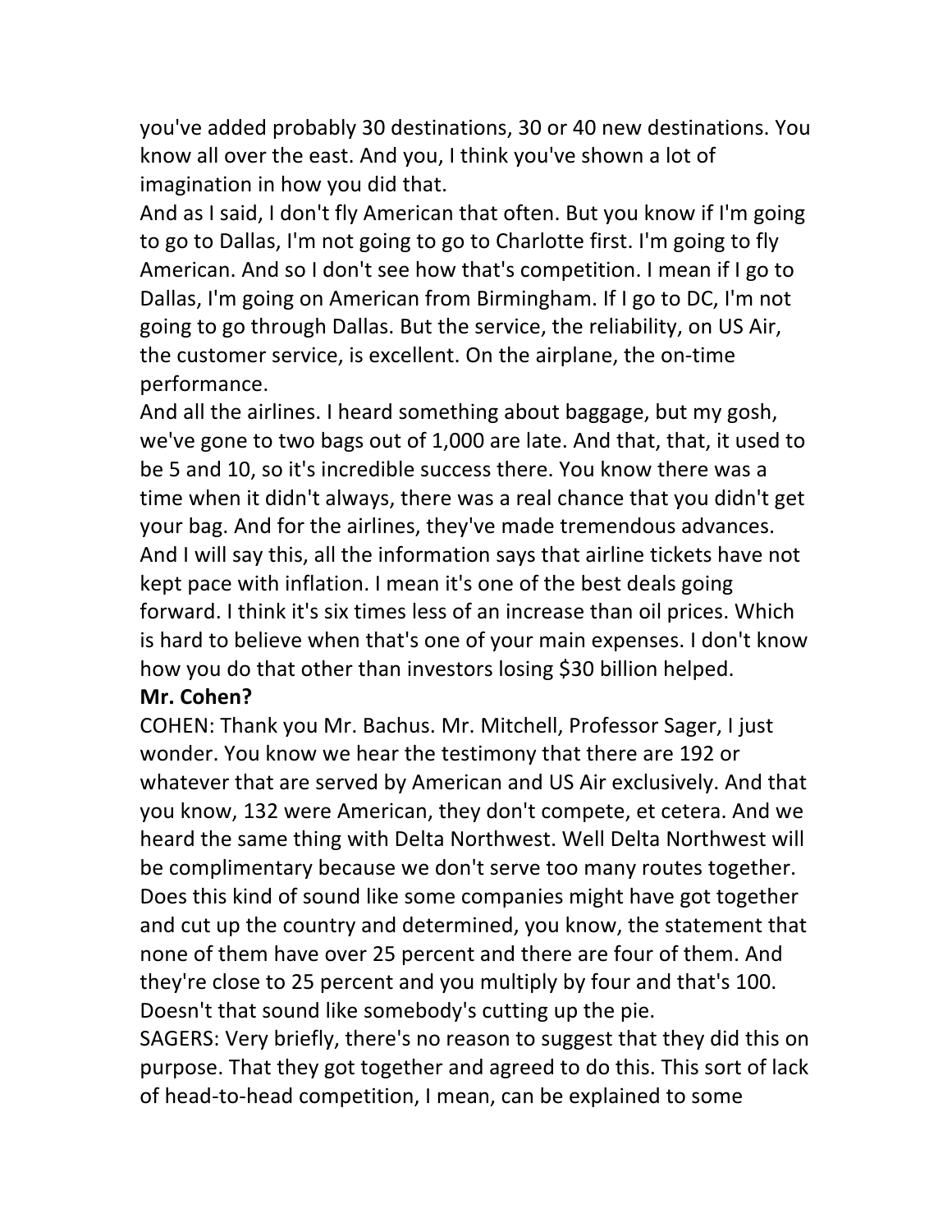you've added probably 30 destinations, 30 or 40 new destinations. You know all over the east. And you, I think you've shown a lot of imagination in how you did that.

And as I said, I don't fly American that often. But you know if I'm going to go to Dallas, I'm not going to go to Charlotte first. I'm going to fly American. And so I don't see how that's competition. I mean if I go to Dallas, I'm going on American from Birmingham. If I go to DC, I'm not going to go through Dallas. But the service, the reliability, on US Air, the customer service, is excellent. On the airplane, the on-time performance.

And all the airlines. I heard something about baggage, but my gosh, we've gone to two bags out of 1,000 are late. And that, that, it used to be 5 and 10, so it's incredible success there. You know there was a time when it didn't always, there was a real chance that you didn't get your bag. And for the airlines, they've made tremendous advances. And I will say this, all the information says that airline tickets have not kept pace with inflation. I mean it's one of the best deals going forward. I think it's six times less of an increase than oil prices. Which is hard to believe when that's one of your main expenses. I don't know how you do that other than investors losing $30 billion helped.

**Mr. Cohen?**

COHEN: Thank you Mr. Bachus. Mr. Mitchell, Professor Sager, I just wonder. You know we hear the testimony that there are 192 or whatever that are served by American and US Air exclusively. And that you know, 132 were American, they don't compete, et cetera. And we heard the same thing with Delta Northwest. Well Delta Northwest will be complimentary because we don't serve too many routes together. Does this kind of sound like some companies might have got together and cut up the country and determined, you know, the statement that none of them have over 25 percent and there are four of them. And they're close to 25 percent and you multiply by four and that's 100. Doesn't that sound like somebody's cutting up the pie.

SAGERS: Very briefly, there's no reason to suggest that they did this on purpose. That they got together and agreed to do this. This sort of lack of head-to-head competition, I mean, can be explained to some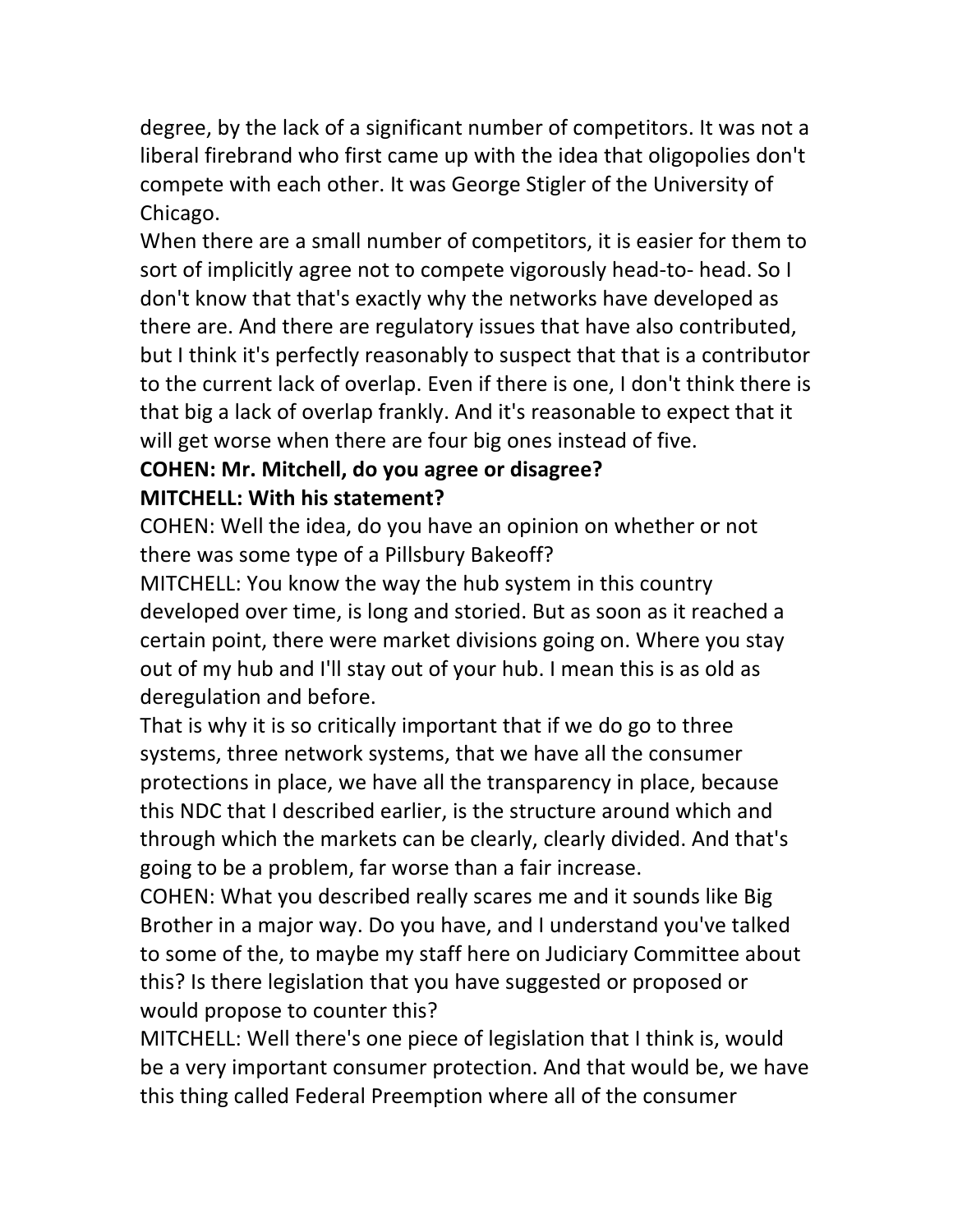degree, by the lack of a significant number of competitors. It was not a liberal firebrand who first came up with the idea that oligopolies don't compete with each other. It was George Stigler of the University of Chicago.

When there are a small number of competitors, it is easier for them to sort of implicitly agree not to compete vigorously head-to- head. So I don't know that that's exactly why the networks have developed as there are. And there are regulatory issues that have also contributed, but I think it's perfectly reasonably to suspect that that is a contributor to the current lack of overlap. Even if there is one, I don't think there is that big a lack of overlap frankly. And it's reasonable to expect that it will get worse when there are four big ones instead of five.

**COHEN: Mr. Mitchell, do you agree or disagree?**

**MITCHELL: With his statement?**

COHEN: Well the idea, do you have an opinion on whether or not there was some type of a Pillsbury Bakeoff?

MITCHELL: You know the way the hub system in this country developed over time, is long and storied. But as soon as it reached a certain point, there were market divisions going on. Where you stay out of my hub and I'll stay out of your hub. I mean this is as old as deregulation and before.

That is why it is so critically important that if we do go to three systems, three network systems, that we have all the consumer protections in place, we have all the transparency in place, because this NDC that I described earlier, is the structure around which and through which the markets can be clearly, clearly divided. And that's going to be a problem, far worse than a fair increase.

COHEN: What you described really scares me and it sounds like Big Brother in a major way. Do you have, and I understand you've talked to some of the, to maybe my staff here on Judiciary Committee about this? Is there legislation that you have suggested or proposed or would propose to counter this?

MITCHELL: Well there's one piece of legislation that I think is, would be a very important consumer protection. And that would be, we have this thing called Federal Preemption where all of the consumer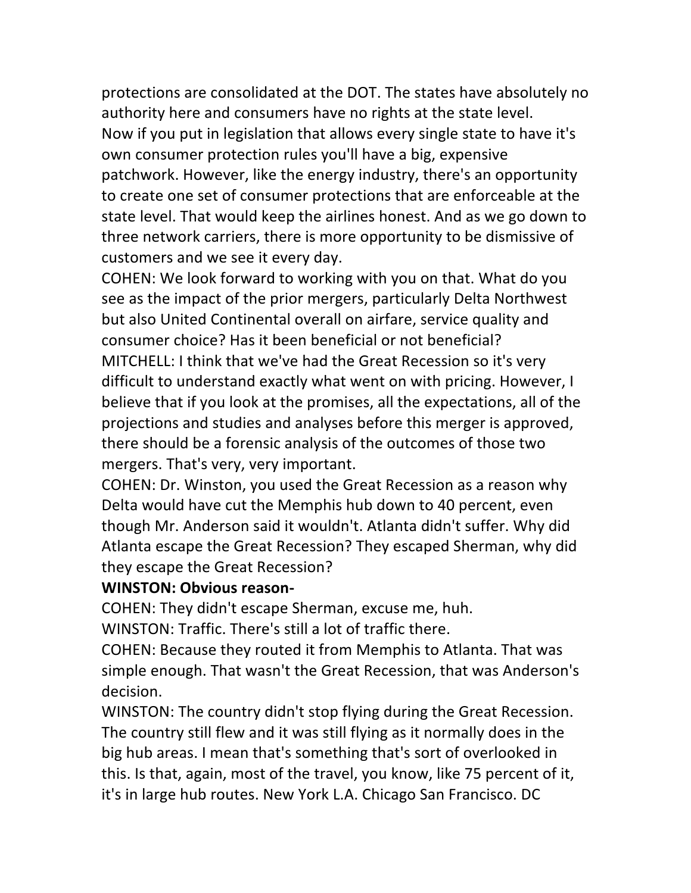protections are consolidated at the DOT. The states have absolutely no authority here and consumers have no rights at the state level. Now if you put in legislation that allows every single state to have it's own consumer protection rules you'll have a big, expensive patchwork. However, like the energy industry, there's an opportunity to create one set of consumer protections that are enforceable at the state level. That would keep the airlines honest. And as we go down to three network carriers, there is more opportunity to be dismissive of customers and we see it every day.

COHEN: We look forward to working with you on that. What do you see as the impact of the prior mergers, particularly Delta Northwest but also United Continental overall on airfare, service quality and consumer choice? Has it been beneficial or not beneficial?

MITCHELL: I think that we've had the Great Recession so it's very difficult to understand exactly what went on with pricing. However, I believe that if you look at the promises, all the expectations, all of the projections and studies and analyses before this merger is approved, there should be a forensic analysis of the outcomes of those two mergers. That's very, very important.

COHEN: Dr. Winston, you used the Great Recession as a reason why Delta would have cut the Memphis hub down to 40 percent, even though Mr. Anderson said it wouldn't. Atlanta didn't suffer. Why did Atlanta escape the Great Recession? They escaped Sherman, why did they escape the Great Recession?

**WINSTON: Obvious reason-**

COHEN: They didn't escape Sherman, excuse me, huh.

WINSTON: Traffic. There's still a lot of traffic there.

COHEN: Because they routed it from Memphis to Atlanta. That was simple enough. That wasn't the Great Recession, that was Anderson's decision.

WINSTON: The country didn't stop flying during the Great Recession. The country still flew and it was still flying as it normally does in the big hub areas. I mean that's something that's sort of overlooked in this. Is that, again, most of the travel, you know, like 75 percent of it, it's in large hub routes. New York L.A. Chicago San Francisco. DC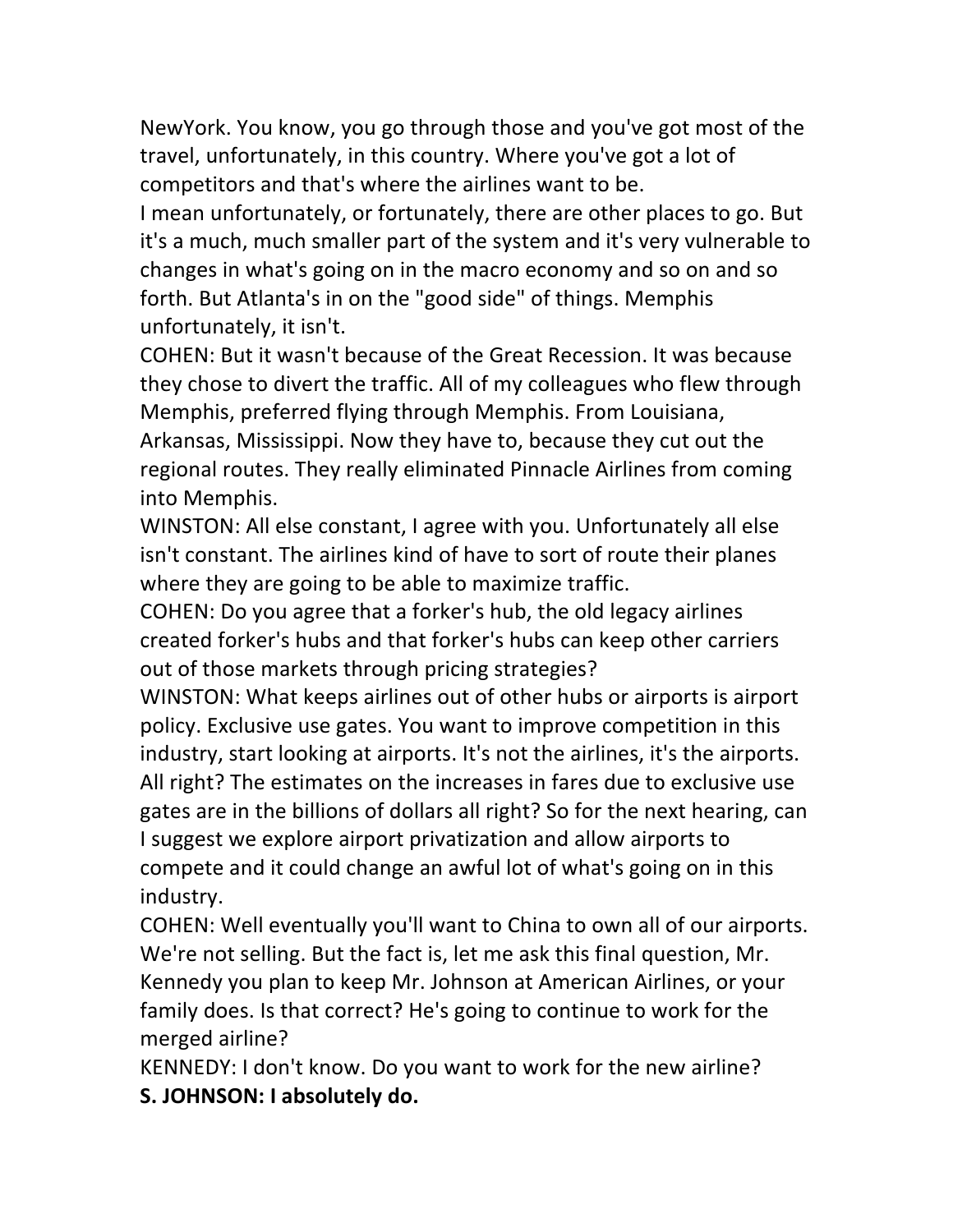NewYork. You know, you go through those and you've got most of the travel, unfortunately, in this country. Where you've got a lot of competitors and that's where the airlines want to be.

I mean unfortunately, or fortunately, there are other places to go. But it's a much, much smaller part of the system and it's very vulnerable to changes in what's going on in the macro economy and so on and so forth. But Atlanta's in on the "good side" of things. Memphis unfortunately, it isn't.

COHEN: But it wasn't because of the Great Recession. It was because they chose to divert the traffic. All of my colleagues who flew through Memphis, preferred flying through Memphis. From Louisiana, Arkansas, Mississippi. Now they have to, because they cut out the regional routes. They really eliminated Pinnacle Airlines from coming into Memphis.

WINSTON: All else constant, I agree with you. Unfortunately all else isn't constant. The airlines kind of have to sort of route their planes where they are going to be able to maximize traffic.

COHEN: Do you agree that a forker's hub, the old legacy airlines created forker's hubs and that forker's hubs can keep other carriers out of those markets through pricing strategies?

WINSTON: What keeps airlines out of other hubs or airports is airport policy. Exclusive use gates. You want to improve competition in this industry, start looking at airports. It's not the airlines, it's the airports. All right? The estimates on the increases in fares due to exclusive use gates are in the billions of dollars all right? So for the next hearing, can I suggest we explore airport privatization and allow airports to compete and it could change an awful lot of what's going on in this industry.

COHEN: Well eventually you'll want to China to own all of our airports. We're not selling. But the fact is, let me ask this final question, Mr. Kennedy you plan to keep Mr. Johnson at American Airlines, or your family does. Is that correct? He's going to continue to work for the merged airline?

KENNEDY: I don't know. Do you want to work for the new airline?

**S. JOHNSON: I absolutely do.**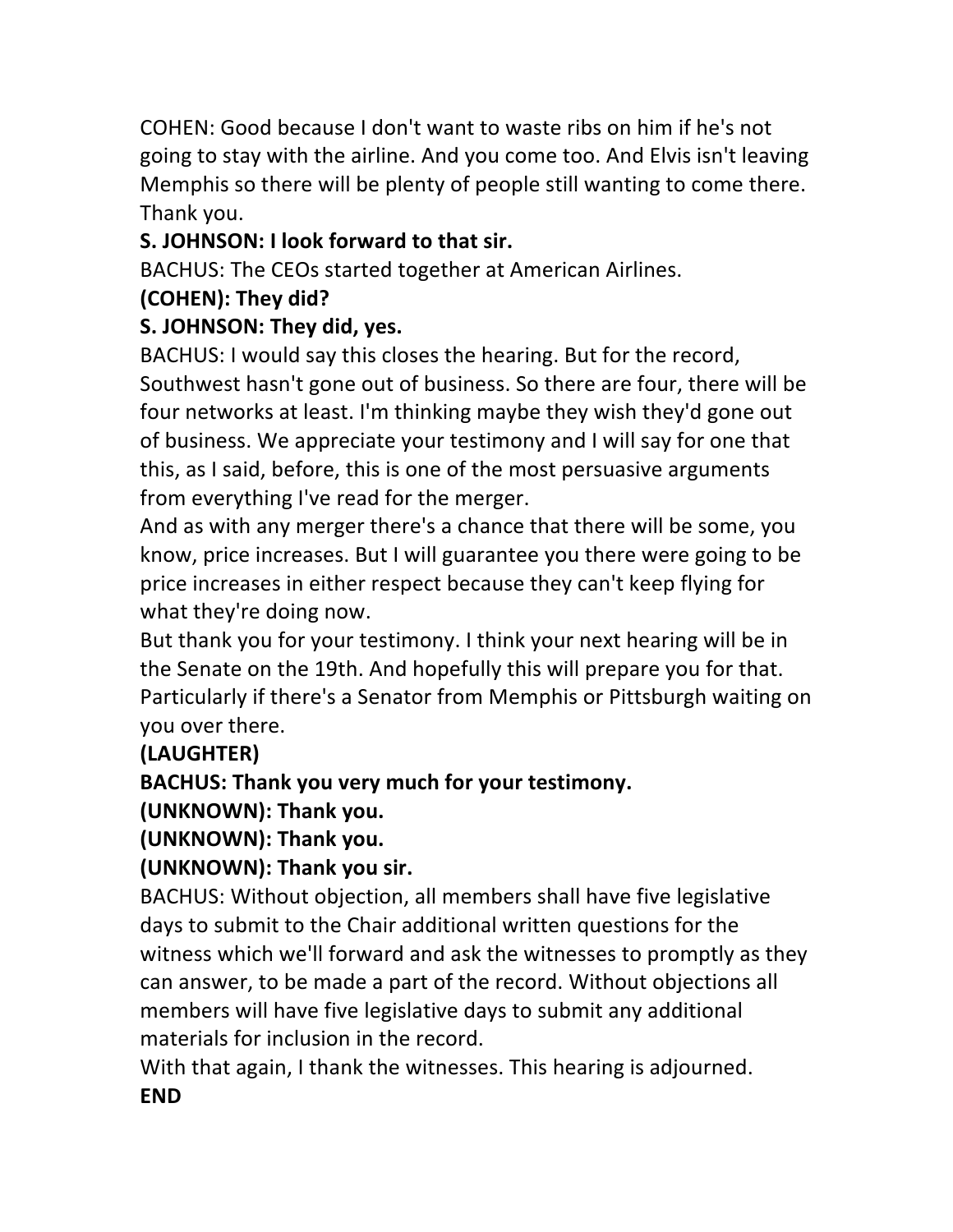COHEN: Good because I don't want to waste ribs on him if he's not going to stay with the airline. And you come too. And Elvis isn't leaving Memphis so there will be plenty of people still wanting to come there. Thank you.

**S. JOHNSON: I look forward to that sir.**

BACHUS: The CEOs started together at American Airlines.

**(COHEN): They did?**

**S. JOHNSON: They did, yes.**

BACHUS: I would say this closes the hearing. But for the record, Southwest hasn't gone out of business. So there are four, there will be four networks at least. I'm thinking maybe they wish they'd gone out of business. We appreciate your testimony and I will say for one that this, as I said, before, this is one of the most persuasive arguments from everything I've read for the merger.

And as with any merger there's a chance that there will be some, you know, price increases. But I will guarantee you there were going to be price increases in either respect because they can't keep flying for what they're doing now.

But thank you for your testimony. I think your next hearing will be in the Senate on the 19th. And hopefully this will prepare you for that. Particularly if there's a Senator from Memphis or Pittsburgh waiting on you over there.

**(LAUGHTER)**

**BACHUS: Thank you very much for your testimony.**

**(UNKNOWN): Thank you.**

**(UNKNOWN): Thank you.**

**(UNKNOWN): Thank you sir.**

BACHUS: Without objection, all members shall have five legislative days to submit to the Chair additional written questions for the witness which we'll forward and ask the witnesses to promptly as they can answer, to be made a part of the record. Without objections all members will have five legislative days to submit any additional materials for inclusion in the record.

With that again, I thank the witnesses. This hearing is adjourned.

**END**